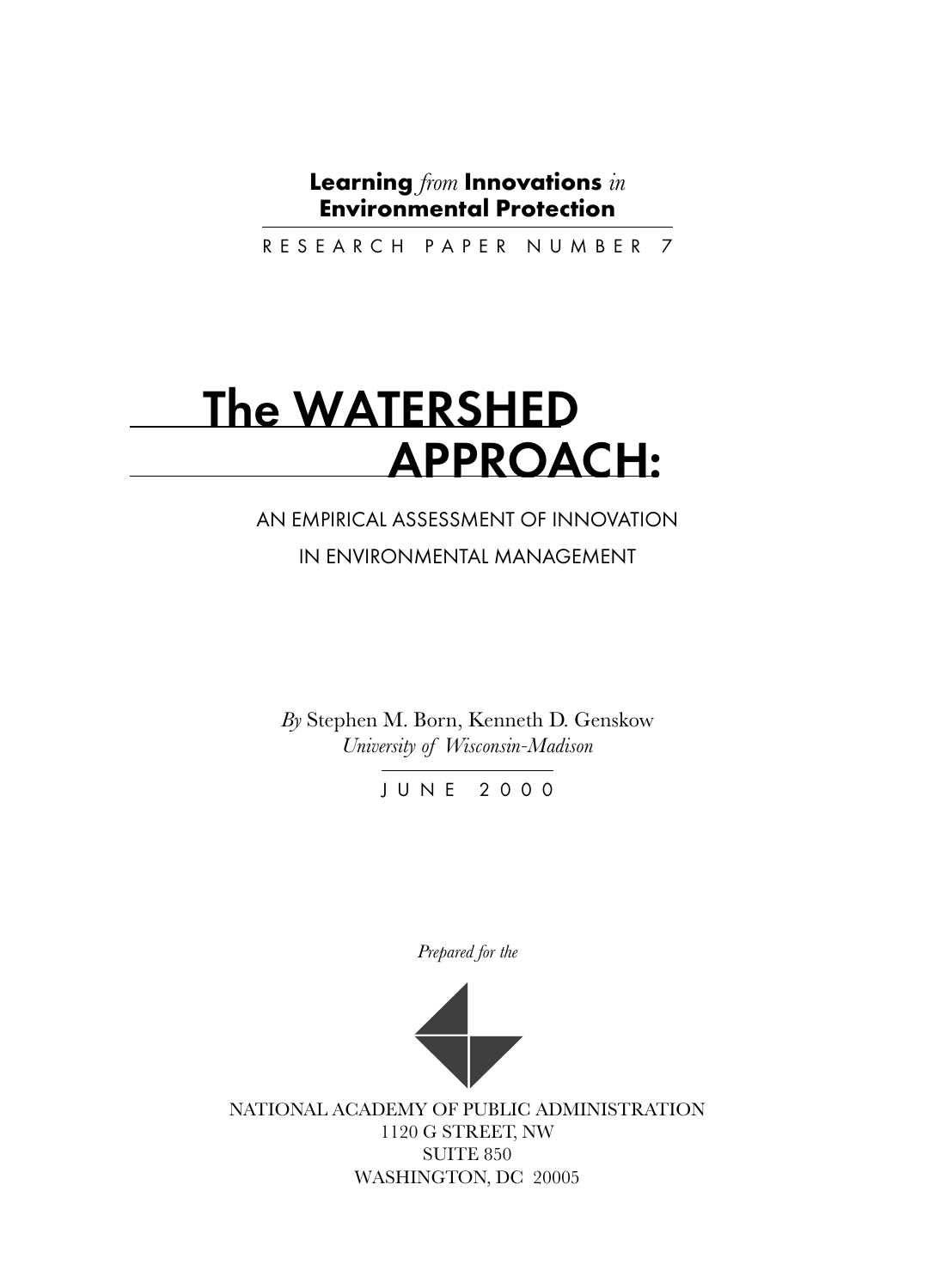**Learning** *from* **Innovations** *in* **Environmental Protection**

RESEARCH PAPER NUMBER 7

# The WATERSHED APPROACH:

## AN EMPIRICAL ASSESSMENT OF INNOVATION IN ENVIRONMENTAL MANAGEMENT

*By* Stephen M. Born, Kenneth D. Genskow
*University of Wisconsin-Madison*

JUNE 2000

*Prepared for the*

NATIONAL ACADEMY OF PUBLIC ADMINISTRATION
1120 G STREET, NW
SUITE 850
WASHINGTON, DC 20005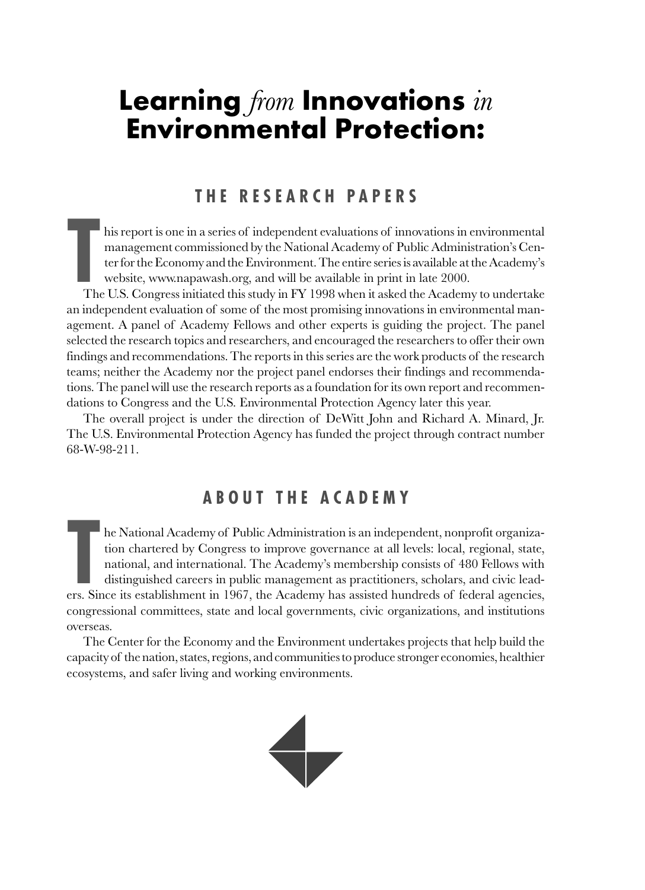# Learning *from* Innovations *in* Environmental Protection:

## THE RESEARCH PAPERS

This report is one in a series of independent evaluations of innovations in environmental management commissioned by the National Academy of Public Administration's Center for the Economy and the Environment. The entire series is available at the Academy's website, www.napawash.org, and will be available in print in late 2000.

The U.S. Congress initiated this study in FY 1998 when it asked the Academy to undertake an independent evaluation of some of the most promising innovations in environmental management. A panel of Academy Fellows and other experts is guiding the project. The panel selected the research topics and researchers, and encouraged the researchers to offer their own findings and recommendations. The reports in this series are the work products of the research teams; neither the Academy nor the project panel endorses their findings and recommendations. The panel will use the research reports as a foundation for its own report and recommendations to Congress and the U.S. Environmental Protection Agency later this year.

The overall project is under the direction of DeWitt John and Richard A. Minard, Jr. The U.S. Environmental Protection Agency has funded the project through contract number 68-W-98-211.

## ABOUT THE ACADEMY

The National Academy of Public Administration is an independent, nonprofit organization chartered by Congress to improve governance at all levels: local, regional, state, national, and international. The Academy's membership consists of 480 Fellows with distinguished careers in public management as practitioners, scholars, and civic leaders. Since its establishment in 1967, the Academy has assisted hundreds of federal agencies, congressional committees, state and local governments, civic organizations, and institutions overseas.

The Center for the Economy and the Environment undertakes projects that help build the capacity of the nation, states, regions, and communities to produce stronger economies, healthier ecosystems, and safer living and working environments.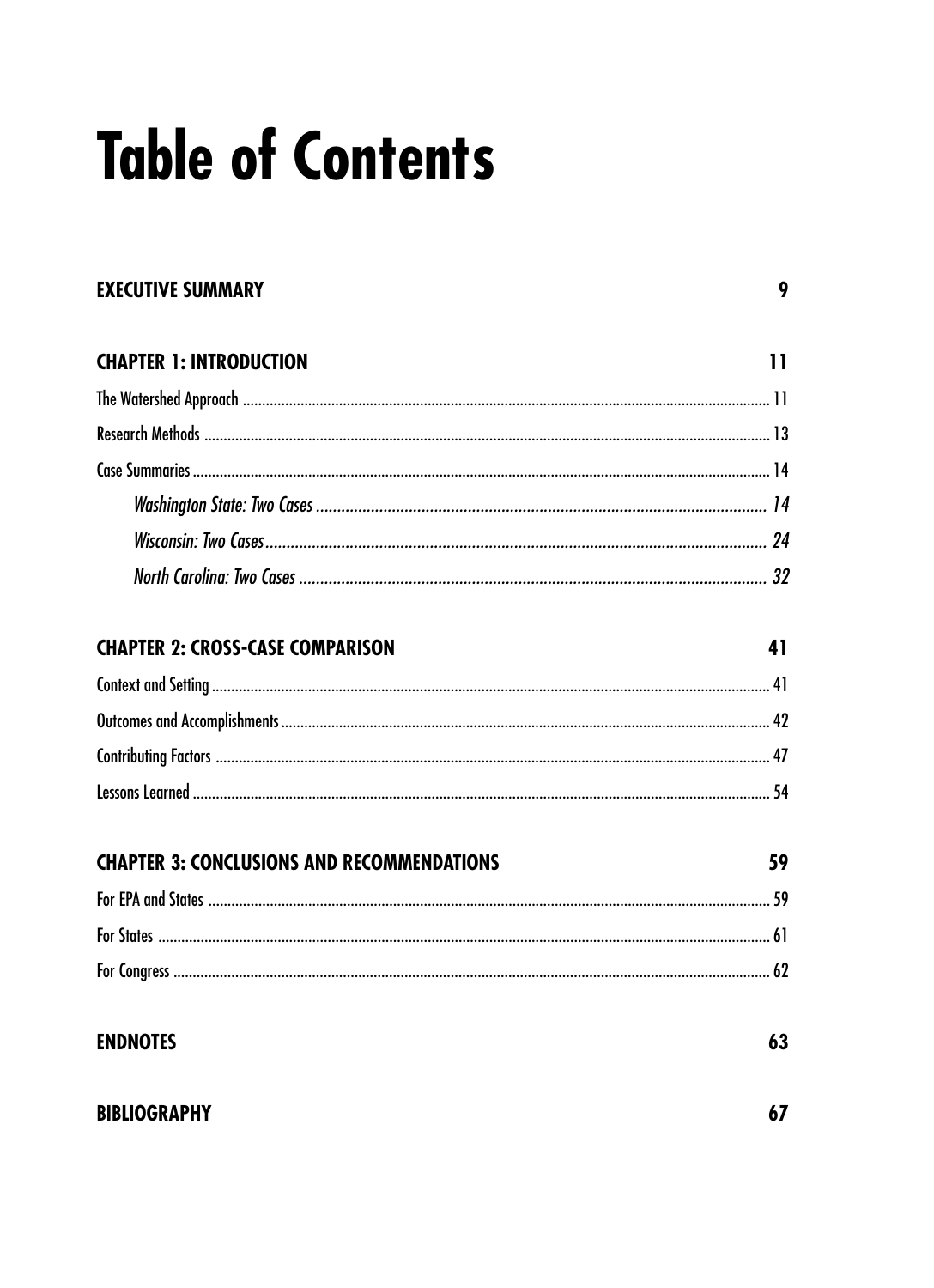# Table of Contents

**EXECUTIVE SUMMARY** 9

**CHAPTER 1: INTRODUCTION** 11

The Watershed Approach 11

Research Methods 13

Case Summaries 14

- *Washington State: Two Cases* 14
- *Wisconsin: Two Cases* 24
- *North Carolina: Two Cases* 32

**CHAPTER 2: CROSS-CASE COMPARISON** 41

Context and Setting 41

Outcomes and Accomplishments 42

Contributing Factors 47

Lessons Learned 54

**CHAPTER 3: CONCLUSIONS AND RECOMMENDATIONS** 59

For EPA and States 59

For States 61

For Congress 62

**ENDNOTES** 63

**BIBLIOGRAPHY** 67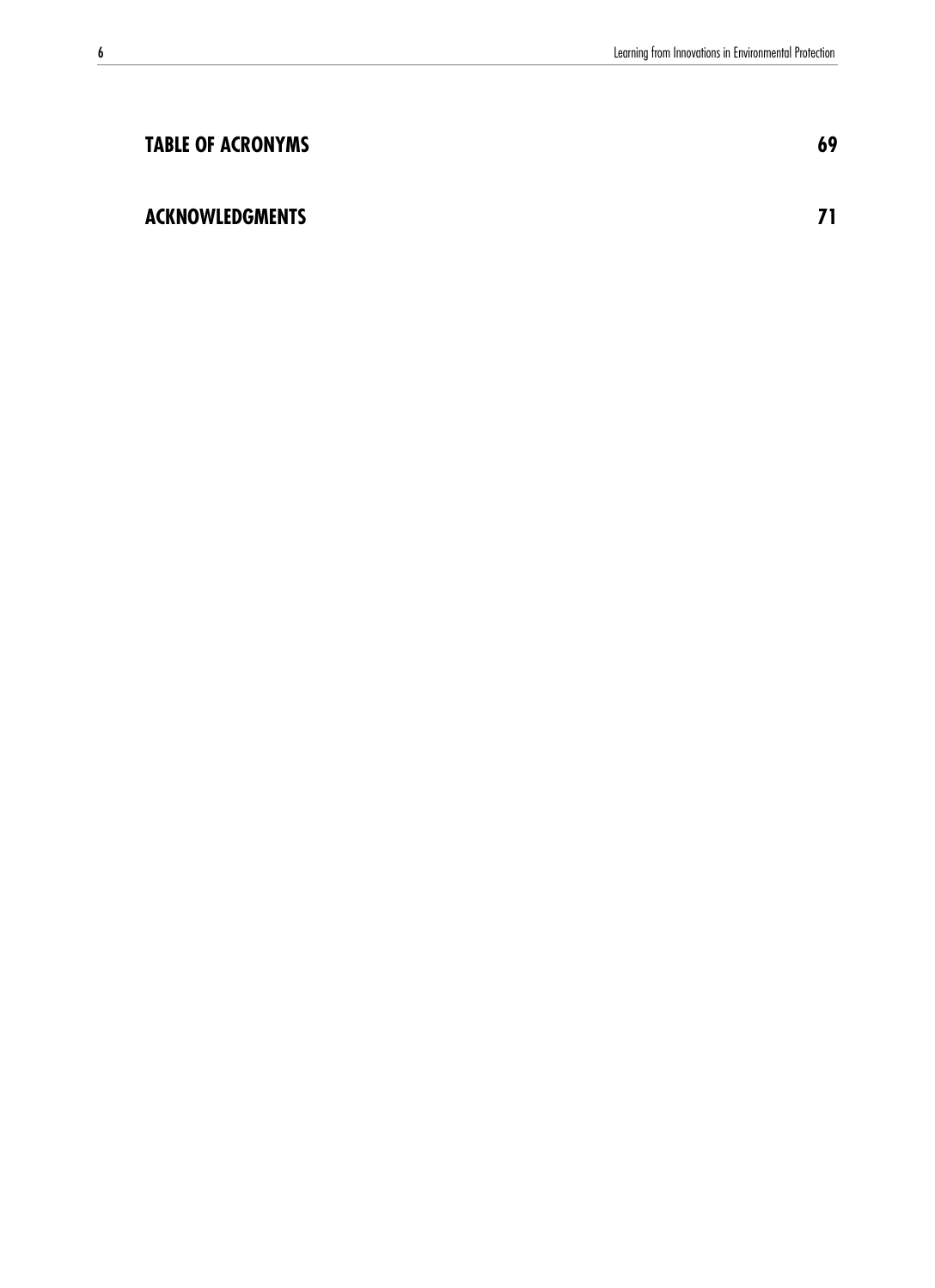**TABLE OF ACRONYMS** 69

**ACKNOWLEDGMENTS** 71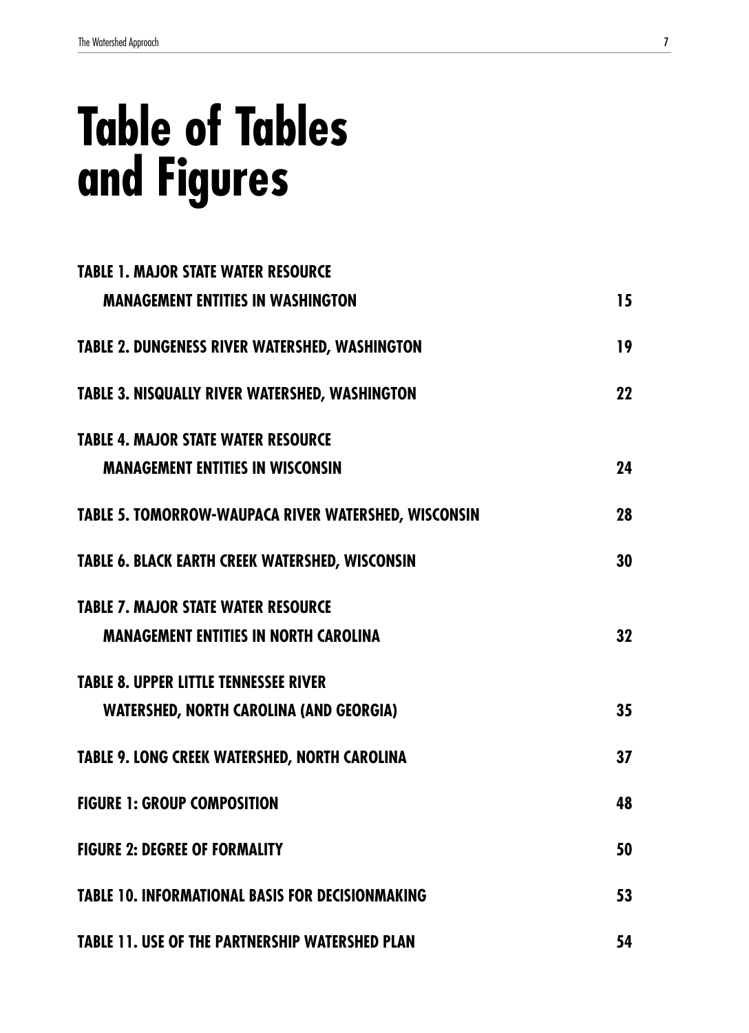# Table of Tables and Figures

| | |
|---|---|
| **TABLE 1. MAJOR STATE WATER RESOURCE MANAGEMENT ENTITIES IN WASHINGTON** | **15** |
| **TABLE 2. DUNGENESS RIVER WATERSHED, WASHINGTON** | **19** |
| **TABLE 3. NISQUALLY RIVER WATERSHED, WASHINGTON** | **22** |
| **TABLE 4. MAJOR STATE WATER RESOURCE MANAGEMENT ENTITIES IN WISCONSIN** | **24** |
| **TABLE 5. TOMORROW-WAUPACA RIVER WATERSHED, WISCONSIN** | **28** |
| **TABLE 6. BLACK EARTH CREEK WATERSHED, WISCONSIN** | **30** |
| **TABLE 7. MAJOR STATE WATER RESOURCE MANAGEMENT ENTITIES IN NORTH CAROLINA** | **32** |
| **TABLE 8. UPPER LITTLE TENNESSEE RIVER WATERSHED, NORTH CAROLINA (AND GEORGIA)** | **35** |
| **TABLE 9. LONG CREEK WATERSHED, NORTH CAROLINA** | **37** |
| **FIGURE 1: GROUP COMPOSITION** | **48** |
| **FIGURE 2: DEGREE OF FORMALITY** | **50** |
| **TABLE 10. INFORMATIONAL BASIS FOR DECISIONMAKING** | **53** |
| **TABLE 11. USE OF THE PARTNERSHIP WATERSHED PLAN** | **54** |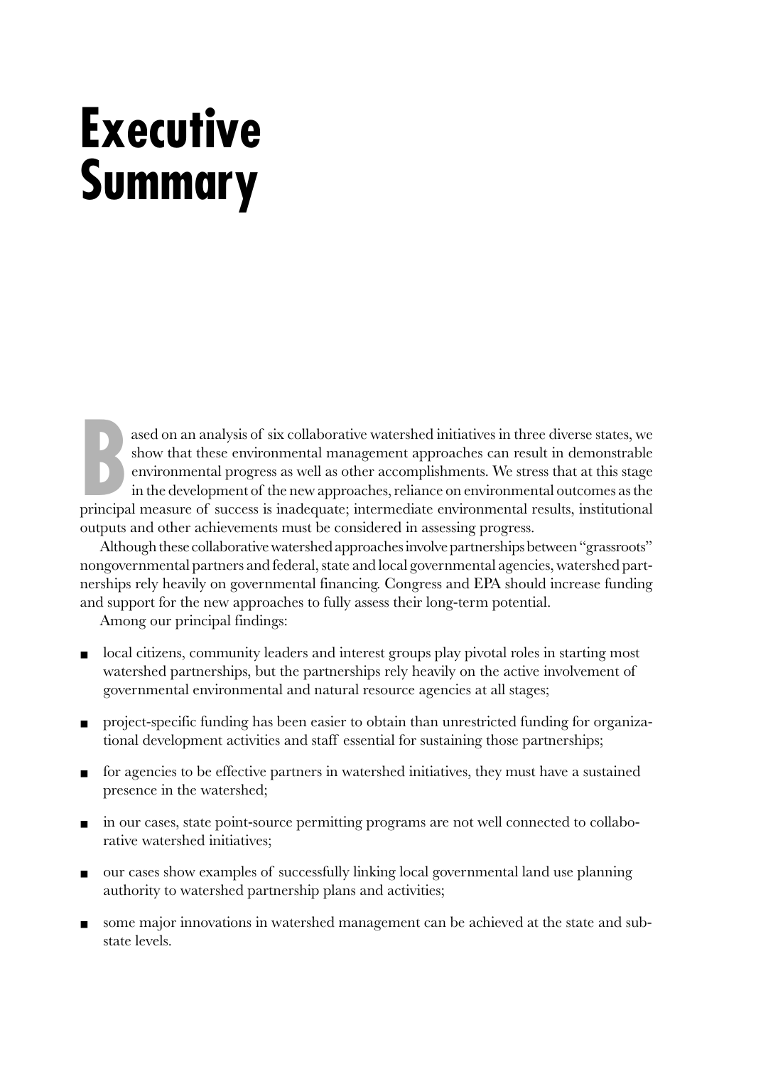# Executive Summary

Based on an analysis of six collaborative watershed initiatives in three diverse states, we show that these environmental management approaches can result in demonstrable environmental progress as well as other accomplishments. We stress that at this stage in the development of the new approaches, reliance on environmental outcomes as the principal measure of success is inadequate; intermediate environmental results, institutional outputs and other achievements must be considered in assessing progress.

Although these collaborative watershed approaches involve partnerships between "grassroots" nongovernmental partners and federal, state and local governmental agencies, watershed partnerships rely heavily on governmental financing. Congress and EPA should increase funding and support for the new approaches to fully assess their long-term potential.

Among our principal findings:

- local citizens, community leaders and interest groups play pivotal roles in starting most watershed partnerships, but the partnerships rely heavily on the active involvement of governmental environmental and natural resource agencies at all stages;
- project-specific funding has been easier to obtain than unrestricted funding for organizational development activities and staff essential for sustaining those partnerships;
- for agencies to be effective partners in watershed initiatives, they must have a sustained presence in the watershed;
- in our cases, state point-source permitting programs are not well connected to collaborative watershed initiatives;
- our cases show examples of successfully linking local governmental land use planning authority to watershed partnership plans and activities;
- some major innovations in watershed management can be achieved at the state and substate levels.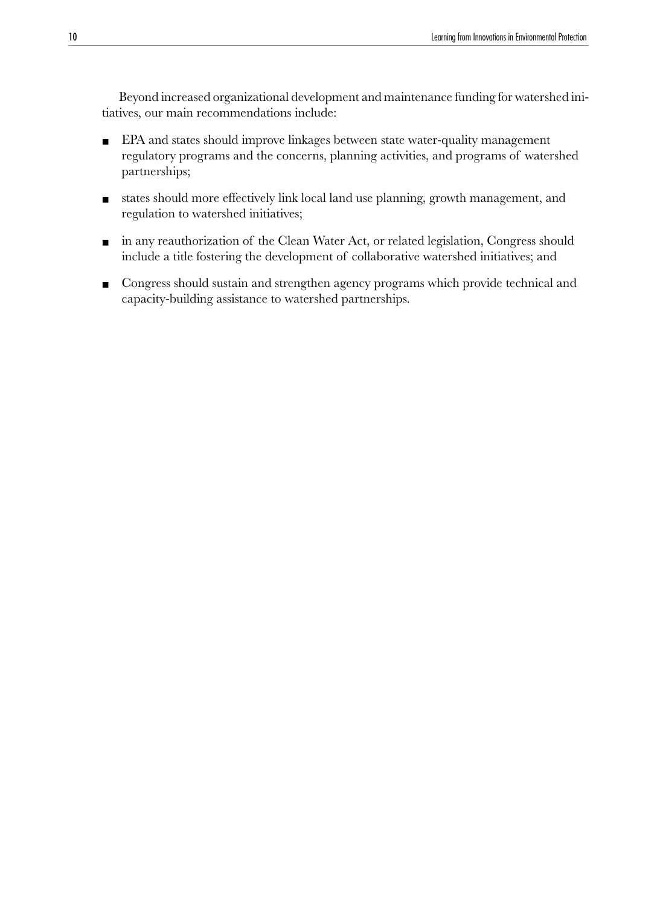Beyond increased organizational development and maintenance funding for watershed initiatives, our main recommendations include:

- EPA and states should improve linkages between state water-quality management regulatory programs and the concerns, planning activities, and programs of watershed partnerships;
- states should more effectively link local land use planning, growth management, and regulation to watershed initiatives;
- in any reauthorization of the Clean Water Act, or related legislation, Congress should include a title fostering the development of collaborative watershed initiatives; and
- Congress should sustain and strengthen agency programs which provide technical and capacity-building assistance to watershed partnerships.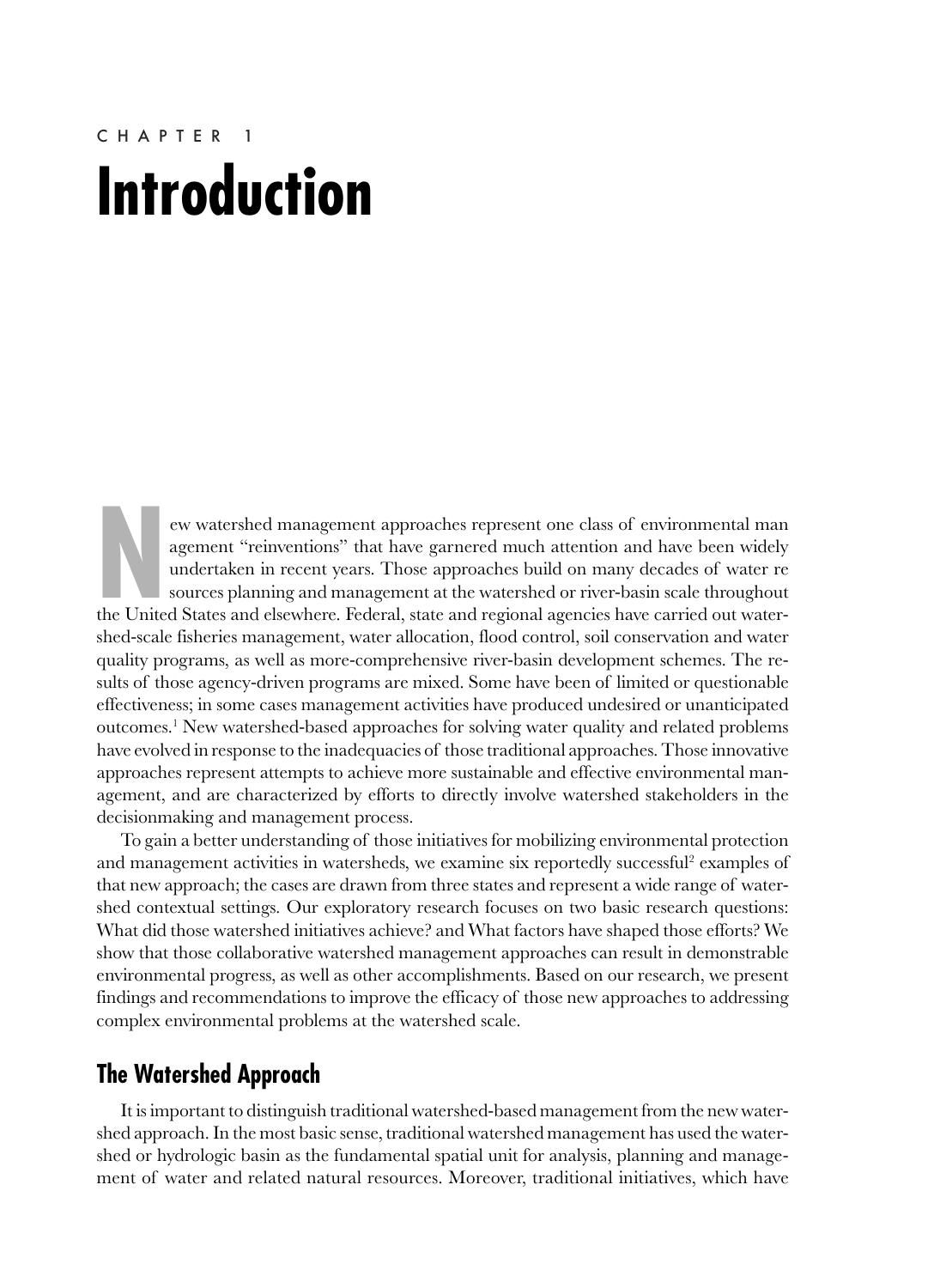# CHAPTER 1

# Introduction

New watershed management approaches represent one class of environmental management "reinventions" that have garnered much attention and have been widely undertaken in recent years. Those approaches build on many decades of water resources planning and management at the watershed or river-basin scale throughout the United States and elsewhere. Federal, state and regional agencies have carried out watershed-scale fisheries management, water allocation, flood control, soil conservation and water quality programs, as well as more-comprehensive river-basin development schemes. The results of those agency-driven programs are mixed. Some have been of limited or questionable effectiveness; in some cases management activities have produced undesired or unanticipated outcomes.[1] New watershed-based approaches for solving water quality and related problems have evolved in response to the inadequacies of those traditional approaches. Those innovative approaches represent attempts to achieve more sustainable and effective environmental management, and are characterized by efforts to directly involve watershed stakeholders in the decisionmaking and management process.

To gain a better understanding of those initiatives for mobilizing environmental protection and management activities in watersheds, we examine six reportedly successful[2] examples of that new approach; the cases are drawn from three states and represent a wide range of watershed contextual settings. Our exploratory research focuses on two basic research questions: What did those watershed initiatives achieve? and What factors have shaped those efforts? We show that those collaborative watershed management approaches can result in demonstrable environmental progress, as well as other accomplishments. Based on our research, we present findings and recommendations to improve the efficacy of those new approaches to addressing complex environmental problems at the watershed scale.

## The Watershed Approach

It is important to distinguish traditional watershed-based management from the new watershed approach. In the most basic sense, traditional watershed management has used the watershed or hydrologic basin as the fundamental spatial unit for analysis, planning and management of water and related natural resources. Moreover, traditional initiatives, which have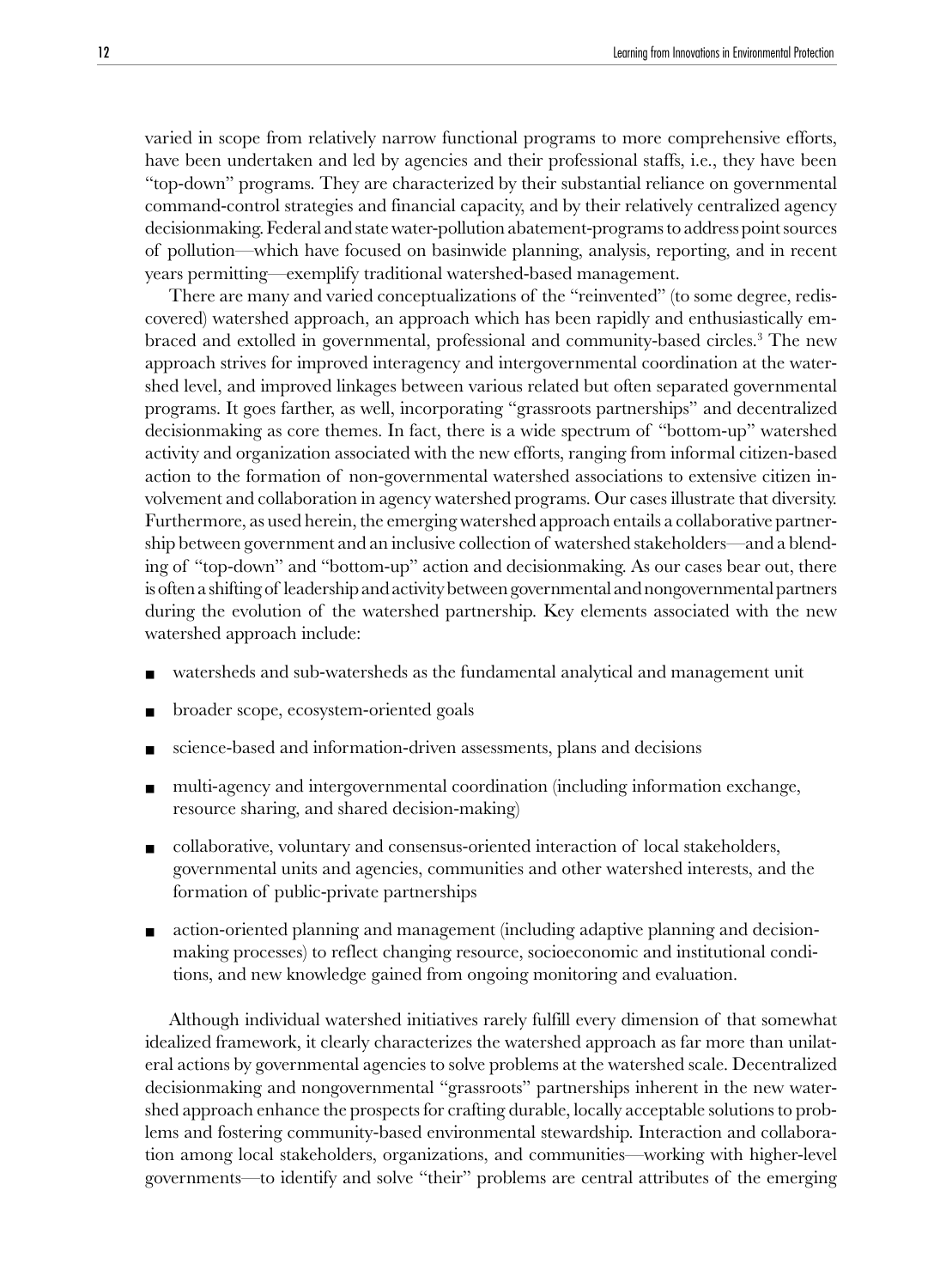varied in scope from relatively narrow functional programs to more comprehensive efforts, have been undertaken and led by agencies and their professional staffs, i.e., they have been "top-down" programs. They are characterized by their substantial reliance on governmental command-control strategies and financial capacity, and by their relatively centralized agency decisionmaking. Federal and state water-pollution abatement-programs to address point sources of pollution—which have focused on basinwide planning, analysis, reporting, and in recent years permitting—exemplify traditional watershed-based management.

There are many and varied conceptualizations of the "reinvented" (to some degree, rediscovered) watershed approach, an approach which has been rapidly and enthusiastically embraced and extolled in governmental, professional and community-based circles.[3] The new approach strives for improved interagency and intergovernmental coordination at the watershed level, and improved linkages between various related but often separated governmental programs. It goes farther, as well, incorporating "grassroots partnerships" and decentralized decisionmaking as core themes. In fact, there is a wide spectrum of "bottom-up" watershed activity and organization associated with the new efforts, ranging from informal citizen-based action to the formation of non-governmental watershed associations to extensive citizen involvement and collaboration in agency watershed programs. Our cases illustrate that diversity. Furthermore, as used herein, the emerging watershed approach entails a collaborative partnership between government and an inclusive collection of watershed stakeholders—and a blending of "top-down" and "bottom-up" action and decisionmaking. As our cases bear out, there is often a shifting of leadership and activity between governmental and nongovernmental partners during the evolution of the watershed partnership. Key elements associated with the new watershed approach include:

- watersheds and sub-watersheds as the fundamental analytical and management unit
- broader scope, ecosystem-oriented goals
- science-based and information-driven assessments, plans and decisions
- multi-agency and intergovernmental coordination (including information exchange, resource sharing, and shared decision-making)
- collaborative, voluntary and consensus-oriented interaction of local stakeholders, governmental units and agencies, communities and other watershed interests, and the formation of public-private partnerships
- action-oriented planning and management (including adaptive planning and decision-making processes) to reflect changing resource, socioeconomic and institutional conditions, and new knowledge gained from ongoing monitoring and evaluation.

Although individual watershed initiatives rarely fulfill every dimension of that somewhat idealized framework, it clearly characterizes the watershed approach as far more than unilateral actions by governmental agencies to solve problems at the watershed scale. Decentralized decisionmaking and nongovernmental "grassroots" partnerships inherent in the new watershed approach enhance the prospects for crafting durable, locally acceptable solutions to problems and fostering community-based environmental stewardship. Interaction and collaboration among local stakeholders, organizations, and communities—working with higher-level governments—to identify and solve "their" problems are central attributes of the emerging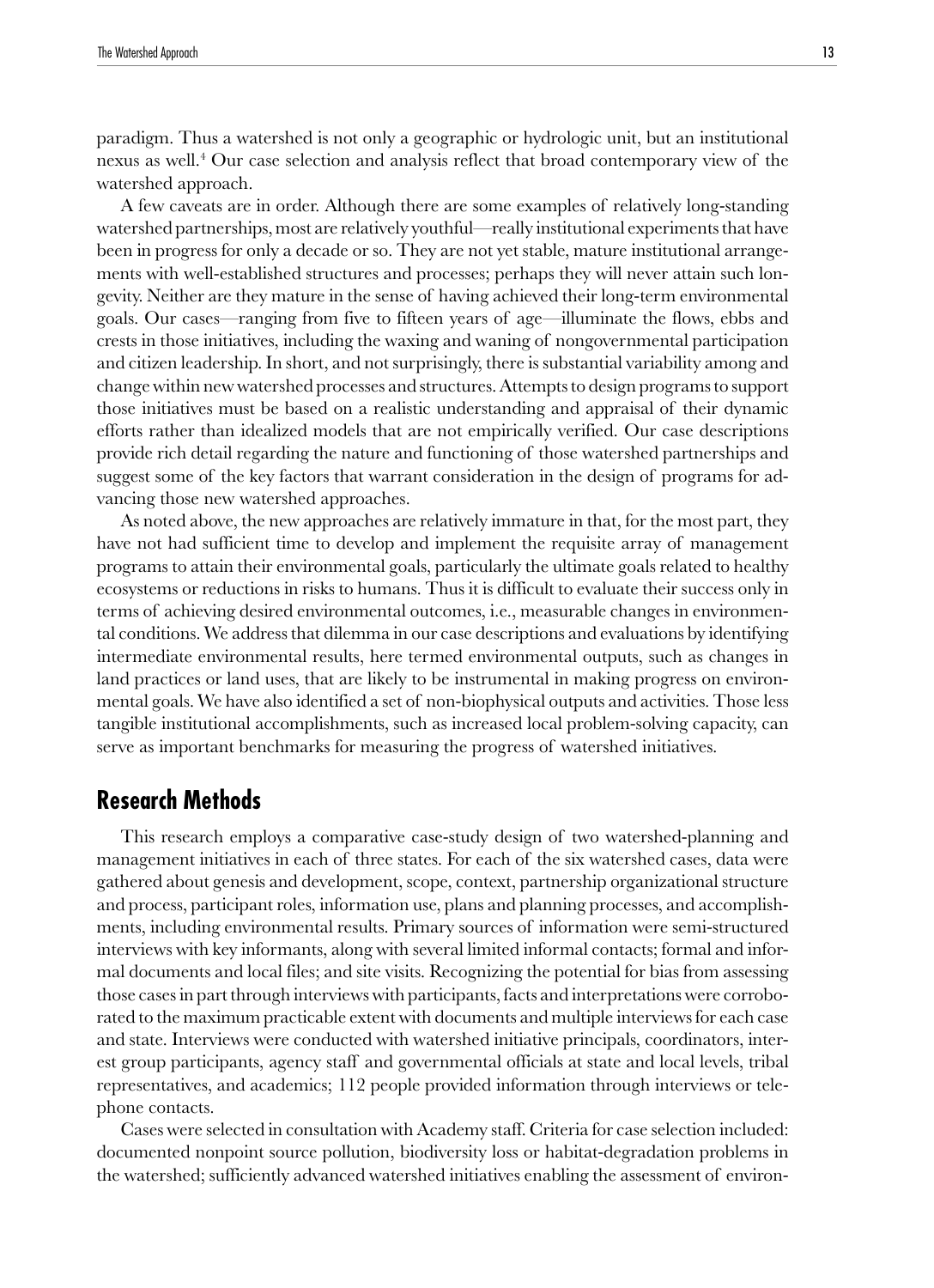paradigm. Thus a watershed is not only a geographic or hydrologic unit, but an institutional nexus as well.[4] Our case selection and analysis reflect that broad contemporary view of the watershed approach.

A few caveats are in order. Although there are some examples of relatively long-standing watershed partnerships, most are relatively youthful—really institutional experiments that have been in progress for only a decade or so. They are not yet stable, mature institutional arrangements with well-established structures and processes; perhaps they will never attain such longevity. Neither are they mature in the sense of having achieved their long-term environmental goals. Our cases—ranging from five to fifteen years of age—illuminate the flows, ebbs and crests in those initiatives, including the waxing and waning of nongovernmental participation and citizen leadership. In short, and not surprisingly, there is substantial variability among and change within new watershed processes and structures. Attempts to design programs to support those initiatives must be based on a realistic understanding and appraisal of their dynamic efforts rather than idealized models that are not empirically verified. Our case descriptions provide rich detail regarding the nature and functioning of those watershed partnerships and suggest some of the key factors that warrant consideration in the design of programs for advancing those new watershed approaches.

As noted above, the new approaches are relatively immature in that, for the most part, they have not had sufficient time to develop and implement the requisite array of management programs to attain their environmental goals, particularly the ultimate goals related to healthy ecosystems or reductions in risks to humans. Thus it is difficult to evaluate their success only in terms of achieving desired environmental outcomes, i.e., measurable changes in environmental conditions. We address that dilemma in our case descriptions and evaluations by identifying intermediate environmental results, here termed environmental outputs, such as changes in land practices or land uses, that are likely to be instrumental in making progress on environmental goals. We have also identified a set of non-biophysical outputs and activities. Those less tangible institutional accomplishments, such as increased local problem-solving capacity, can serve as important benchmarks for measuring the progress of watershed initiatives.

## Research Methods

This research employs a comparative case-study design of two watershed-planning and management initiatives in each of three states. For each of the six watershed cases, data were gathered about genesis and development, scope, context, partnership organizational structure and process, participant roles, information use, plans and planning processes, and accomplishments, including environmental results. Primary sources of information were semi-structured interviews with key informants, along with several limited informal contacts; formal and informal documents and local files; and site visits. Recognizing the potential for bias from assessing those cases in part through interviews with participants, facts and interpretations were corroborated to the maximum practicable extent with documents and multiple interviews for each case and state. Interviews were conducted with watershed initiative principals, coordinators, interest group participants, agency staff and governmental officials at state and local levels, tribal representatives, and academics; 112 people provided information through interviews or telephone contacts.

Cases were selected in consultation with Academy staff. Criteria for case selection included: documented nonpoint source pollution, biodiversity loss or habitat-degradation problems in the watershed; sufficiently advanced watershed initiatives enabling the assessment of environ-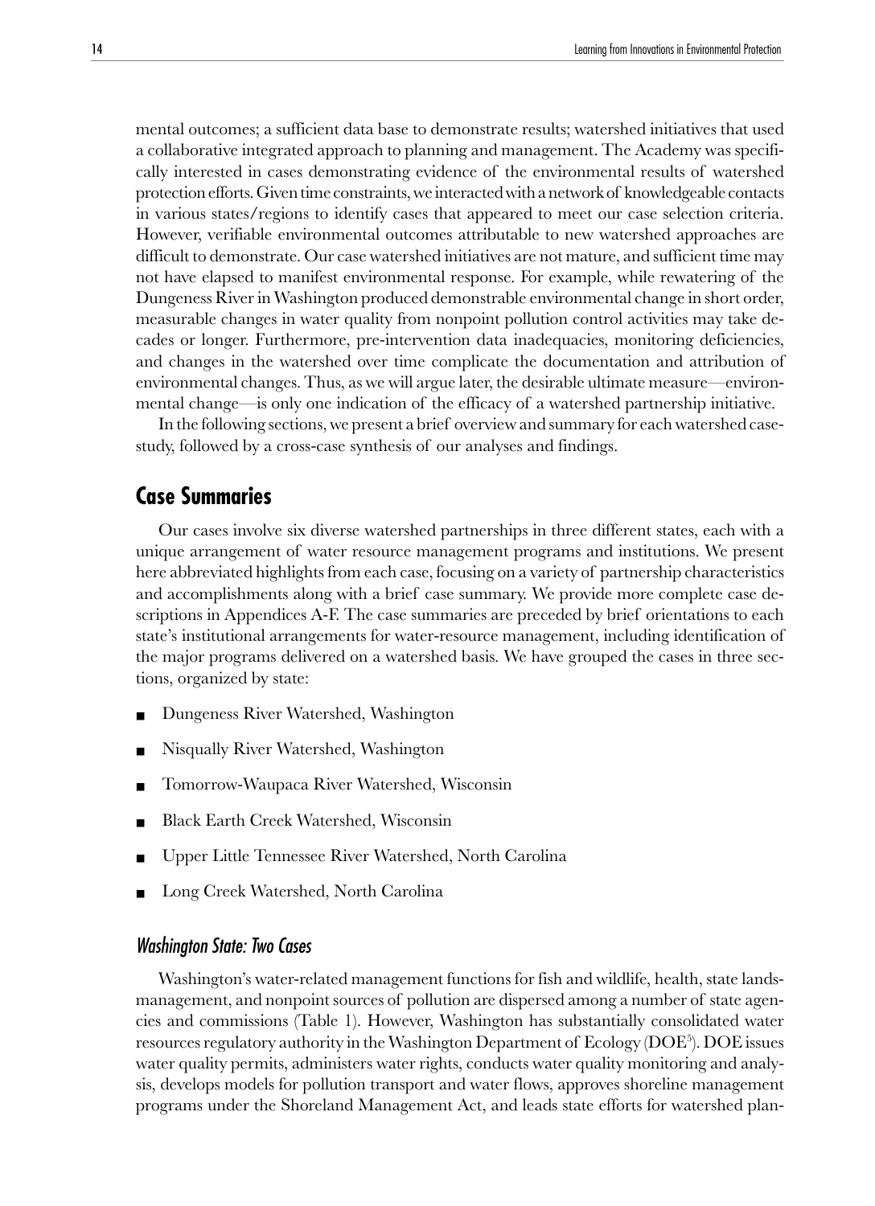mental outcomes; a sufficient data base to demonstrate results; watershed initiatives that used a collaborative integrated approach to planning and management. The Academy was specifically interested in cases demonstrating evidence of the environmental results of watershed protection efforts. Given time constraints, we interacted with a network of knowledgeable contacts in various states/regions to identify cases that appeared to meet our case selection criteria. However, verifiable environmental outcomes attributable to new watershed approaches are difficult to demonstrate. Our case watershed initiatives are not mature, and sufficient time may not have elapsed to manifest environmental response. For example, while rewatering of the Dungeness River in Washington produced demonstrable environmental change in short order, measurable changes in water quality from nonpoint pollution control activities may take decades or longer. Furthermore, pre-intervention data inadequacies, monitoring deficiencies, and changes in the watershed over time complicate the documentation and attribution of environmental changes. Thus, as we will argue later, the desirable ultimate measure—environmental change—is only one indication of the efficacy of a watershed partnership initiative.

In the following sections, we present a brief overview and summary for each watershed case-study, followed by a cross-case synthesis of our analyses and findings.

## Case Summaries

Our cases involve six diverse watershed partnerships in three different states, each with a unique arrangement of water resource management programs and institutions. We present here abbreviated highlights from each case, focusing on a variety of partnership characteristics and accomplishments along with a brief case summary. We provide more complete case descriptions in Appendices A-F. The case summaries are preceded by brief orientations to each state's institutional arrangements for water-resource management, including identification of the major programs delivered on a watershed basis. We have grouped the cases in three sections, organized by state:

- Dungeness River Watershed, Washington
- Nisqually River Watershed, Washington
- Tomorrow-Waupaca River Watershed, Wisconsin
- Black Earth Creek Watershed, Wisconsin
- Upper Little Tennessee River Watershed, North Carolina
- Long Creek Watershed, North Carolina

### *Washington State: Two Cases*

Washington's water-related management functions for fish and wildlife, health, state lands-management, and nonpoint sources of pollution are dispersed among a number of state agencies and commissions (Table 1). However, Washington has substantially consolidated water resources regulatory authority in the Washington Department of Ecology (DOE[5]). DOE issues water quality permits, administers water rights, conducts water quality monitoring and analysis, develops models for pollution transport and water flows, approves shoreline management programs under the Shoreland Management Act, and leads state efforts for watershed plan-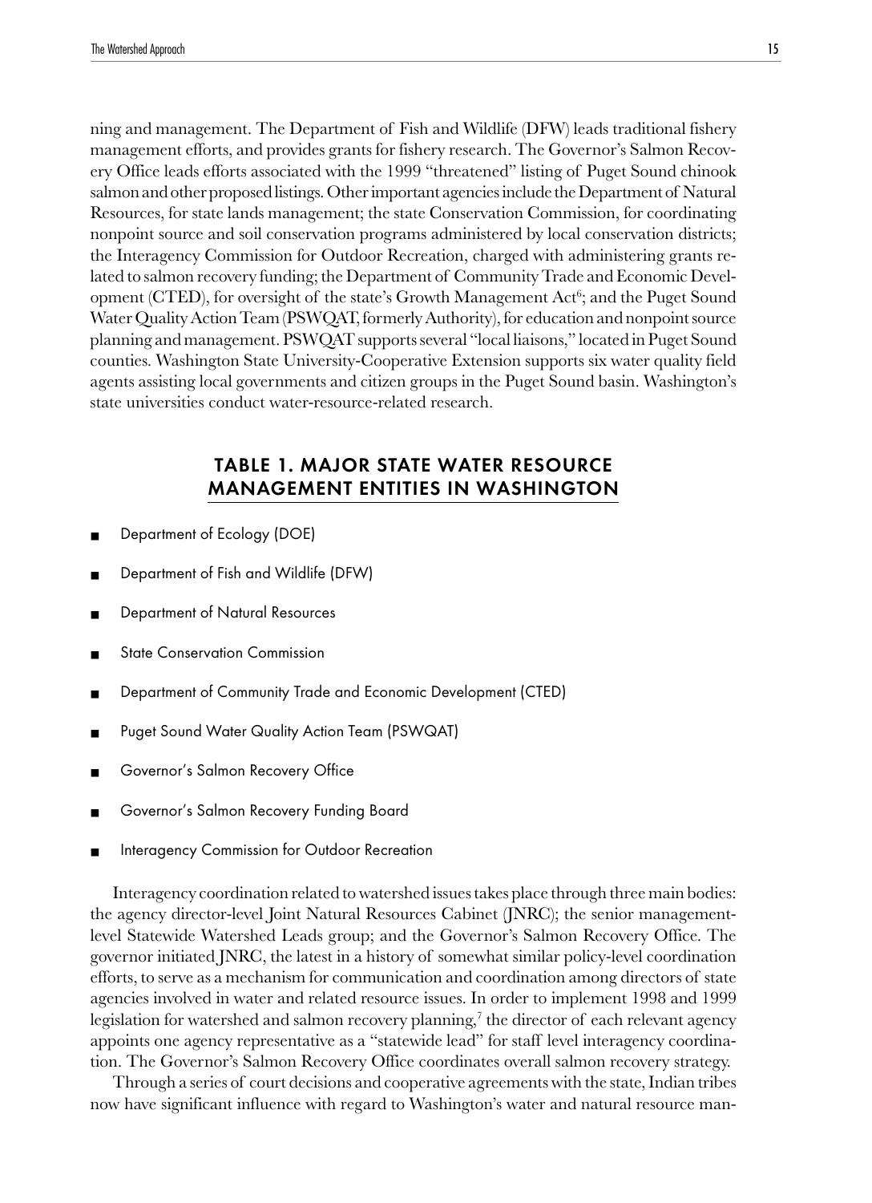ning and management. The Department of Fish and Wildlife (DFW) leads traditional fishery management efforts, and provides grants for fishery research. The Governor's Salmon Recovery Office leads efforts associated with the 1999 "threatened" listing of Puget Sound chinook salmon and other proposed listings. Other important agencies include the Department of Natural Resources, for state lands management; the state Conservation Commission, for coordinating nonpoint source and soil conservation programs administered by local conservation districts; the Interagency Commission for Outdoor Recreation, charged with administering grants related to salmon recovery funding; the Department of Community Trade and Economic Development (CTED), for oversight of the state's Growth Management Act[6]; and the Puget Sound Water Quality Action Team (PSWQAT, formerly Authority), for education and nonpoint source planning and management. PSWQAT supports several "local liaisons," located in Puget Sound counties. Washington State University-Cooperative Extension supports six water quality field agents assisting local governments and citizen groups in the Puget Sound basin. Washington's state universities conduct water-resource-related research.

## TABLE 1. MAJOR STATE WATER RESOURCE MANAGEMENT ENTITIES IN WASHINGTON

- Department of Ecology (DOE)
- Department of Fish and Wildlife (DFW)
- Department of Natural Resources
- State Conservation Commission
- Department of Community Trade and Economic Development (CTED)
- Puget Sound Water Quality Action Team (PSWQAT)
- Governor's Salmon Recovery Office
- Governor's Salmon Recovery Funding Board
- Interagency Commission for Outdoor Recreation

Interagency coordination related to watershed issues takes place through three main bodies: the agency director-level Joint Natural Resources Cabinet (JNRC); the senior management-level Statewide Watershed Leads group; and the Governor's Salmon Recovery Office. The governor initiated JNRC, the latest in a history of somewhat similar policy-level coordination efforts, to serve as a mechanism for communication and coordination among directors of state agencies involved in water and related resource issues. In order to implement 1998 and 1999 legislation for watershed and salmon recovery planning,[7] the director of each relevant agency appoints one agency representative as a "statewide lead" for staff level interagency coordination. The Governor's Salmon Recovery Office coordinates overall salmon recovery strategy.

Through a series of court decisions and cooperative agreements with the state, Indian tribes now have significant influence with regard to Washington's water and natural resource man-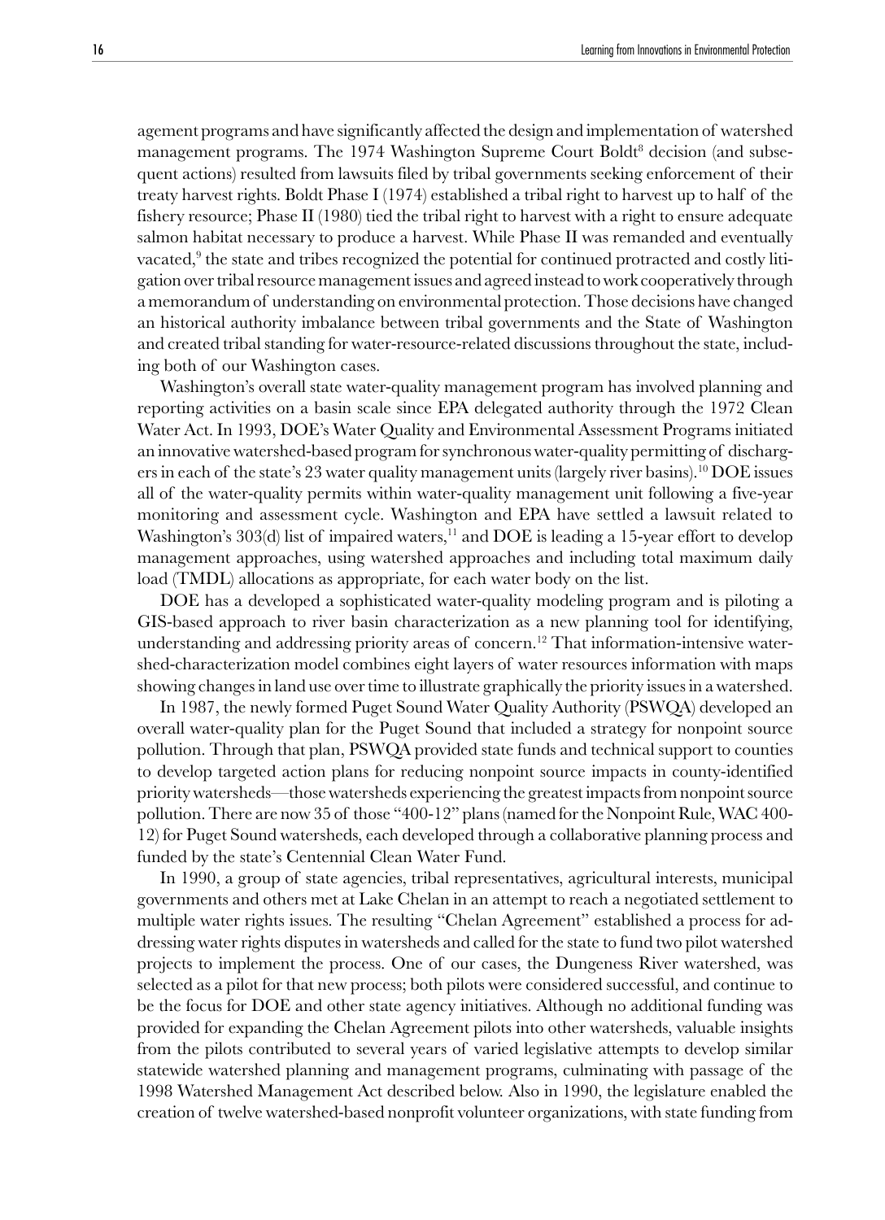agement programs and have significantly affected the design and implementation of watershed management programs. The 1974 Washington Supreme Court Boldt[8] decision (and subsequent actions) resulted from lawsuits filed by tribal governments seeking enforcement of their treaty harvest rights. Boldt Phase I (1974) established a tribal right to harvest up to half of the fishery resource; Phase II (1980) tied the tribal right to harvest with a right to ensure adequate salmon habitat necessary to produce a harvest. While Phase II was remanded and eventually vacated,[9] the state and tribes recognized the potential for continued protracted and costly litigation over tribal resource management issues and agreed instead to work cooperatively through a memorandum of understanding on environmental protection. Those decisions have changed an historical authority imbalance between tribal governments and the State of Washington and created tribal standing for water-resource-related discussions throughout the state, including both of our Washington cases.

Washington's overall state water-quality management program has involved planning and reporting activities on a basin scale since EPA delegated authority through the 1972 Clean Water Act. In 1993, DOE's Water Quality and Environmental Assessment Programs initiated an innovative watershed-based program for synchronous water-quality permitting of dischargers in each of the state's 23 water quality management units (largely river basins).[10] DOE issues all of the water-quality permits within water-quality management unit following a five-year monitoring and assessment cycle. Washington and EPA have settled a lawsuit related to Washington's 303(d) list of impaired waters,[11] and DOE is leading a 15-year effort to develop management approaches, using watershed approaches and including total maximum daily load (TMDL) allocations as appropriate, for each water body on the list.

DOE has a developed a sophisticated water-quality modeling program and is piloting a GIS-based approach to river basin characterization as a new planning tool for identifying, understanding and addressing priority areas of concern.[12] That information-intensive watershed-characterization model combines eight layers of water resources information with maps showing changes in land use over time to illustrate graphically the priority issues in a watershed.

In 1987, the newly formed Puget Sound Water Quality Authority (PSWQA) developed an overall water-quality plan for the Puget Sound that included a strategy for nonpoint source pollution. Through that plan, PSWQA provided state funds and technical support to counties to develop targeted action plans for reducing nonpoint source impacts in county-identified priority watersheds—those watersheds experiencing the greatest impacts from nonpoint source pollution. There are now 35 of those "400-12" plans (named for the Nonpoint Rule, WAC 400-12) for Puget Sound watersheds, each developed through a collaborative planning process and funded by the state's Centennial Clean Water Fund.

In 1990, a group of state agencies, tribal representatives, agricultural interests, municipal governments and others met at Lake Chelan in an attempt to reach a negotiated settlement to multiple water rights issues. The resulting "Chelan Agreement" established a process for addressing water rights disputes in watersheds and called for the state to fund two pilot watershed projects to implement the process. One of our cases, the Dungeness River watershed, was selected as a pilot for that new process; both pilots were considered successful, and continue to be the focus for DOE and other state agency initiatives. Although no additional funding was provided for expanding the Chelan Agreement pilots into other watersheds, valuable insights from the pilots contributed to several years of varied legislative attempts to develop similar statewide watershed planning and management programs, culminating with passage of the 1998 Watershed Management Act described below. Also in 1990, the legislature enabled the creation of twelve watershed-based nonprofit volunteer organizations, with state funding from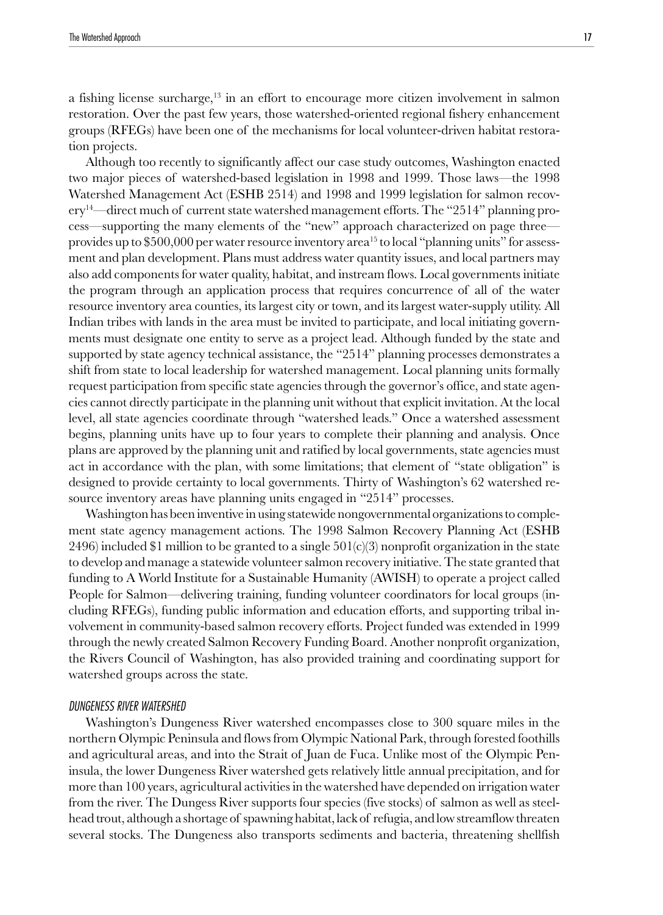a fishing license surcharge,[13] in an effort to encourage more citizen involvement in salmon restoration. Over the past few years, those watershed-oriented regional fishery enhancement groups (RFEGs) have been one of the mechanisms for local volunteer-driven habitat restoration projects.

Although too recently to significantly affect our case study outcomes, Washington enacted two major pieces of watershed-based legislation in 1998 and 1999. Those laws—the 1998 Watershed Management Act (ESHB 2514) and 1998 and 1999 legislation for salmon recovery[14]—direct much of current state watershed management efforts. The "2514" planning process—supporting the many elements of the "new" approach characterized on page three—provides up to $500,000 per water resource inventory area[15] to local "planning units" for assessment and plan development. Plans must address water quantity issues, and local partners may also add components for water quality, habitat, and instream flows. Local governments initiate the program through an application process that requires concurrence of all of the water resource inventory area counties, its largest city or town, and its largest water-supply utility. All Indian tribes with lands in the area must be invited to participate, and local initiating governments must designate one entity to serve as a project lead. Although funded by the state and supported by state agency technical assistance, the "2514" planning processes demonstrates a shift from state to local leadership for watershed management. Local planning units formally request participation from specific state agencies through the governor's office, and state agencies cannot directly participate in the planning unit without that explicit invitation. At the local level, all state agencies coordinate through "watershed leads." Once a watershed assessment begins, planning units have up to four years to complete their planning and analysis. Once plans are approved by the planning unit and ratified by local governments, state agencies must act in accordance with the plan, with some limitations; that element of "state obligation" is designed to provide certainty to local governments. Thirty of Washington's 62 watershed resource inventory areas have planning units engaged in "2514" processes.

Washington has been inventive in using statewide nongovernmental organizations to complement state agency management actions. The 1998 Salmon Recovery Planning Act (ESHB 2496) included $1 million to be granted to a single 501(c)(3) nonprofit organization in the state to develop and manage a statewide volunteer salmon recovery initiative. The state granted that funding to A World Institute for a Sustainable Humanity (AWISH) to operate a project called People for Salmon—delivering training, funding volunteer coordinators for local groups (including RFEGs), funding public information and education efforts, and supporting tribal involvement in community-based salmon recovery efforts. Project funded was extended in 1999 through the newly created Salmon Recovery Funding Board. Another nonprofit organization, the Rivers Council of Washington, has also provided training and coordinating support for watershed groups across the state.

#### *DUNGENESS RIVER WATERSHED*

Washington's Dungeness River watershed encompasses close to 300 square miles in the northern Olympic Peninsula and flows from Olympic National Park, through forested foothills and agricultural areas, and into the Strait of Juan de Fuca. Unlike most of the Olympic Peninsula, the lower Dungeness River watershed gets relatively little annual precipitation, and for more than 100 years, agricultural activities in the watershed have depended on irrigation water from the river. The Dungess River supports four species (five stocks) of salmon as well as steelhead trout, although a shortage of spawning habitat, lack of refugia, and low streamflow threaten several stocks. The Dungeness also transports sediments and bacteria, threatening shellfish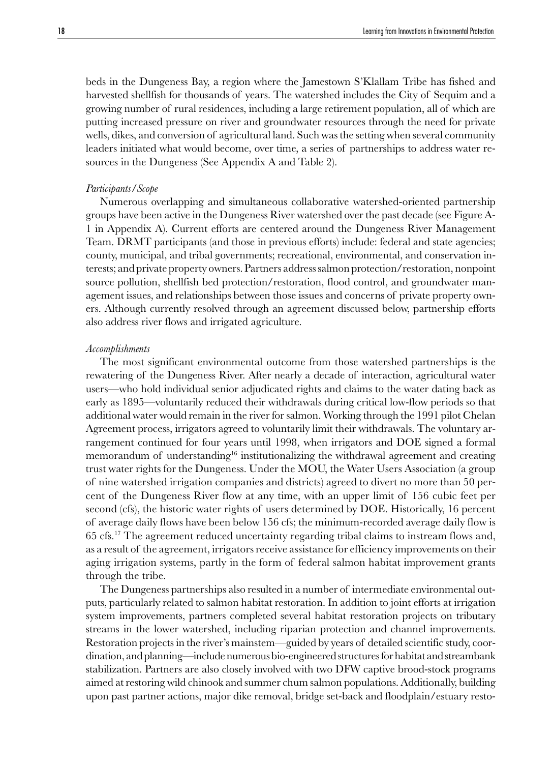beds in the Dungeness Bay, a region where the Jamestown S'Klallam Tribe has fished and harvested shellfish for thousands of years. The watershed includes the City of Sequim and a growing number of rural residences, including a large retirement population, all of which are putting increased pressure on river and groundwater resources through the need for private wells, dikes, and conversion of agricultural land. Such was the setting when several community leaders initiated what would become, over time, a series of partnerships to address water resources in the Dungeness (See Appendix A and Table 2).

*Participants/Scope*

Numerous overlapping and simultaneous collaborative watershed-oriented partnership groups have been active in the Dungeness River watershed over the past decade (see Figure A-1 in Appendix A). Current efforts are centered around the Dungeness River Management Team. DRMT participants (and those in previous efforts) include: federal and state agencies; county, municipal, and tribal governments; recreational, environmental, and conservation interests; and private property owners. Partners address salmon protection/restoration, nonpoint source pollution, shellfish bed protection/restoration, flood control, and groundwater management issues, and relationships between those issues and concerns of private property owners. Although currently resolved through an agreement discussed below, partnership efforts also address river flows and irrigated agriculture.

*Accomplishments*

The most significant environmental outcome from those watershed partnerships is the rewatering of the Dungeness River. After nearly a decade of interaction, agricultural water users—who hold individual senior adjudicated rights and claims to the water dating back as early as 1895—voluntarily reduced their withdrawals during critical low-flow periods so that additional water would remain in the river for salmon. Working through the 1991 pilot Chelan Agreement process, irrigators agreed to voluntarily limit their withdrawals. The voluntary arrangement continued for four years until 1998, when irrigators and DOE signed a formal memorandum of understanding[16] institutionalizing the withdrawal agreement and creating trust water rights for the Dungeness. Under the MOU, the Water Users Association (a group of nine watershed irrigation companies and districts) agreed to divert no more than 50 percent of the Dungeness River flow at any time, with an upper limit of 156 cubic feet per second (cfs), the historic water rights of users determined by DOE. Historically, 16 percent of average daily flows have been below 156 cfs; the minimum-recorded average daily flow is 65 cfs.[17] The agreement reduced uncertainty regarding tribal claims to instream flows and, as a result of the agreement, irrigators receive assistance for efficiency improvements on their aging irrigation systems, partly in the form of federal salmon habitat improvement grants through the tribe.

The Dungeness partnerships also resulted in a number of intermediate environmental outputs, particularly related to salmon habitat restoration. In addition to joint efforts at irrigation system improvements, partners completed several habitat restoration projects on tributary streams in the lower watershed, including riparian protection and channel improvements. Restoration projects in the river's mainstem—guided by years of detailed scientific study, coordination, and planning—include numerous bio-engineered structures for habitat and streambank stabilization. Partners are also closely involved with two DFW captive brood-stock programs aimed at restoring wild chinook and summer chum salmon populations. Additionally, building upon past partner actions, major dike removal, bridge set-back and floodplain/estuary resto-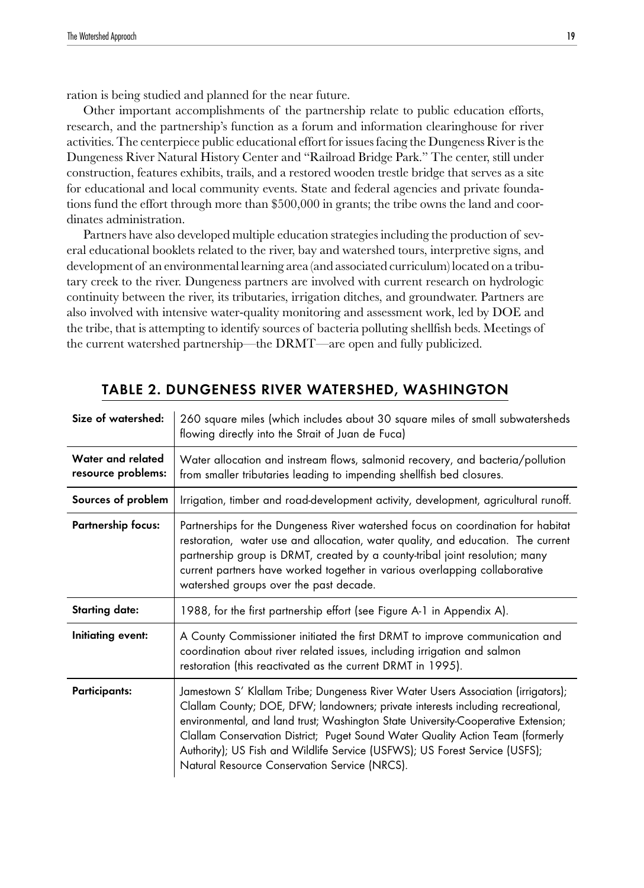ration is being studied and planned for the near future.

Other important accomplishments of the partnership relate to public education efforts, research, and the partnership's function as a forum and information clearinghouse for river activities. The centerpiece public educational effort for issues facing the Dungeness River is the Dungeness River Natural History Center and "Railroad Bridge Park." The center, still under construction, features exhibits, trails, and a restored wooden trestle bridge that serves as a site for educational and local community events. State and federal agencies and private foundations fund the effort through more than $500,000 in grants; the tribe owns the land and coordinates administration.

Partners have also developed multiple education strategies including the production of several educational booklets related to the river, bay and watershed tours, interpretive signs, and development of an environmental learning area (and associated curriculum) located on a tributary creek to the river. Dungeness partners are involved with current research on hydrologic continuity between the river, its tributaries, irrigation ditches, and groundwater. Partners are also involved with intensive water-quality monitoring and assessment work, led by DOE and the tribe, that is attempting to identify sources of bacteria polluting shellfish beds. Meetings of the current watershed partnership—the DRMT—are open and fully publicized.

## TABLE 2. DUNGENESS RIVER WATERSHED, WASHINGTON

| | |
|---|---|
| **Size of watershed:** | 260 square miles (which includes about 30 square miles of small subwatersheds flowing directly into the Strait of Juan de Fuca) |
| **Water and related resource problems:** | Water allocation and instream flows, salmonid recovery, and bacteria/pollution from smaller tributaries leading to impending shellfish bed closures. |
| **Sources of problem** | Irrigation, timber and road-development activity, development, agricultural runoff. |
| **Partnership focus:** | Partnerships for the Dungeness River watershed focus on coordination for habitat restoration, water use and allocation, water quality, and education. The current partnership group is DRMT, created by a county-tribal joint resolution; many current partners have worked together in various overlapping collaborative watershed groups over the past decade. |
| **Starting date:** | 1988, for the first partnership effort (see Figure A-1 in Appendix A). |
| **Initiating event:** | A County Commissioner initiated the first DRMT to improve communication and coordination about river related issues, including irrigation and salmon restoration (this reactivated as the current DRMT in 1995). |
| **Participants:** | Jamestown S' Klallam Tribe; Dungeness River Water Users Association (irrigators); Clallam County; DOE, DFW; landowners; private interests including recreational, environmental, and land trust; Washington State University-Cooperative Extension; Clallam Conservation District; Puget Sound Water Quality Action Team (formerly Authority); US Fish and Wildlife Service (USFWS); US Forest Service (USFS); Natural Resource Conservation Service (NRCS). |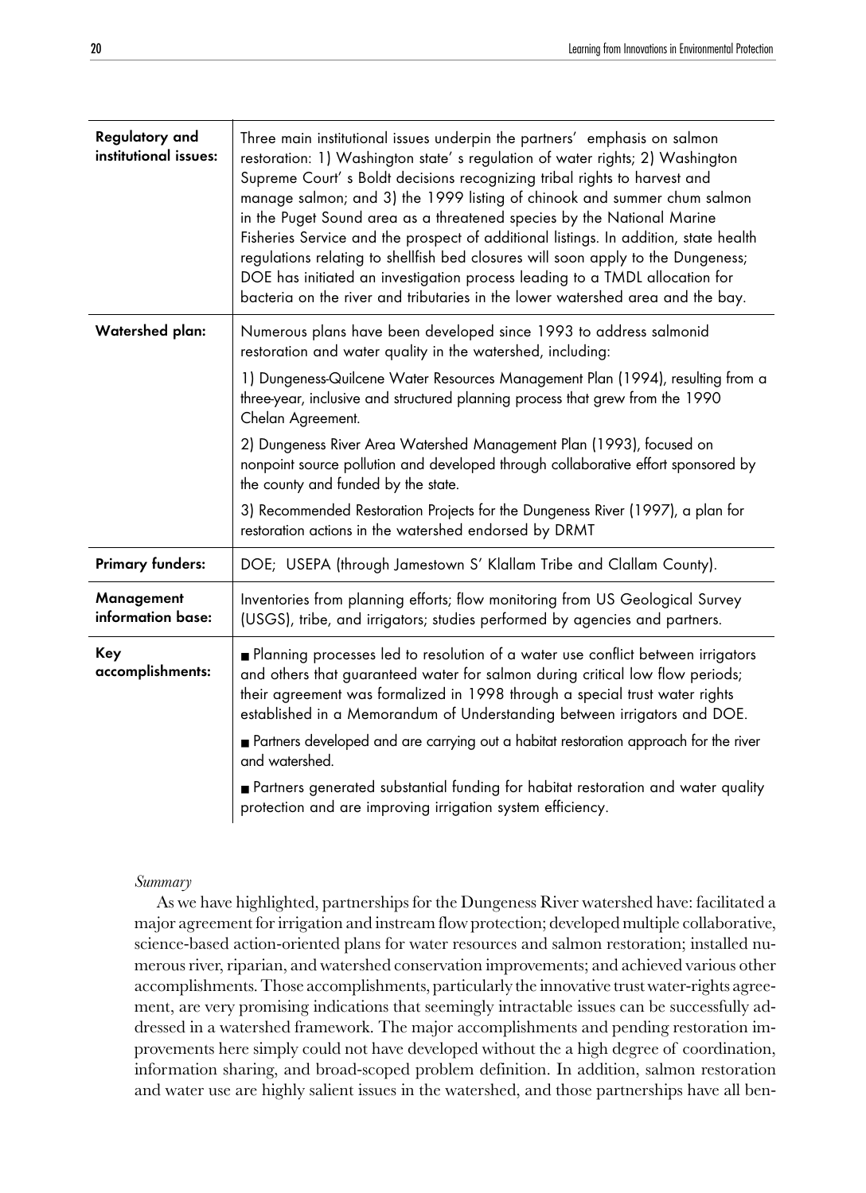| | |
|---|---|
| **Regulatory and institutional issues:** | Three main institutional issues underpin the partners' emphasis on salmon restoration: 1) Washington state's regulation of water rights; 2) Washington Supreme Court's Boldt decisions recognizing tribal rights to harvest and manage salmon; and 3) the 1999 listing of chinook and summer chum salmon in the Puget Sound area as a threatened species by the National Marine Fisheries Service and the prospect of additional listings. In addition, state health regulations relating to shellfish bed closures will soon apply to the Dungeness; DOE has initiated an investigation process leading to a TMDL allocation for bacteria on the river and tributaries in the lower watershed area and the bay. |
| **Watershed plan:** | Numerous plans have been developed since 1993 to address salmonid restoration and water quality in the watershed, including: <br><br> 1) Dungeness-Quilcene Water Resources Management Plan (1994), resulting from a three-year, inclusive and structured planning process that grew from the 1990 Chelan Agreement. <br><br> 2) Dungeness River Area Watershed Management Plan (1993), focused on nonpoint source pollution and developed through collaborative effort sponsored by the county and funded by the state. <br><br> 3) Recommended Restoration Projects for the Dungeness River (1997), a plan for restoration actions in the watershed endorsed by DRMT |
| **Primary funders:** | DOE; USEPA (through Jamestown S' Klallam Tribe and Clallam County). |
| **Management information base:** | Inventories from planning efforts; flow monitoring from US Geological Survey (USGS), tribe, and irrigators; studies performed by agencies and partners. |
| **Key accomplishments:** | ■ Planning processes led to resolution of a water use conflict between irrigators and others that guaranteed water for salmon during critical low flow periods; their agreement was formalized in 1998 through a special trust water rights established in a Memorandum of Understanding between irrigators and DOE. <br><br> ■ Partners developed and are carrying out a habitat restoration approach for the river and watershed. <br><br> ■ Partners generated substantial funding for habitat restoration and water quality protection and are improving irrigation system efficiency. |

*Summary*

As we have highlighted, partnerships for the Dungeness River watershed have: facilitated a major agreement for irrigation and instream flow protection; developed multiple collaborative, science-based action-oriented plans for water resources and salmon restoration; installed numerous river, riparian, and watershed conservation improvements; and achieved various other accomplishments. Those accomplishments, particularly the innovative trust water-rights agreement, are very promising indications that seemingly intractable issues can be successfully addressed in a watershed framework. The major accomplishments and pending restoration improvements here simply could not have developed without the a high degree of coordination, information sharing, and broad-scoped problem definition. In addition, salmon restoration and water use are highly salient issues in the watershed, and those partnerships have all ben-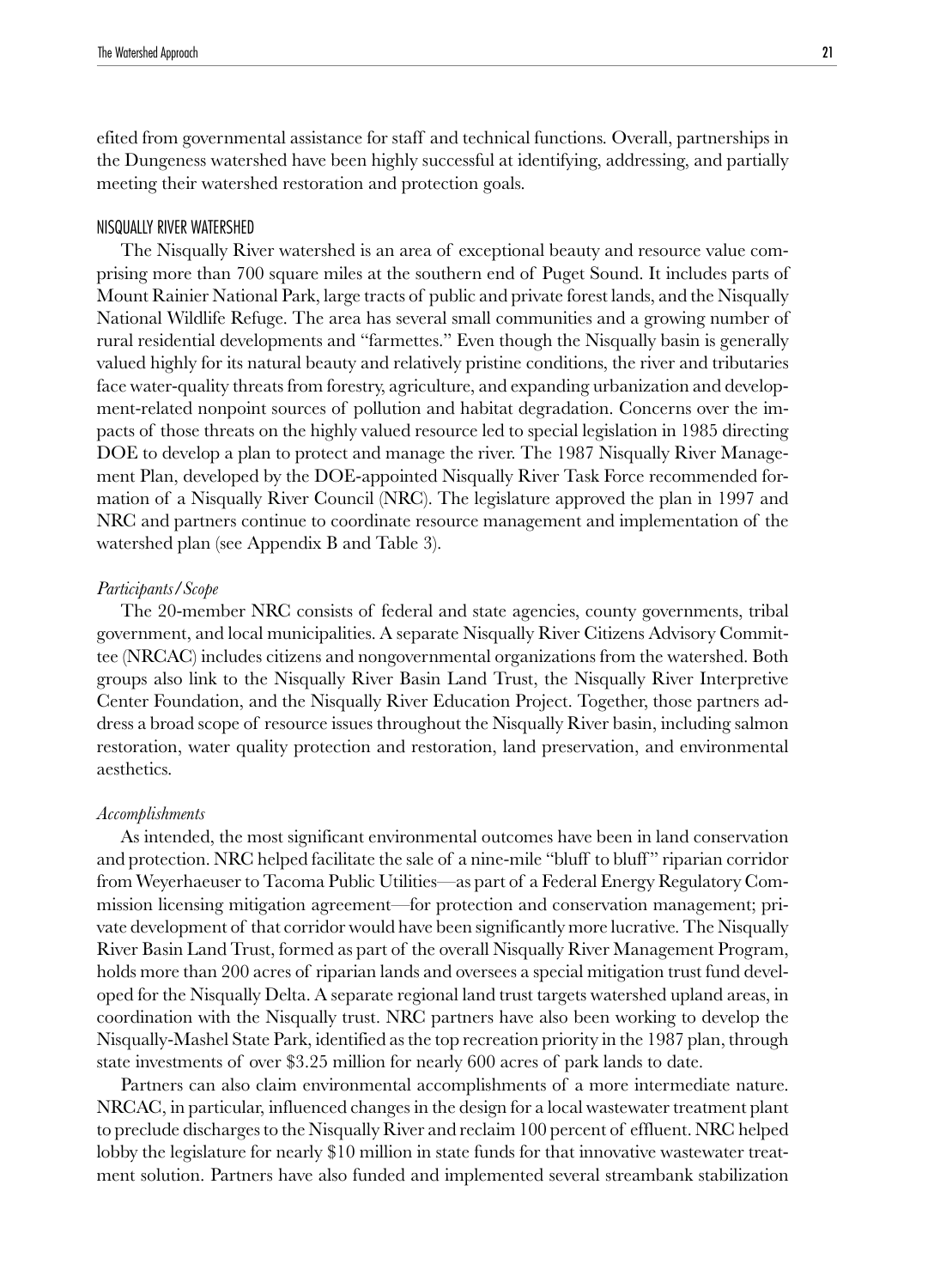efited from governmental assistance for staff and technical functions. Overall, partnerships in the Dungeness watershed have been highly successful at identifying, addressing, and partially meeting their watershed restoration and protection goals.

### NISQUALLY RIVER WATERSHED

The Nisqually River watershed is an area of exceptional beauty and resource value comprising more than 700 square miles at the southern end of Puget Sound. It includes parts of Mount Rainier National Park, large tracts of public and private forest lands, and the Nisqually National Wildlife Refuge. The area has several small communities and a growing number of rural residential developments and "farmettes." Even though the Nisqually basin is generally valued highly for its natural beauty and relatively pristine conditions, the river and tributaries face water-quality threats from forestry, agriculture, and expanding urbanization and development-related nonpoint sources of pollution and habitat degradation. Concerns over the impacts of those threats on the highly valued resource led to special legislation in 1985 directing DOE to develop a plan to protect and manage the river. The 1987 Nisqually River Management Plan, developed by the DOE-appointed Nisqually River Task Force recommended formation of a Nisqually River Council (NRC). The legislature approved the plan in 1997 and NRC and partners continue to coordinate resource management and implementation of the watershed plan (see Appendix B and Table 3).

#### *Participants/Scope*

The 20-member NRC consists of federal and state agencies, county governments, tribal government, and local municipalities. A separate Nisqually River Citizens Advisory Committee (NRCAC) includes citizens and nongovernmental organizations from the watershed. Both groups also link to the Nisqually River Basin Land Trust, the Nisqually River Interpretive Center Foundation, and the Nisqually River Education Project. Together, those partners address a broad scope of resource issues throughout the Nisqually River basin, including salmon restoration, water quality protection and restoration, land preservation, and environmental aesthetics.

#### *Accomplishments*

As intended, the most significant environmental outcomes have been in land conservation and protection. NRC helped facilitate the sale of a nine-mile "bluff to bluff" riparian corridor from Weyerhaeuser to Tacoma Public Utilities—as part of a Federal Energy Regulatory Commission licensing mitigation agreement—for protection and conservation management; private development of that corridor would have been significantly more lucrative. The Nisqually River Basin Land Trust, formed as part of the overall Nisqually River Management Program, holds more than 200 acres of riparian lands and oversees a special mitigation trust fund developed for the Nisqually Delta. A separate regional land trust targets watershed upland areas, in coordination with the Nisqually trust. NRC partners have also been working to develop the Nisqually-Mashel State Park, identified as the top recreation priority in the 1987 plan, through state investments of over $3.25 million for nearly 600 acres of park lands to date.

Partners can also claim environmental accomplishments of a more intermediate nature. NRCAC, in particular, influenced changes in the design for a local wastewater treatment plant to preclude discharges to the Nisqually River and reclaim 100 percent of effluent. NRC helped lobby the legislature for nearly $10 million in state funds for that innovative wastewater treatment solution. Partners have also funded and implemented several streambank stabilization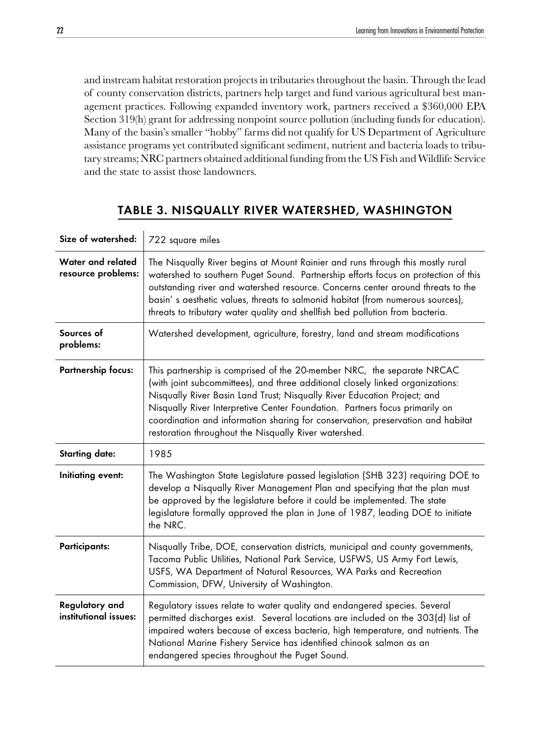and instream habitat restoration projects in tributaries throughout the basin. Through the lead of county conservation districts, partners help target and fund various agricultural best management practices. Following expanded inventory work, partners received a $360,000 EPA Section 319(h) grant for addressing nonpoint source pollution (including funds for education). Many of the basin's smaller "hobby" farms did not qualify for US Department of Agriculture assistance programs yet contributed significant sediment, nutrient and bacteria loads to tributary streams; NRC partners obtained additional funding from the US Fish and Wildlife Service and the state to assist those landowners.

## TABLE 3. NISQUALLY RIVER WATERSHED, WASHINGTON

| | |
|---|---|
| **Size of watershed:** | 722 square miles |
| **Water and related resource problems:** | The Nisqually River begins at Mount Rainier and runs through this mostly rural watershed to southern Puget Sound. Partnership efforts focus on protection of this outstanding river and watershed resource. Concerns center around threats to the basin' s aesthetic values, threats to salmonid habitat (from numerous sources), threats to tributary water quality and shellfish bed pollution from bacteria. |
| **Sources of problems:** | Watershed development, agriculture, forestry, land and stream modifications |
| **Partnership focus:** | This partnership is comprised of the 20-member NRC, the separate NRCAC (with joint subcommittees), and three additional closely linked organizations: Nisqually River Basin Land Trust; Nisqually River Education Project; and Nisqually River Interpretive Center Foundation. Partners focus primarily on coordination and information sharing for conservation, preservation and habitat restoration throughout the Nisqually River watershed. |
| **Starting date:** | 1985 |
| **Initiating event:** | The Washington State Legislature passed legislation (SHB 323) requiring DOE to develop a Nisqually River Management Plan and specifying that the plan must be approved by the legislature before it could be implemented. The state legislature formally approved the plan in June of 1987, leading DOE to initiate the NRC. |
| **Participants:** | Nisqually Tribe, DOE, conservation districts, municipal and county governments, Tacoma Public Utilities, National Park Service, USFWS, US Army Fort Lewis, USFS, WA Department of Natural Resources, WA Parks and Recreation Commission, DFW, University of Washington. |
| **Regulatory and institutional issues:** | Regulatory issues relate to water quality and endangered species. Several permitted discharges exist. Several locations are included on the 303(d) list of impaired waters because of excess bacteria, high temperature, and nutrients. The National Marine Fishery Service has identified chinook salmon as an endangered species throughout the Puget Sound. |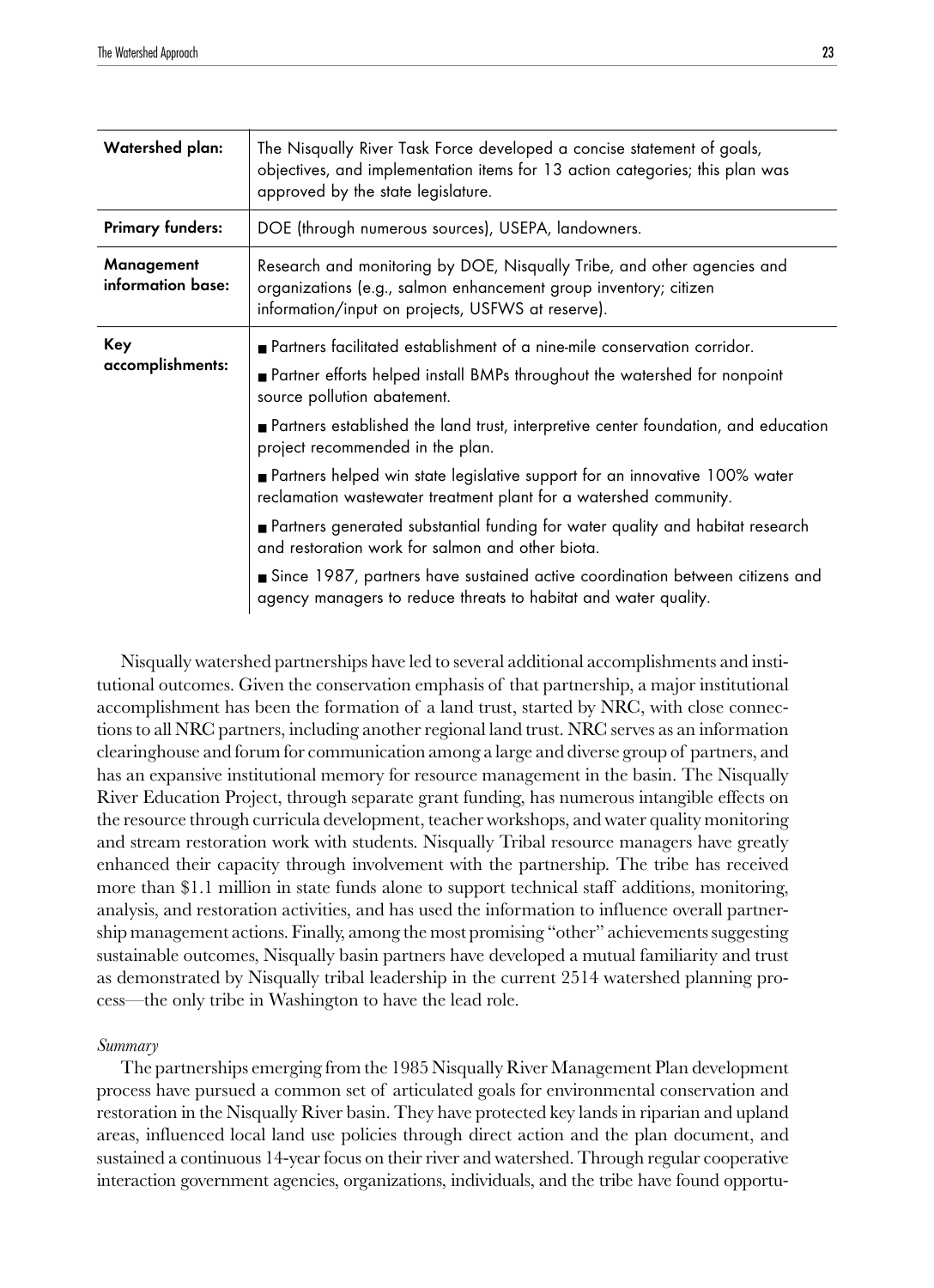| | |
|---|---|
| **Watershed plan:** | The Nisqually River Task Force developed a concise statement of goals, objectives, and implementation items for 13 action categories; this plan was approved by the state legislature. |
| **Primary funders:** | DOE (through numerous sources), USEPA, landowners. |
| **Management information base:** | Research and monitoring by DOE, Nisqually Tribe, and other agencies and organizations (e.g., salmon enhancement group inventory; citizen information/input on projects, USFWS at reserve). |
| **Key accomplishments:** | ■ Partners facilitated establishment of a nine-mile conservation corridor.<br>■ Partner efforts helped install BMPs throughout the watershed for nonpoint source pollution abatement.<br>■ Partners established the land trust, interpretive center foundation, and education project recommended in the plan.<br>■ Partners helped win state legislative support for an innovative 100% water reclamation wastewater treatment plant for a watershed community.<br>■ Partners generated substantial funding for water quality and habitat research and restoration work for salmon and other biota.<br>■ Since 1987, partners have sustained active coordination between citizens and agency managers to reduce threats to habitat and water quality. |

Nisqually watershed partnerships have led to several additional accomplishments and institutional outcomes. Given the conservation emphasis of that partnership, a major institutional accomplishment has been the formation of a land trust, started by NRC, with close connections to all NRC partners, including another regional land trust. NRC serves as an information clearinghouse and forum for communication among a large and diverse group of partners, and has an expansive institutional memory for resource management in the basin. The Nisqually River Education Project, through separate grant funding, has numerous intangible effects on the resource through curricula development, teacher workshops, and water quality monitoring and stream restoration work with students. Nisqually Tribal resource managers have greatly enhanced their capacity through involvement with the partnership. The tribe has received more than \$1.1 million in state funds alone to support technical staff additions, monitoring, analysis, and restoration activities, and has used the information to influence overall partnership management actions. Finally, among the most promising "other" achievements suggesting sustainable outcomes, Nisqually basin partners have developed a mutual familiarity and trust as demonstrated by Nisqually tribal leadership in the current 2514 watershed planning process—the only tribe in Washington to have the lead role.

*Summary*

The partnerships emerging from the 1985 Nisqually River Management Plan development process have pursued a common set of articulated goals for environmental conservation and restoration in the Nisqually River basin. They have protected key lands in riparian and upland areas, influenced local land use policies through direct action and the plan document, and sustained a continuous 14-year focus on their river and watershed. Through regular cooperative interaction government agencies, organizations, individuals, and the tribe have found opportu-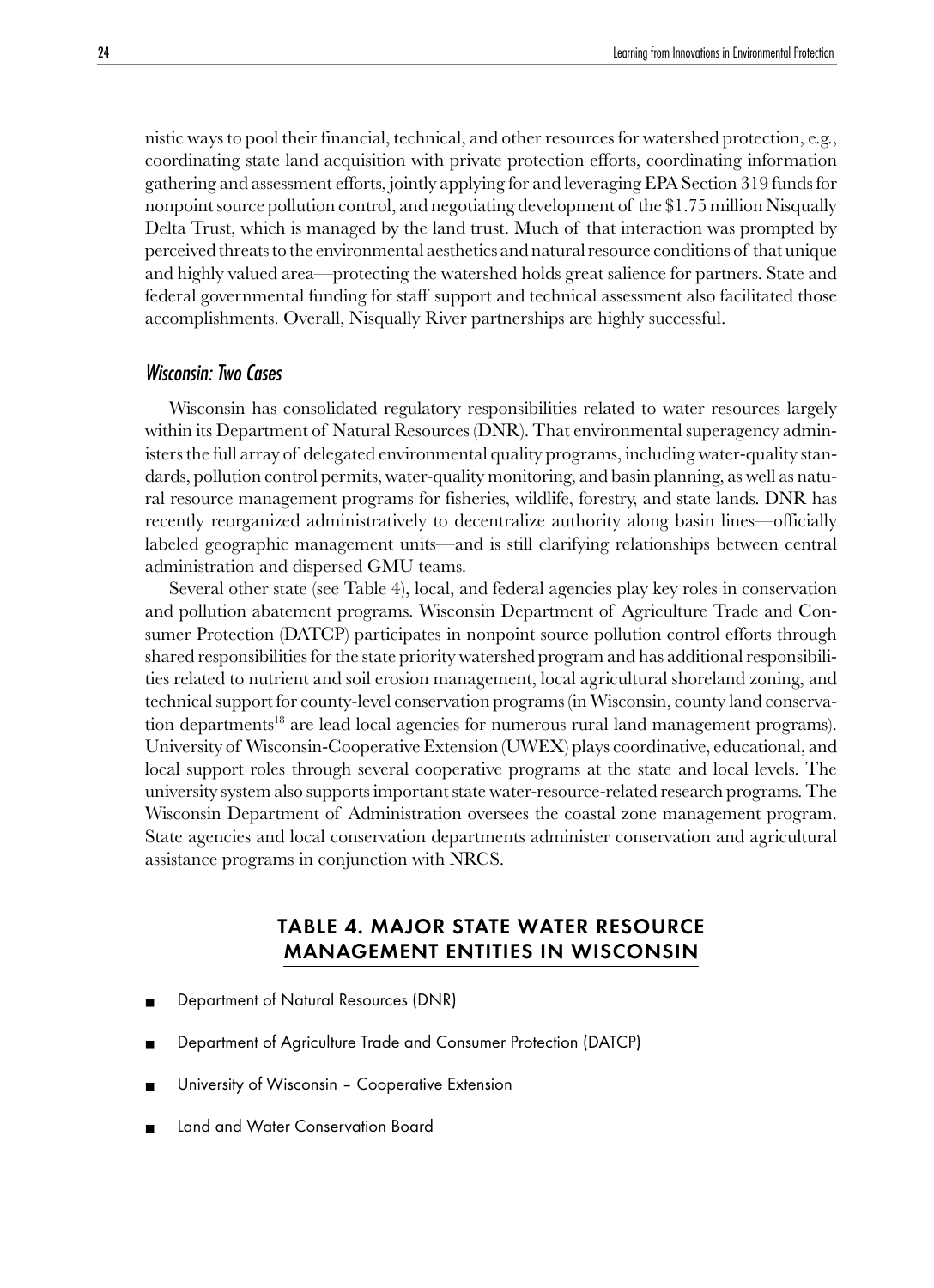nistic ways to pool their financial, technical, and other resources for watershed protection, e.g., coordinating state land acquisition with private protection efforts, coordinating information gathering and assessment efforts, jointly applying for and leveraging EPA Section 319 funds for nonpoint source pollution control, and negotiating development of the $1.75 million Nisqually Delta Trust, which is managed by the land trust. Much of that interaction was prompted by perceived threats to the environmental aesthetics and natural resource conditions of that unique and highly valued area—protecting the watershed holds great salience for partners. State and federal governmental funding for staff support and technical assessment also facilitated those accomplishments. Overall, Nisqually River partnerships are highly successful.

### *Wisconsin: Two Cases*

Wisconsin has consolidated regulatory responsibilities related to water resources largely within its Department of Natural Resources (DNR). That environmental superagency administers the full array of delegated environmental quality programs, including water-quality standards, pollution control permits, water-quality monitoring, and basin planning, as well as natural resource management programs for fisheries, wildlife, forestry, and state lands. DNR has recently reorganized administratively to decentralize authority along basin lines—officially labeled geographic management units—and is still clarifying relationships between central administration and dispersed GMU teams.

Several other state (see Table 4), local, and federal agencies play key roles in conservation and pollution abatement programs. Wisconsin Department of Agriculture Trade and Consumer Protection (DATCP) participates in nonpoint source pollution control efforts through shared responsibilities for the state priority watershed program and has additional responsibilities related to nutrient and soil erosion management, local agricultural shoreland zoning, and technical support for county-level conservation programs (in Wisconsin, county land conservation departments[18] are lead local agencies for numerous rural land management programs). University of Wisconsin-Cooperative Extension (UWEX) plays coordinative, educational, and local support roles through several cooperative programs at the state and local levels. The university system also supports important state water-resource-related research programs. The Wisconsin Department of Administration oversees the coastal zone management program. State agencies and local conservation departments administer conservation and agricultural assistance programs in conjunction with NRCS.

## TABLE 4. MAJOR STATE WATER RESOURCE MANAGEMENT ENTITIES IN WISCONSIN

- Department of Natural Resources (DNR)
- Department of Agriculture Trade and Consumer Protection (DATCP)
- University of Wisconsin – Cooperative Extension
- Land and Water Conservation Board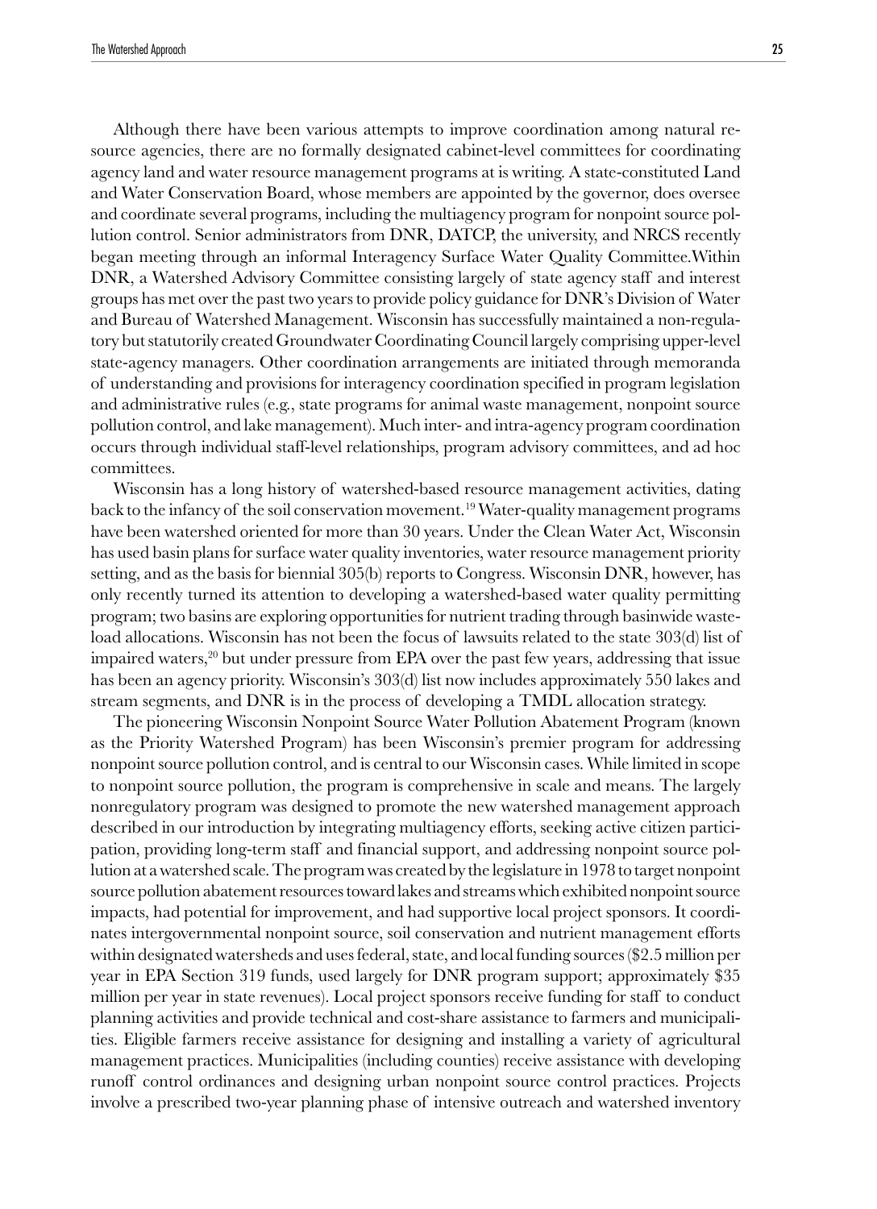Although there have been various attempts to improve coordination among natural resource agencies, there are no formally designated cabinet-level committees for coordinating agency land and water resource management programs at is writing. A state-constituted Land and Water Conservation Board, whose members are appointed by the governor, does oversee and coordinate several programs, including the multiagency program for nonpoint source pollution control. Senior administrators from DNR, DATCP, the university, and NRCS recently began meeting through an informal Interagency Surface Water Quality Committee.Within DNR, a Watershed Advisory Committee consisting largely of state agency staff and interest groups has met over the past two years to provide policy guidance for DNR's Division of Water and Bureau of Watershed Management. Wisconsin has successfully maintained a non-regulatory but statutorily created Groundwater Coordinating Council largely comprising upper-level state-agency managers. Other coordination arrangements are initiated through memoranda of understanding and provisions for interagency coordination specified in program legislation and administrative rules (e.g., state programs for animal waste management, nonpoint source pollution control, and lake management). Much inter- and intra-agency program coordination occurs through individual staff-level relationships, program advisory committees, and ad hoc committees.

Wisconsin has a long history of watershed-based resource management activities, dating back to the infancy of the soil conservation movement.[19] Water-quality management programs have been watershed oriented for more than 30 years. Under the Clean Water Act, Wisconsin has used basin plans for surface water quality inventories, water resource management priority setting, and as the basis for biennial 305(b) reports to Congress. Wisconsin DNR, however, has only recently turned its attention to developing a watershed-based water quality permitting program; two basins are exploring opportunities for nutrient trading through basinwide wasteload allocations. Wisconsin has not been the focus of lawsuits related to the state 303(d) list of impaired waters,[20] but under pressure from EPA over the past few years, addressing that issue has been an agency priority. Wisconsin's 303(d) list now includes approximately 550 lakes and stream segments, and DNR is in the process of developing a TMDL allocation strategy.

The pioneering Wisconsin Nonpoint Source Water Pollution Abatement Program (known as the Priority Watershed Program) has been Wisconsin's premier program for addressing nonpoint source pollution control, and is central to our Wisconsin cases. While limited in scope to nonpoint source pollution, the program is comprehensive in scale and means. The largely nonregulatory program was designed to promote the new watershed management approach described in our introduction by integrating multiagency efforts, seeking active citizen participation, providing long-term staff and financial support, and addressing nonpoint source pollution at a watershed scale. The program was created by the legislature in 1978 to target nonpoint source pollution abatement resources toward lakes and streams which exhibited nonpoint source impacts, had potential for improvement, and had supportive local project sponsors. It coordinates intergovernmental nonpoint source, soil conservation and nutrient management efforts within designated watersheds and uses federal, state, and local funding sources ($2.5 million per year in EPA Section 319 funds, used largely for DNR program support; approximately $35 million per year in state revenues). Local project sponsors receive funding for staff to conduct planning activities and provide technical and cost-share assistance to farmers and municipalities. Eligible farmers receive assistance for designing and installing a variety of agricultural management practices. Municipalities (including counties) receive assistance with developing runoff control ordinances and designing urban nonpoint source control practices. Projects involve a prescribed two-year planning phase of intensive outreach and watershed inventory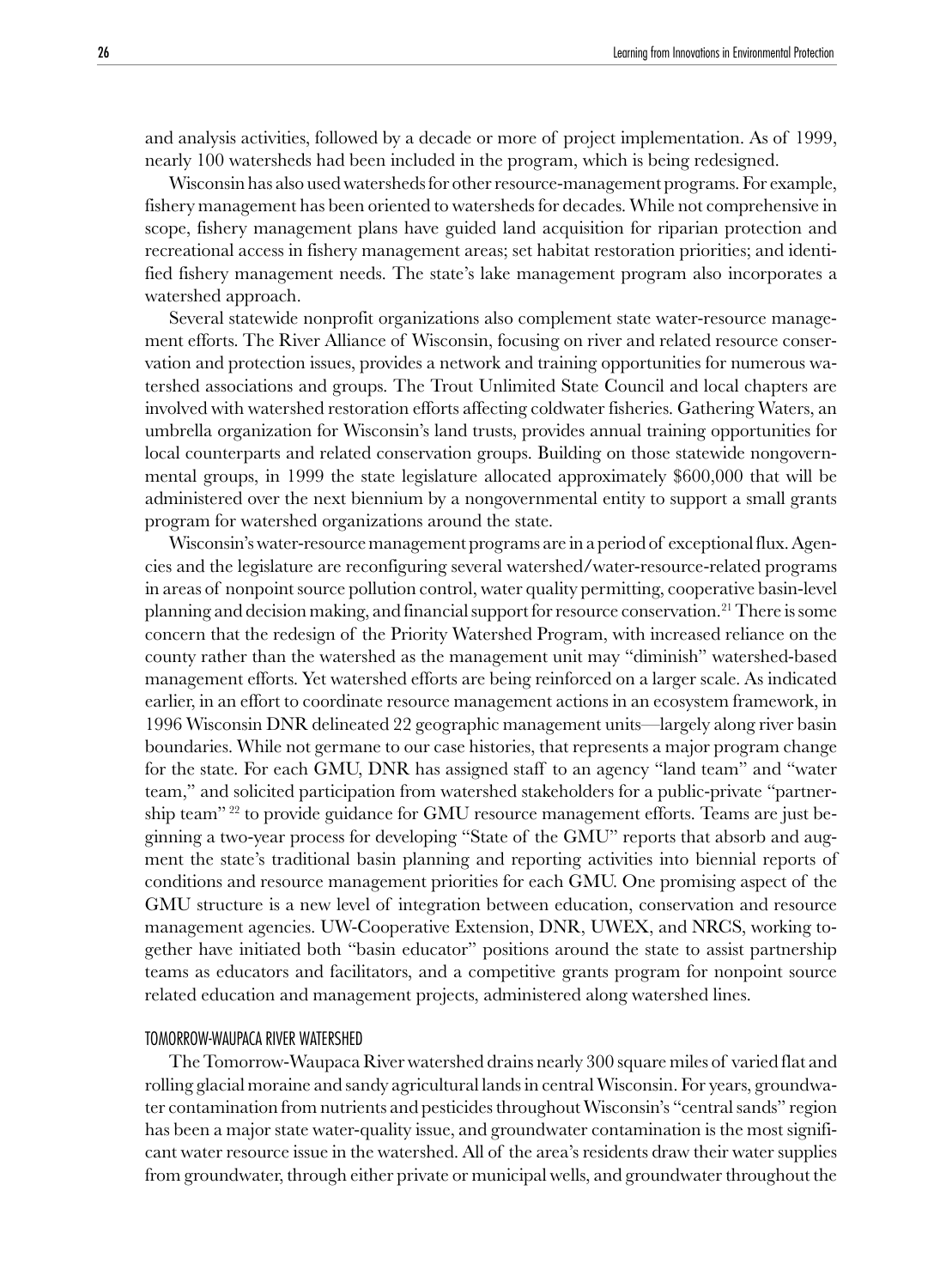and analysis activities, followed by a decade or more of project implementation. As of 1999, nearly 100 watersheds had been included in the program, which is being redesigned.

Wisconsin has also used watersheds for other resource-management programs. For example, fishery management has been oriented to watersheds for decades. While not comprehensive in scope, fishery management plans have guided land acquisition for riparian protection and recreational access in fishery management areas; set habitat restoration priorities; and identified fishery management needs. The state's lake management program also incorporates a watershed approach.

Several statewide nonprofit organizations also complement state water-resource management efforts. The River Alliance of Wisconsin, focusing on river and related resource conservation and protection issues, provides a network and training opportunities for numerous watershed associations and groups. The Trout Unlimited State Council and local chapters are involved with watershed restoration efforts affecting coldwater fisheries. Gathering Waters, an umbrella organization for Wisconsin's land trusts, provides annual training opportunities for local counterparts and related conservation groups. Building on those statewide nongovernmental groups, in 1999 the state legislature allocated approximately $600,000 that will be administered over the next biennium by a nongovernmental entity to support a small grants program for watershed organizations around the state.

Wisconsin's water-resource management programs are in a period of exceptional flux. Agencies and the legislature are reconfiguring several watershed/water-resource-related programs in areas of nonpoint source pollution control, water quality permitting, cooperative basin-level planning and decision making, and financial support for resource conservation.[21] There is some concern that the redesign of the Priority Watershed Program, with increased reliance on the county rather than the watershed as the management unit may "diminish" watershed-based management efforts. Yet watershed efforts are being reinforced on a larger scale. As indicated earlier, in an effort to coordinate resource management actions in an ecosystem framework, in 1996 Wisconsin DNR delineated 22 geographic management units—largely along river basin boundaries. While not germane to our case histories, that represents a major program change for the state. For each GMU, DNR has assigned staff to an agency "land team" and "water team," and solicited participation from watershed stakeholders for a public-private "partnership team"[22] to provide guidance for GMU resource management efforts. Teams are just beginning a two-year process for developing "State of the GMU" reports that absorb and augment the state's traditional basin planning and reporting activities into biennial reports of conditions and resource management priorities for each GMU. One promising aspect of the GMU structure is a new level of integration between education, conservation and resource management agencies. UW-Cooperative Extension, DNR, UWEX, and NRCS, working together have initiated both "basin educator" positions around the state to assist partnership teams as educators and facilitators, and a competitive grants program for nonpoint source related education and management projects, administered along watershed lines.

### TOMORROW-WAUPACA RIVER WATERSHED

The Tomorrow-Waupaca River watershed drains nearly 300 square miles of varied flat and rolling glacial moraine and sandy agricultural lands in central Wisconsin. For years, groundwater contamination from nutrients and pesticides throughout Wisconsin's "central sands" region has been a major state water-quality issue, and groundwater contamination is the most significant water resource issue in the watershed. All of the area's residents draw their water supplies from groundwater, through either private or municipal wells, and groundwater throughout the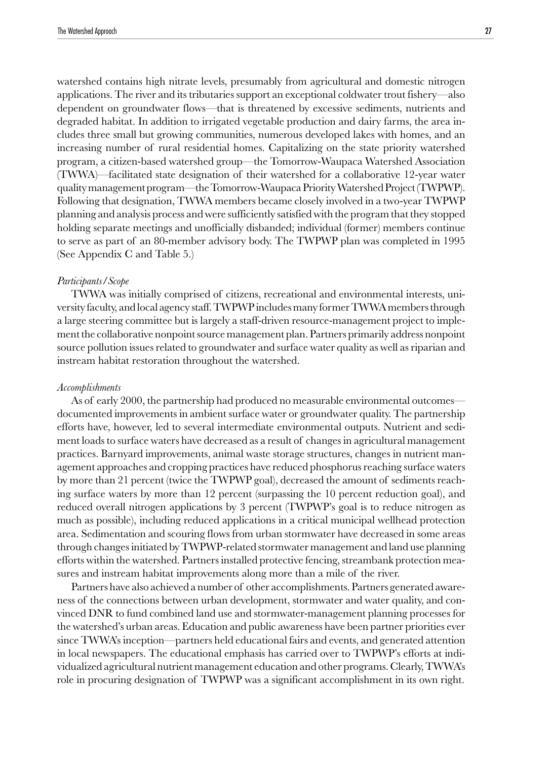watershed contains high nitrate levels, presumably from agricultural and domestic nitrogen applications. The river and its tributaries support an exceptional coldwater trout fishery—also dependent on groundwater flows—that is threatened by excessive sediments, nutrients and degraded habitat. In addition to irrigated vegetable production and dairy farms, the area includes three small but growing communities, numerous developed lakes with homes, and an increasing number of rural residential homes. Capitalizing on the state priority watershed program, a citizen-based watershed group—the Tomorrow-Waupaca Watershed Association (TWWA)—facilitated state designation of their watershed for a collaborative 12-year water quality management program—the Tomorrow-Waupaca Priority Watershed Project (TWPWP). Following that designation, TWWA members became closely involved in a two-year TWPWP planning and analysis process and were sufficiently satisfied with the program that they stopped holding separate meetings and unofficially disbanded; individual (former) members continue to serve as part of an 80-member advisory body. The TWPWP plan was completed in 1995 (See Appendix C and Table 5.)

*Participants/Scope*

TWWA was initially comprised of citizens, recreational and environmental interests, university faculty, and local agency staff. TWPWP includes many former TWWA members through a large steering committee but is largely a staff-driven resource-management project to implement the collaborative nonpoint source management plan. Partners primarily address nonpoint source pollution issues related to groundwater and surface water quality as well as riparian and instream habitat restoration throughout the watershed.

*Accomplishments*

As of early 2000, the partnership had produced no measurable environmental outcomes—documented improvements in ambient surface water or groundwater quality. The partnership efforts have, however, led to several intermediate environmental outputs. Nutrient and sediment loads to surface waters have decreased as a result of changes in agricultural management practices. Barnyard improvements, animal waste storage structures, changes in nutrient management approaches and cropping practices have reduced phosphorus reaching surface waters by more than 21 percent (twice the TWPWP goal), decreased the amount of sediments reaching surface waters by more than 12 percent (surpassing the 10 percent reduction goal), and reduced overall nitrogen applications by 3 percent (TWPWP's goal is to reduce nitrogen as much as possible), including reduced applications in a critical municipal wellhead protection area. Sedimentation and scouring flows from urban stormwater have decreased in some areas through changes initiated by TWPWP-related stormwater management and land use planning efforts within the watershed. Partners installed protective fencing, streambank protection measures and instream habitat improvements along more than a mile of the river.

Partners have also achieved a number of other accomplishments. Partners generated awareness of the connections between urban development, stormwater and water quality, and convinced DNR to fund combined land use and stormwater-management planning processes for the watershed's urban areas. Education and public awareness have been partner priorities ever since TWWA's inception—partners held educational fairs and events, and generated attention in local newspapers. The educational emphasis has carried over to TWPWP's efforts at individualized agricultural nutrient management education and other programs. Clearly, TWWA's role in procuring designation of TWPWP was a significant accomplishment in its own right.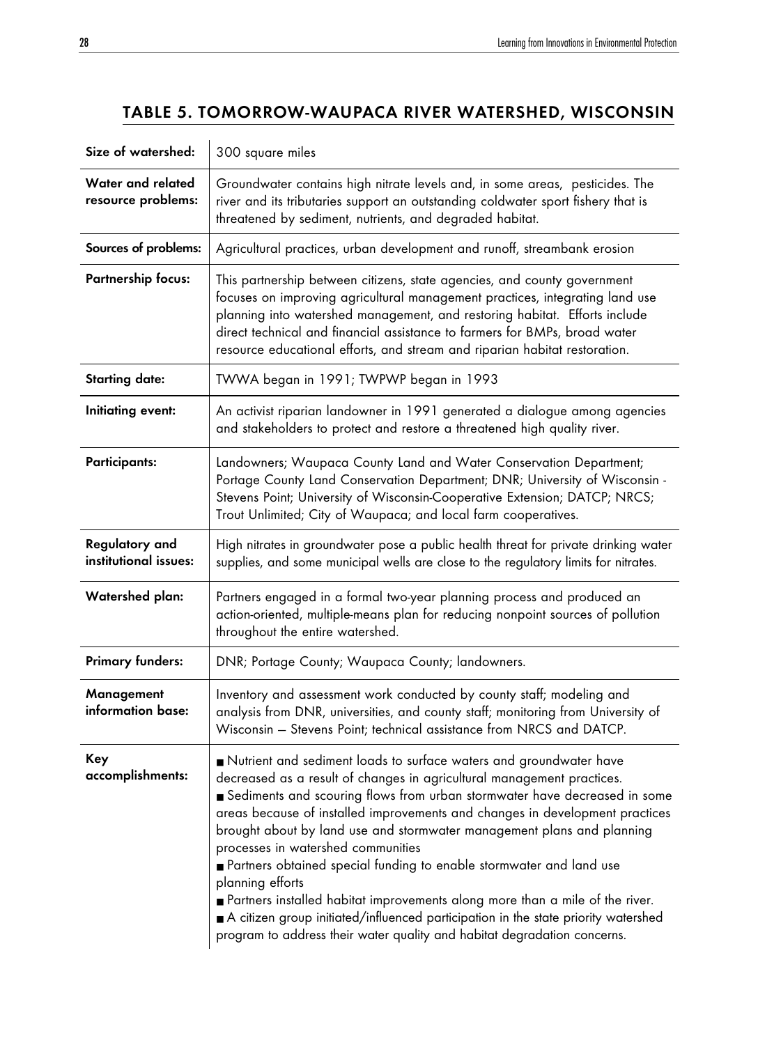## TABLE 5. TOMORROW-WAUPACA RIVER WATERSHED, WISCONSIN

| | |
|---|---|
| **Size of watershed:** | 300 square miles |
| **Water and related resource problems:** | Groundwater contains high nitrate levels and, in some areas, pesticides. The river and its tributaries support an outstanding coldwater sport fishery that is threatened by sediment, nutrients, and degraded habitat. |
| **Sources of problems:** | Agricultural practices, urban development and runoff, streambank erosion |
| **Partnership focus:** | This partnership between citizens, state agencies, and county government focuses on improving agricultural management practices, integrating land use planning into watershed management, and restoring habitat. Efforts include direct technical and financial assistance to farmers for BMPs, broad water resource educational efforts, and stream and riparian habitat restoration. |
| **Starting date:** | TWWA began in 1991; TWPWP began in 1993 |
| **Initiating event:** | An activist riparian landowner in 1991 generated a dialogue among agencies and stakeholders to protect and restore a threatened high quality river. |
| **Participants:** | Landowners; Waupaca County Land and Water Conservation Department; Portage County Land Conservation Department; DNR; University of Wisconsin - Stevens Point; University of Wisconsin-Cooperative Extension; DATCP; NRCS; Trout Unlimited; City of Waupaca; and local farm cooperatives. |
| **Regulatory and institutional issues:** | High nitrates in groundwater pose a public health threat for private drinking water supplies, and some municipal wells are close to the regulatory limits for nitrates. |
| **Watershed plan:** | Partners engaged in a formal two-year planning process and produced an action-oriented, multiple-means plan for reducing nonpoint sources of pollution throughout the entire watershed. |
| **Primary funders:** | DNR; Portage County; Waupaca County; landowners. |
| **Management information base:** | Inventory and assessment work conducted by county staff; modeling and analysis from DNR, universities, and county staff; monitoring from University of Wisconsin – Stevens Point; technical assistance from NRCS and DATCP. |
| **Key accomplishments:** | ■ Nutrient and sediment loads to surface waters and groundwater have decreased as a result of changes in agricultural management practices. ■ Sediments and scouring flows from urban stormwater have decreased in some areas because of installed improvements and changes in development practices brought about by land use and stormwater management plans and planning processes in watershed communities ■ Partners obtained special funding to enable stormwater and land use planning efforts ■ Partners installed habitat improvements along more than a mile of the river. ■ A citizen group initiated/influenced participation in the state priority watershed program to address their water quality and habitat degradation concerns. |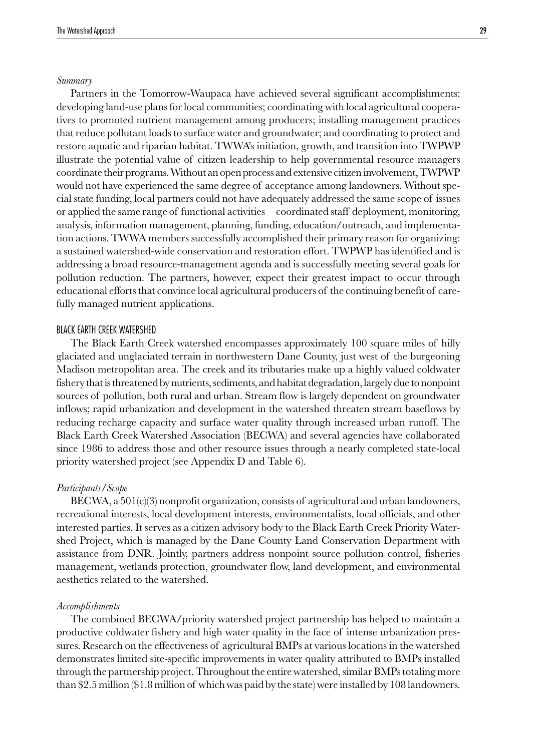*Summary*

Partners in the Tomorrow-Waupaca have achieved several significant accomplishments: developing land-use plans for local communities; coordinating with local agricultural cooperatives to promoted nutrient management among producers; installing management practices that reduce pollutant loads to surface water and groundwater; and coordinating to protect and restore aquatic and riparian habitat. TWWA's initiation, growth, and transition into TWPWP illustrate the potential value of citizen leadership to help governmental resource managers coordinate their programs. Without an open process and extensive citizen involvement, TWPWP would not have experienced the same degree of acceptance among landowners. Without special state funding, local partners could not have adequately addressed the same scope of issues or applied the same range of functional activities—coordinated staff deployment, monitoring, analysis, information management, planning, funding, education/outreach, and implementation actions. TWWA members successfully accomplished their primary reason for organizing: a sustained watershed-wide conservation and restoration effort. TWPWP has identified and is addressing a broad resource-management agenda and is successfully meeting several goals for pollution reduction. The partners, however, expect their greatest impact to occur through educational efforts that convince local agricultural producers of the continuing benefit of carefully managed nutrient applications.

### BLACK EARTH CREEK WATERSHED

The Black Earth Creek watershed encompasses approximately 100 square miles of hilly glaciated and unglaciated terrain in northwestern Dane County, just west of the burgeoning Madison metropolitan area. The creek and its tributaries make up a highly valued coldwater fishery that is threatened by nutrients, sediments, and habitat degradation, largely due to nonpoint sources of pollution, both rural and urban. Stream flow is largely dependent on groundwater inflows; rapid urbanization and development in the watershed threaten stream baseflows by reducing recharge capacity and surface water quality through increased urban runoff. The Black Earth Creek Watershed Association (BECWA) and several agencies have collaborated since 1986 to address those and other resource issues through a nearly completed state-local priority watershed project (see Appendix D and Table 6).

*Participants/Scope*

BECWA, a 501(c)(3) nonprofit organization, consists of agricultural and urban landowners, recreational interests, local development interests, environmentalists, local officials, and other interested parties. It serves as a citizen advisory body to the Black Earth Creek Priority Watershed Project, which is managed by the Dane County Land Conservation Department with assistance from DNR. Jointly, partners address nonpoint source pollution control, fisheries management, wetlands protection, groundwater flow, land development, and environmental aesthetics related to the watershed.

*Accomplishments*

The combined BECWA/priority watershed project partnership has helped to maintain a productive coldwater fishery and high water quality in the face of intense urbanization pressures. Research on the effectiveness of agricultural BMPs at various locations in the watershed demonstrates limited site-specific improvements in water quality attributed to BMPs installed through the partnership project. Throughout the entire watershed, similar BMPs totaling more than $2.5 million ($1.8 million of which was paid by the state) were installed by 108 landowners.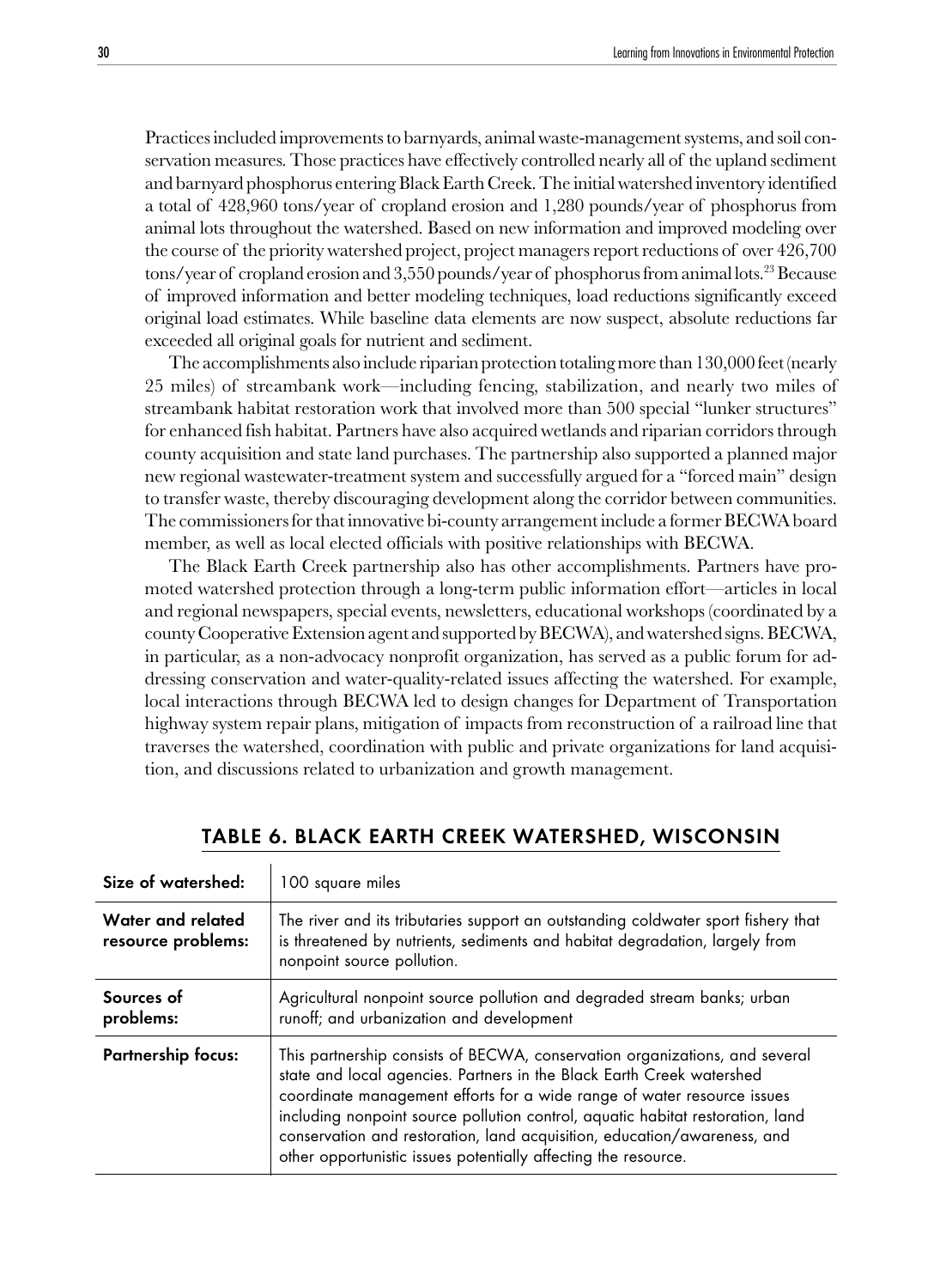Practices included improvements to barnyards, animal waste-management systems, and soil conservation measures. Those practices have effectively controlled nearly all of the upland sediment and barnyard phosphorus entering Black Earth Creek. The initial watershed inventory identified a total of 428,960 tons/year of cropland erosion and 1,280 pounds/year of phosphorus from animal lots throughout the watershed. Based on new information and improved modeling over the course of the priority watershed project, project managers report reductions of over 426,700 tons/year of cropland erosion and 3,550 pounds/year of phosphorus from animal lots.[23] Because of improved information and better modeling techniques, load reductions significantly exceed original load estimates. While baseline data elements are now suspect, absolute reductions far exceeded all original goals for nutrient and sediment.

The accomplishments also include riparian protection totaling more than 130,000 feet (nearly 25 miles) of streambank work—including fencing, stabilization, and nearly two miles of streambank habitat restoration work that involved more than 500 special "lunker structures" for enhanced fish habitat. Partners have also acquired wetlands and riparian corridors through county acquisition and state land purchases. The partnership also supported a planned major new regional wastewater-treatment system and successfully argued for a "forced main" design to transfer waste, thereby discouraging development along the corridor between communities. The commissioners for that innovative bi-county arrangement include a former BECWA board member, as well as local elected officials with positive relationships with BECWA.

The Black Earth Creek partnership also has other accomplishments. Partners have promoted watershed protection through a long-term public information effort—articles in local and regional newspapers, special events, newsletters, educational workshops (coordinated by a county Cooperative Extension agent and supported by BECWA), and watershed signs. BECWA, in particular, as a non-advocacy nonprofit organization, has served as a public forum for addressing conservation and water-quality-related issues affecting the watershed. For example, local interactions through BECWA led to design changes for Department of Transportation highway system repair plans, mitigation of impacts from reconstruction of a railroad line that traverses the watershed, coordination with public and private organizations for land acquisition, and discussions related to urbanization and growth management.

## TABLE 6. BLACK EARTH CREEK WATERSHED, WISCONSIN

| | |
|---|---|
| **Size of watershed:** | 100 square miles |
| **Water and related resource problems:** | The river and its tributaries support an outstanding coldwater sport fishery that is threatened by nutrients, sediments and habitat degradation, largely from nonpoint source pollution. |
| **Sources of problems:** | Agricultural nonpoint source pollution and degraded stream banks; urban runoff; and urbanization and development |
| **Partnership focus:** | This partnership consists of BECWA, conservation organizations, and several state and local agencies. Partners in the Black Earth Creek watershed coordinate management efforts for a wide range of water resource issues including nonpoint source pollution control, aquatic habitat restoration, land conservation and restoration, land acquisition, education/awareness, and other opportunistic issues potentially affecting the resource. |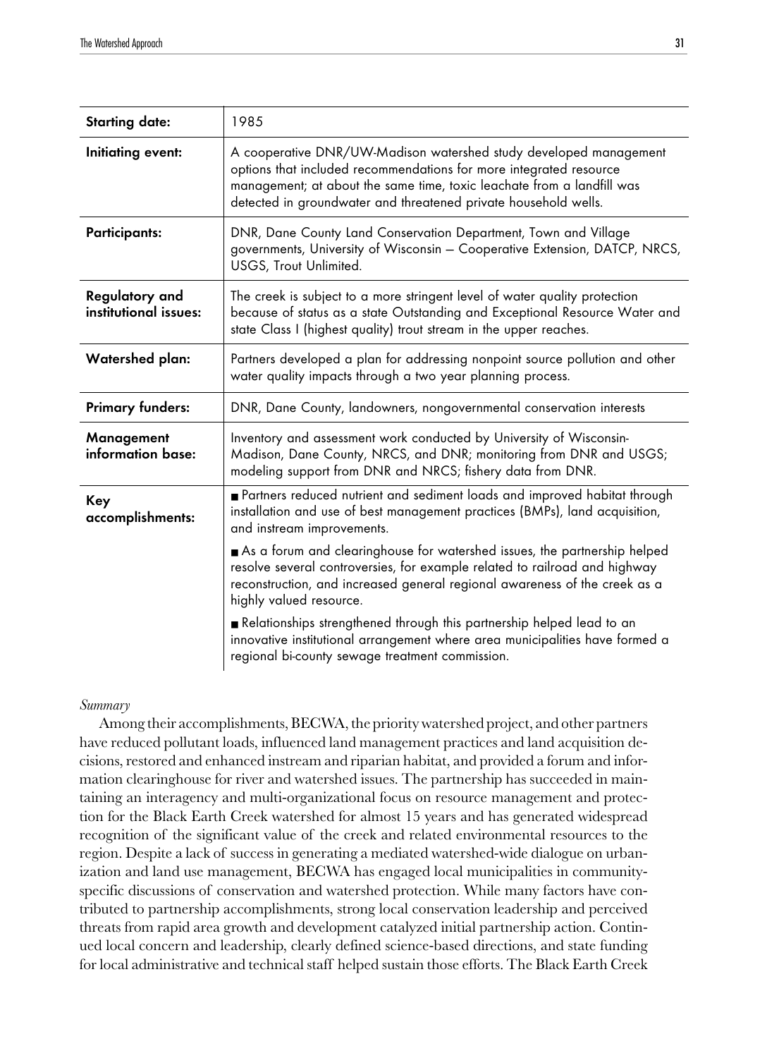| | |
|---|---|
| **Starting date:** | 1985 |
| **Initiating event:** | A cooperative DNR/UW-Madison watershed study developed management options that included recommendations for more integrated resource management; at about the same time, toxic leachate from a landfill was detected in groundwater and threatened private household wells. |
| **Participants:** | DNR, Dane County Land Conservation Department, Town and Village governments, University of Wisconsin – Cooperative Extension, DATCP, NRCS, USGS, Trout Unlimited. |
| **Regulatory and institutional issues:** | The creek is subject to a more stringent level of water quality protection because of status as a state Outstanding and Exceptional Resource Water and state Class I (highest quality) trout stream in the upper reaches. |
| **Watershed plan:** | Partners developed a plan for addressing nonpoint source pollution and other water quality impacts through a two year planning process. |
| **Primary funders:** | DNR, Dane County, landowners, nongovernmental conservation interests |
| **Management information base:** | Inventory and assessment work conducted by University of Wisconsin-Madison, Dane County, NRCS, and DNR; monitoring from DNR and USGS; modeling support from DNR and NRCS; fishery data from DNR. |
| **Key accomplishments:** | ■ Partners reduced nutrient and sediment loads and improved habitat through installation and use of best management practices (BMPs), land acquisition, and instream improvements. ■ As a forum and clearinghouse for watershed issues, the partnership helped resolve several controversies, for example related to railroad and highway reconstruction, and increased general regional awareness of the creek as a highly valued resource. ■ Relationships strengthened through this partnership helped lead to an innovative institutional arrangement where area municipalities have formed a regional bi-county sewage treatment commission. |

*Summary*

Among their accomplishments, BECWA, the priority watershed project, and other partners have reduced pollutant loads, influenced land management practices and land acquisition decisions, restored and enhanced instream and riparian habitat, and provided a forum and information clearinghouse for river and watershed issues. The partnership has succeeded in maintaining an interagency and multi-organizational focus on resource management and protection for the Black Earth Creek watershed for almost 15 years and has generated widespread recognition of the significant value of the creek and related environmental resources to the region. Despite a lack of success in generating a mediated watershed-wide dialogue on urbanization and land use management, BECWA has engaged local municipalities in community-specific discussions of conservation and watershed protection. While many factors have contributed to partnership accomplishments, strong local conservation leadership and perceived threats from rapid area growth and development catalyzed initial partnership action. Continued local concern and leadership, clearly defined science-based directions, and state funding for local administrative and technical staff helped sustain those efforts. The Black Earth Creek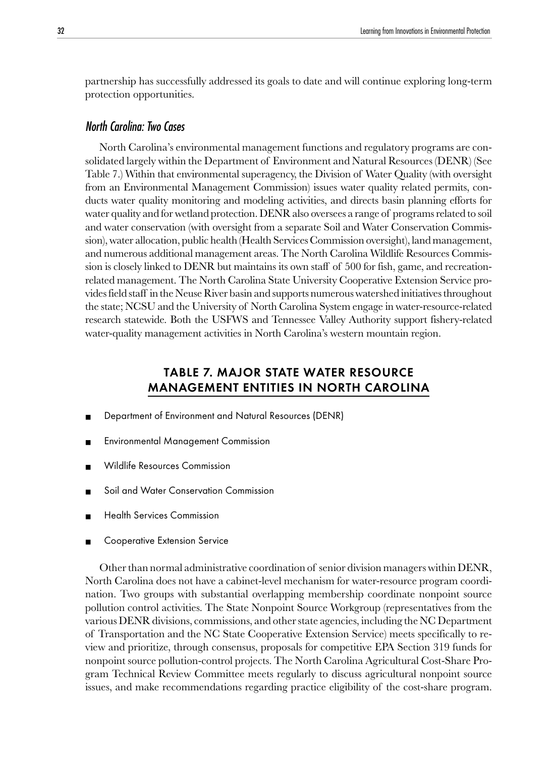partnership has successfully addressed its goals to date and will continue exploring long-term protection opportunities.

### *North Carolina: Two Cases*

North Carolina's environmental management functions and regulatory programs are consolidated largely within the Department of Environment and Natural Resources (DENR) (See Table 7.) Within that environmental superagency, the Division of Water Quality (with oversight from an Environmental Management Commission) issues water quality related permits, conducts water quality monitoring and modeling activities, and directs basin planning efforts for water quality and for wetland protection. DENR also oversees a range of programs related to soil and water conservation (with oversight from a separate Soil and Water Conservation Commission), water allocation, public health (Health Services Commission oversight), land management, and numerous additional management areas. The North Carolina Wildlife Resources Commission is closely linked to DENR but maintains its own staff of 500 for fish, game, and recreation-related management. The North Carolina State University Cooperative Extension Service provides field staff in the Neuse River basin and supports numerous watershed initiatives throughout the state; NCSU and the University of North Carolina System engage in water-resource-related research statewide. Both the USFWS and Tennessee Valley Authority support fishery-related water-quality management activities in North Carolina's western mountain region.

## TABLE 7. MAJOR STATE WATER RESOURCE MANAGEMENT ENTITIES IN NORTH CAROLINA

- Department of Environment and Natural Resources (DENR)
- Environmental Management Commission
- Wildlife Resources Commission
- Soil and Water Conservation Commission
- Health Services Commission
- Cooperative Extension Service

Other than normal administrative coordination of senior division managers within DENR, North Carolina does not have a cabinet-level mechanism for water-resource program coordination. Two groups with substantial overlapping membership coordinate nonpoint source pollution control activities. The State Nonpoint Source Workgroup (representatives from the various DENR divisions, commissions, and other state agencies, including the NC Department of Transportation and the NC State Cooperative Extension Service) meets specifically to review and prioritize, through consensus, proposals for competitive EPA Section 319 funds for nonpoint source pollution-control projects. The North Carolina Agricultural Cost-Share Program Technical Review Committee meets regularly to discuss agricultural nonpoint source issues, and make recommendations regarding practice eligibility of the cost-share program.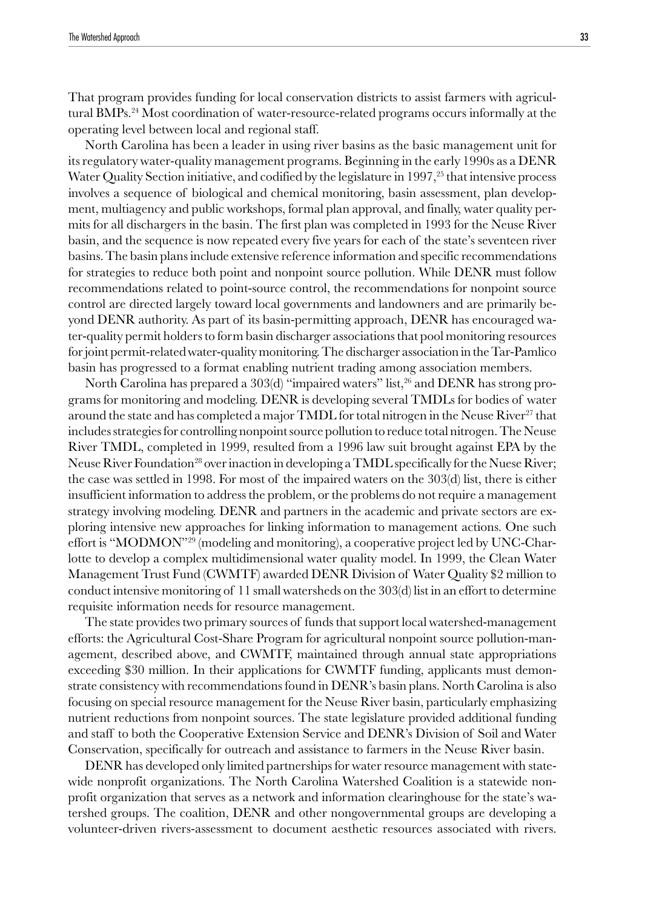That program provides funding for local conservation districts to assist farmers with agricultural BMPs.[24] Most coordination of water-resource-related programs occurs informally at the operating level between local and regional staff.

North Carolina has been a leader in using river basins as the basic management unit for its regulatory water-quality management programs. Beginning in the early 1990s as a DENR Water Quality Section initiative, and codified by the legislature in 1997,[25] that intensive process involves a sequence of biological and chemical monitoring, basin assessment, plan development, multiagency and public workshops, formal plan approval, and finally, water quality permits for all dischargers in the basin. The first plan was completed in 1993 for the Neuse River basin, and the sequence is now repeated every five years for each of the state's seventeen river basins. The basin plans include extensive reference information and specific recommendations for strategies to reduce both point and nonpoint source pollution. While DENR must follow recommendations related to point-source control, the recommendations for nonpoint source control are directed largely toward local governments and landowners and are primarily beyond DENR authority. As part of its basin-permitting approach, DENR has encouraged water-quality permit holders to form basin discharger associations that pool monitoring resources for joint permit-related water-quality monitoring. The discharger association in the Tar-Pamlico basin has progressed to a format enabling nutrient trading among association members.

North Carolina has prepared a 303(d) "impaired waters" list,[26] and DENR has strong programs for monitoring and modeling. DENR is developing several TMDLs for bodies of water around the state and has completed a major TMDL for total nitrogen in the Neuse River[27] that includes strategies for controlling nonpoint source pollution to reduce total nitrogen. The Neuse River TMDL, completed in 1999, resulted from a 1996 law suit brought against EPA by the Neuse River Foundation[28] over inaction in developing a TMDL specifically for the Nuese River; the case was settled in 1998. For most of the impaired waters on the 303(d) list, there is either insufficient information to address the problem, or the problems do not require a management strategy involving modeling. DENR and partners in the academic and private sectors are exploring intensive new approaches for linking information to management actions. One such effort is "MODMON"[29] (modeling and monitoring), a cooperative project led by UNC-Charlotte to develop a complex multidimensional water quality model. In 1999, the Clean Water Management Trust Fund (CWMTF) awarded DENR Division of Water Quality $2 million to conduct intensive monitoring of 11 small watersheds on the 303(d) list in an effort to determine requisite information needs for resource management.

The state provides two primary sources of funds that support local watershed-management efforts: the Agricultural Cost-Share Program for agricultural nonpoint source pollution-management, described above, and CWMTF, maintained through annual state appropriations exceeding $30 million. In their applications for CWMTF funding, applicants must demonstrate consistency with recommendations found in DENR's basin plans. North Carolina is also focusing on special resource management for the Neuse River basin, particularly emphasizing nutrient reductions from nonpoint sources. The state legislature provided additional funding and staff to both the Cooperative Extension Service and DENR's Division of Soil and Water Conservation, specifically for outreach and assistance to farmers in the Neuse River basin.

DENR has developed only limited partnerships for water resource management with statewide nonprofit organizations. The North Carolina Watershed Coalition is a statewide nonprofit organization that serves as a network and information clearinghouse for the state's watershed groups. The coalition, DENR and other nongovernmental groups are developing a volunteer-driven rivers-assessment to document aesthetic resources associated with rivers.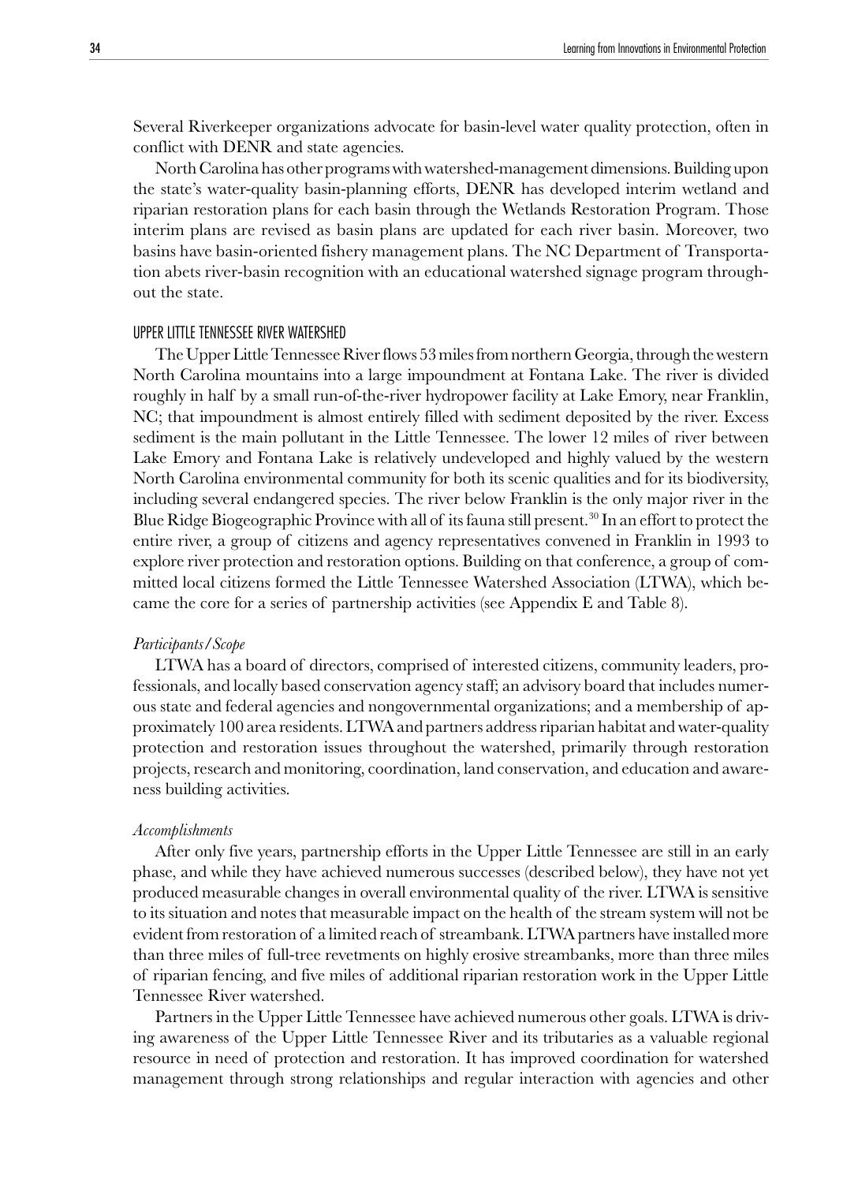Several Riverkeeper organizations advocate for basin-level water quality protection, often in conflict with DENR and state agencies.

North Carolina has other programs with watershed-management dimensions. Building upon the state's water-quality basin-planning efforts, DENR has developed interim wetland and riparian restoration plans for each basin through the Wetlands Restoration Program. Those interim plans are revised as basin plans are updated for each river basin. Moreover, two basins have basin-oriented fishery management plans. The NC Department of Transportation abets river-basin recognition with an educational watershed signage program throughout the state.

### UPPER LITTLE TENNESSEE RIVER WATERSHED

The Upper Little Tennessee River flows 53 miles from northern Georgia, through the western North Carolina mountains into a large impoundment at Fontana Lake. The river is divided roughly in half by a small run-of-the-river hydropower facility at Lake Emory, near Franklin, NC; that impoundment is almost entirely filled with sediment deposited by the river. Excess sediment is the main pollutant in the Little Tennessee. The lower 12 miles of river between Lake Emory and Fontana Lake is relatively undeveloped and highly valued by the western North Carolina environmental community for both its scenic qualities and for its biodiversity, including several endangered species. The river below Franklin is the only major river in the Blue Ridge Biogeographic Province with all of its fauna still present.[30] In an effort to protect the entire river, a group of citizens and agency representatives convened in Franklin in 1993 to explore river protection and restoration options. Building on that conference, a group of committed local citizens formed the Little Tennessee Watershed Association (LTWA), which became the core for a series of partnership activities (see Appendix E and Table 8).

#### *Participants/Scope*

LTWA has a board of directors, comprised of interested citizens, community leaders, professionals, and locally based conservation agency staff; an advisory board that includes numerous state and federal agencies and nongovernmental organizations; and a membership of approximately 100 area residents. LTWA and partners address riparian habitat and water-quality protection and restoration issues throughout the watershed, primarily through restoration projects, research and monitoring, coordination, land conservation, and education and awareness building activities.

#### *Accomplishments*

After only five years, partnership efforts in the Upper Little Tennessee are still in an early phase, and while they have achieved numerous successes (described below), they have not yet produced measurable changes in overall environmental quality of the river. LTWA is sensitive to its situation and notes that measurable impact on the health of the stream system will not be evident from restoration of a limited reach of streambank. LTWA partners have installed more than three miles of full-tree revetments on highly erosive streambanks, more than three miles of riparian fencing, and five miles of additional riparian restoration work in the Upper Little Tennessee River watershed.

Partners in the Upper Little Tennessee have achieved numerous other goals. LTWA is driving awareness of the Upper Little Tennessee River and its tributaries as a valuable regional resource in need of protection and restoration. It has improved coordination for watershed management through strong relationships and regular interaction with agencies and other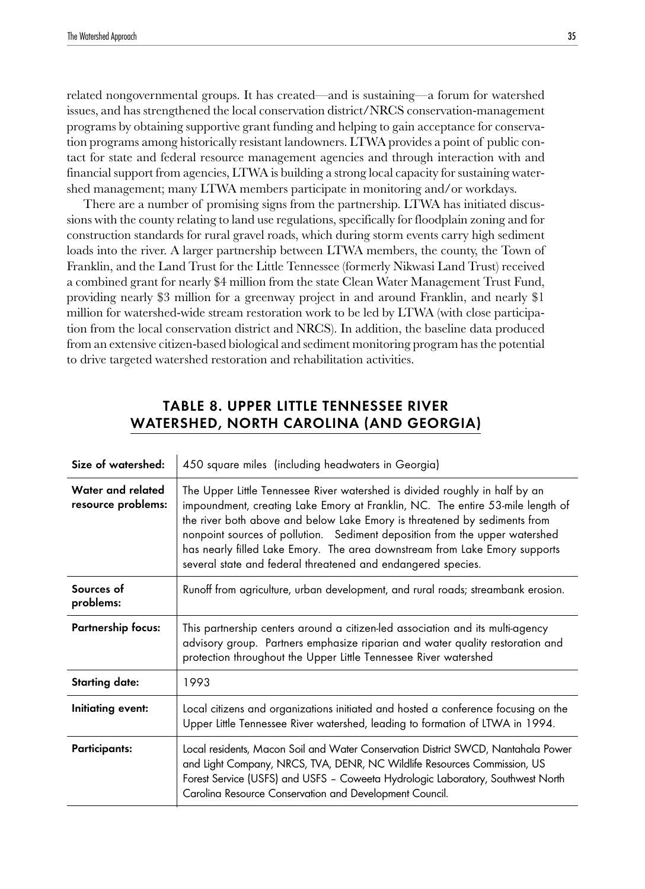related nongovernmental groups. It has created—and is sustaining—a forum for watershed issues, and has strengthened the local conservation district/NRCS conservation-management programs by obtaining supportive grant funding and helping to gain acceptance for conservation programs among historically resistant landowners. LTWA provides a point of public contact for state and federal resource management agencies and through interaction with and financial support from agencies, LTWA is building a strong local capacity for sustaining watershed management; many LTWA members participate in monitoring and/or workdays.

There are a number of promising signs from the partnership. LTWA has initiated discussions with the county relating to land use regulations, specifically for floodplain zoning and for construction standards for rural gravel roads, which during storm events carry high sediment loads into the river. A larger partnership between LTWA members, the county, the Town of Franklin, and the Land Trust for the Little Tennessee (formerly Nikwasi Land Trust) received a combined grant for nearly $4 million from the state Clean Water Management Trust Fund, providing nearly $3 million for a greenway project in and around Franklin, and nearly $1 million for watershed-wide stream restoration work to be led by LTWA (with close participation from the local conservation district and NRCS). In addition, the baseline data produced from an extensive citizen-based biological and sediment monitoring program has the potential to drive targeted watershed restoration and rehabilitation activities.

## TABLE 8. UPPER LITTLE TENNESSEE RIVER WATERSHED, NORTH CAROLINA (AND GEORGIA)

| | |
|---|---|
| **Size of watershed:** | 450 square miles (including headwaters in Georgia) |
| **Water and related resource problems:** | The Upper Little Tennessee River watershed is divided roughly in half by an impoundment, creating Lake Emory at Franklin, NC. The entire 53-mile length of the river both above and below Lake Emory is threatened by sediments from nonpoint sources of pollution. Sediment deposition from the upper watershed has nearly filled Lake Emory. The area downstream from Lake Emory supports several state and federal threatened and endangered species. |
| **Sources of problems:** | Runoff from agriculture, urban development, and rural roads; streambank erosion. |
| **Partnership focus:** | This partnership centers around a citizen-led association and its multi-agency advisory group. Partners emphasize riparian and water quality restoration and protection throughout the Upper Little Tennessee River watershed |
| **Starting date:** | 1993 |
| **Initiating event:** | Local citizens and organizations initiated and hosted a conference focusing on the Upper Little Tennessee River watershed, leading to formation of LTWA in 1994. |
| **Participants:** | Local residents, Macon Soil and Water Conservation District SWCD, Nantahala Power and Light Company, NRCS, TVA, DENR, NC Wildlife Resources Commission, US Forest Service (USFS) and USFS – Coweeta Hydrologic Laboratory, Southwest North Carolina Resource Conservation and Development Council. |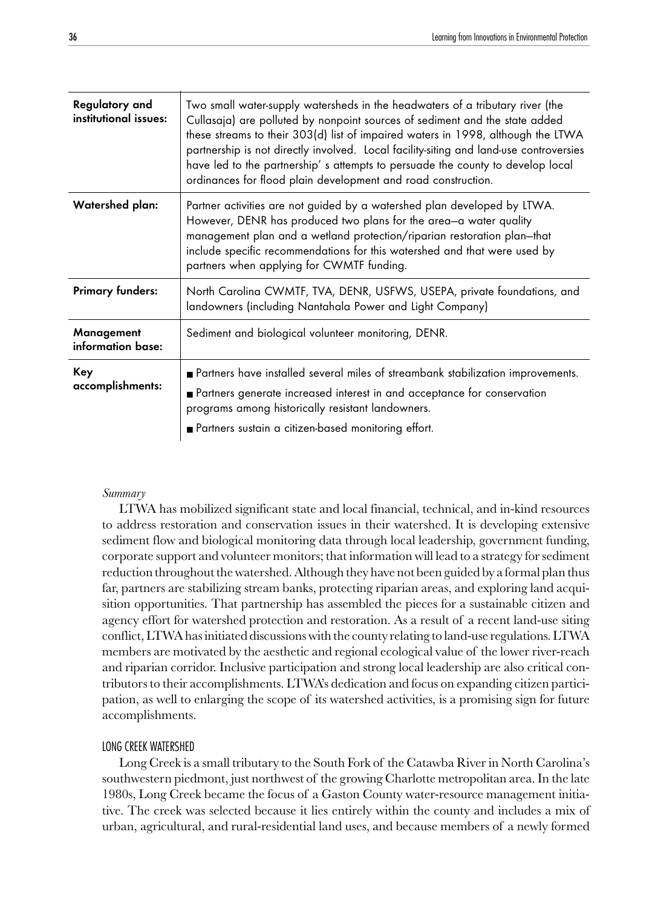| | |
|---|---|
| **Regulatory and institutional issues:** | Two small water-supply watersheds in the headwaters of a tributary river (the Cullasaja) are polluted by nonpoint sources of sediment and the state added these streams to their 303(d) list of impaired waters in 1998, although the LTWA partnership is not directly involved. Local facility-siting and land-use controversies have led to the partnership' s attempts to persuade the county to develop local ordinances for flood plain development and road construction. |
| **Watershed plan:** | Partner activities are not guided by a watershed plan developed by LTWA. However, DENR has produced two plans for the area—a water quality management plan and a wetland protection/riparian restoration plan—that include specific recommendations for this watershed and that were used by partners when applying for CWMTF funding. |
| **Primary funders:** | North Carolina CWMTF, TVA, DENR, USFWS, USEPA, private foundations, and landowners (including Nantahala Power and Light Company) |
| **Management information base:** | Sediment and biological volunteer monitoring, DENR. |
| **Key accomplishments:** | ■ Partners have installed several miles of streambank stabilization improvements. ■ Partners generate increased interest in and acceptance for conservation programs among historically resistant landowners. ■ Partners sustain a citizen-based monitoring effort. |

*Summary*

LTWA has mobilized significant state and local financial, technical, and in-kind resources to address restoration and conservation issues in their watershed. It is developing extensive sediment flow and biological monitoring data through local leadership, government funding, corporate support and volunteer monitors; that information will lead to a strategy for sediment reduction throughout the watershed. Although they have not been guided by a formal plan thus far, partners are stabilizing stream banks, protecting riparian areas, and exploring land acquisition opportunities. That partnership has assembled the pieces for a sustainable citizen and agency effort for watershed protection and restoration. As a result of a recent land-use siting conflict, LTWA has initiated discussions with the county relating to land-use regulations. LTWA members are motivated by the aesthetic and regional ecological value of the lower river-reach and riparian corridor. Inclusive participation and strong local leadership are also critical contributors to their accomplishments. LTWA's dedication and focus on expanding citizen participation, as well to enlarging the scope of its watershed activities, is a promising sign for future accomplishments.

### LONG CREEK WATERSHED

Long Creek is a small tributary to the South Fork of the Catawba River in North Carolina's southwestern piedmont, just northwest of the growing Charlotte metropolitan area. In the late 1980s, Long Creek became the focus of a Gaston County water-resource management initiative. The creek was selected because it lies entirely within the county and includes a mix of urban, agricultural, and rural-residential land uses, and because members of a newly formed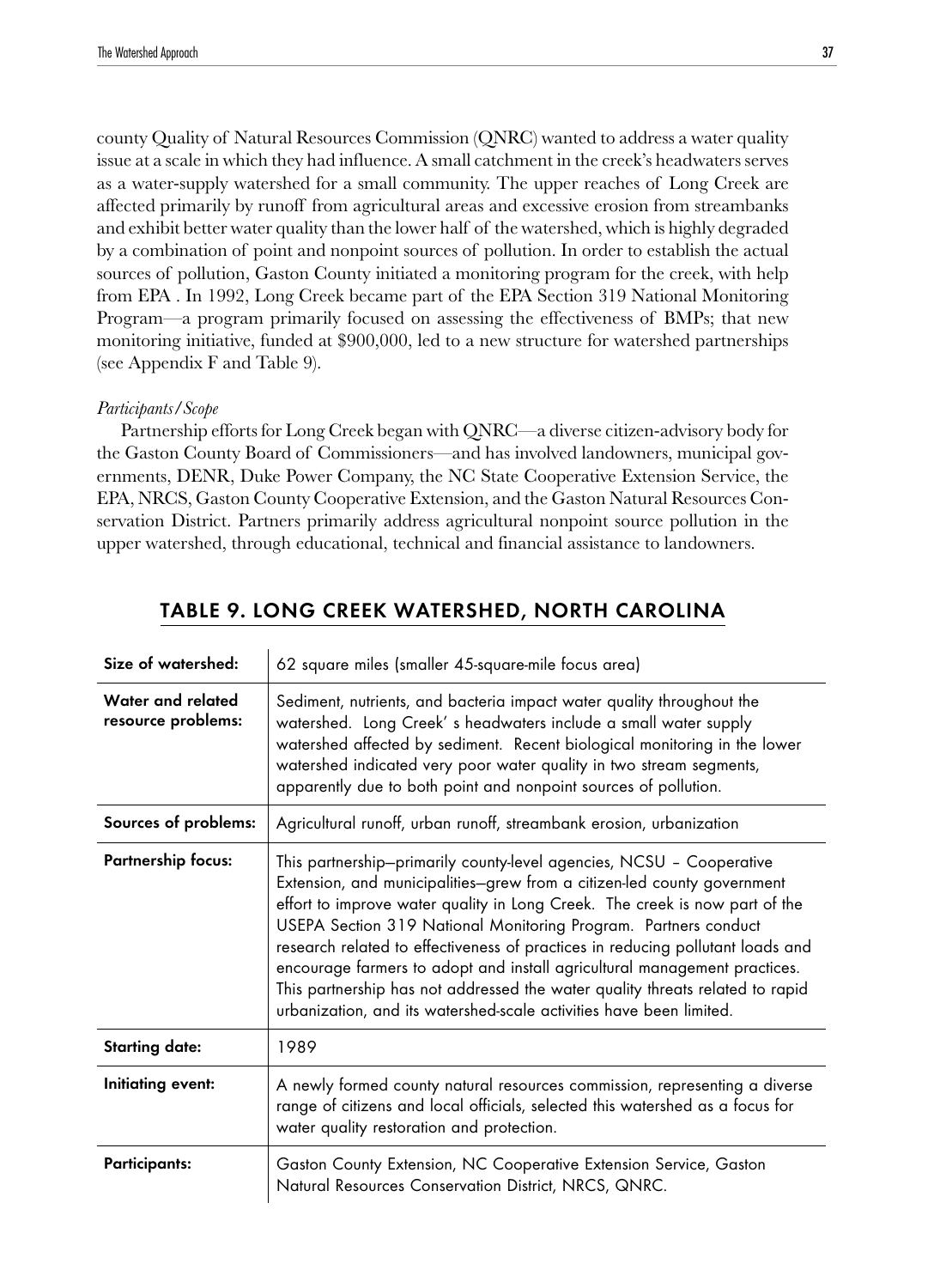county Quality of Natural Resources Commission (QNRC) wanted to address a water quality issue at a scale in which they had influence. A small catchment in the creek's headwaters serves as a water-supply watershed for a small community. The upper reaches of Long Creek are affected primarily by runoff from agricultural areas and excessive erosion from streambanks and exhibit better water quality than the lower half of the watershed, which is highly degraded by a combination of point and nonpoint sources of pollution. In order to establish the actual sources of pollution, Gaston County initiated a monitoring program for the creek, with help from EPA . In 1992, Long Creek became part of the EPA Section 319 National Monitoring Program—a program primarily focused on assessing the effectiveness of BMPs; that new monitoring initiative, funded at $900,000, led to a new structure for watershed partnerships (see Appendix F and Table 9).

*Participants/Scope*

Partnership efforts for Long Creek began with QNRC—a diverse citizen-advisory body for the Gaston County Board of Commissioners—and has involved landowners, municipal governments, DENR, Duke Power Company, the NC State Cooperative Extension Service, the EPA, NRCS, Gaston County Cooperative Extension, and the Gaston Natural Resources Conservation District. Partners primarily address agricultural nonpoint source pollution in the upper watershed, through educational, technical and financial assistance to landowners.

## TABLE 9. LONG CREEK WATERSHED, NORTH CAROLINA

| | |
|---|---|
| **Size of watershed:** | 62 square miles (smaller 45-square-mile focus area) |
| **Water and related resource problems:** | Sediment, nutrients, and bacteria impact water quality throughout the watershed. Long Creek' s headwaters include a small water supply watershed affected by sediment. Recent biological monitoring in the lower watershed indicated very poor water quality in two stream segments, apparently due to both point and nonpoint sources of pollution. |
| **Sources of problems:** | Agricultural runoff, urban runoff, streambank erosion, urbanization |
| **Partnership focus:** | This partnership–primarily county-level agencies, NCSU – Cooperative Extension, and municipalities–grew from a citizen-led county government effort to improve water quality in Long Creek. The creek is now part of the USEPA Section 319 National Monitoring Program. Partners conduct research related to effectiveness of practices in reducing pollutant loads and encourage farmers to adopt and install agricultural management practices. This partnership has not addressed the water quality threats related to rapid urbanization, and its watershed-scale activities have been limited. |
| **Starting date:** | 1989 |
| **Initiating event:** | A newly formed county natural resources commission, representing a diverse range of citizens and local officials, selected this watershed as a focus for water quality restoration and protection. |
| **Participants:** | Gaston County Extension, NC Cooperative Extension Service, Gaston Natural Resources Conservation District, NRCS, QNRC. |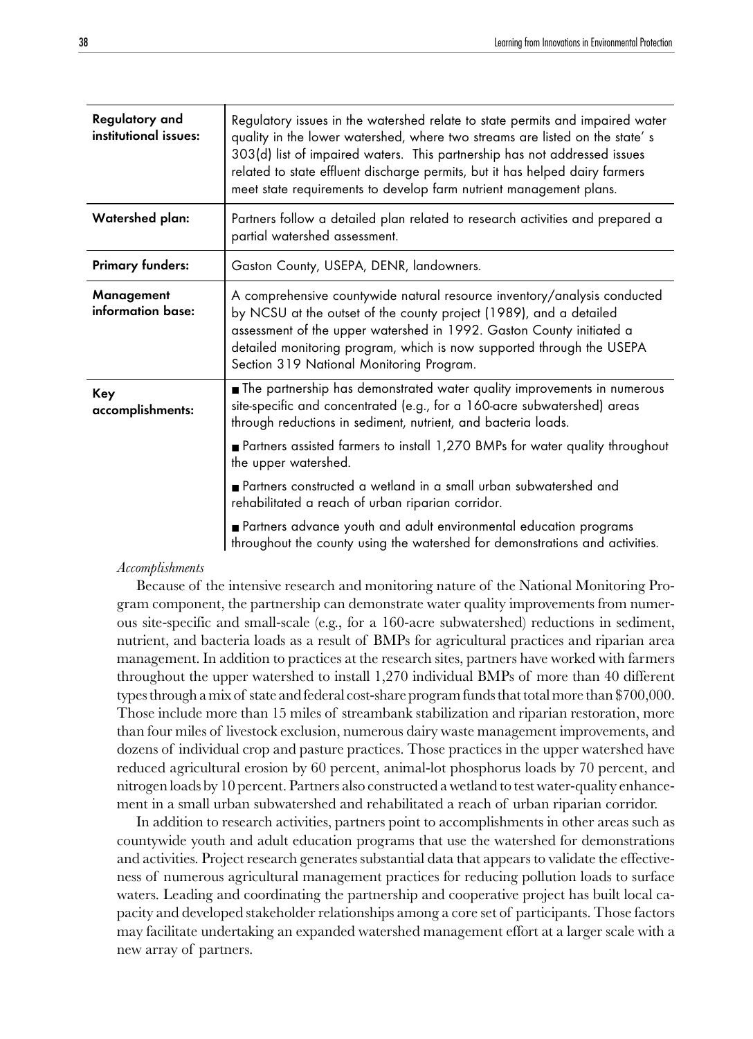| | |
|---|---|
| **Regulatory and institutional issues:** | Regulatory issues in the watershed relate to state permits and impaired water quality in the lower watershed, where two streams are listed on the state' s 303(d) list of impaired waters. This partnership has not addressed issues related to state effluent discharge permits, but it has helped dairy farmers meet state requirements to develop farm nutrient management plans. |
| **Watershed plan:** | Partners follow a detailed plan related to research activities and prepared a partial watershed assessment. |
| **Primary funders:** | Gaston County, USEPA, DENR, landowners. |
| **Management information base:** | A comprehensive countywide natural resource inventory/analysis conducted by NCSU at the outset of the county project (1989), and a detailed assessment of the upper watershed in 1992. Gaston County initiated a detailed monitoring program, which is now supported through the USEPA Section 319 National Monitoring Program. |
| **Key accomplishments:** | ■ The partnership has demonstrated water quality improvements in numerous site-specific and concentrated (e.g., for a 160-acre subwatershed) areas through reductions in sediment, nutrient, and bacteria loads.<br>■ Partners assisted farmers to install 1,270 BMPs for water quality throughout the upper watershed.<br>■ Partners constructed a wetland in a small urban subwatershed and rehabilitated a reach of urban riparian corridor.<br>■ Partners advance youth and adult environmental education programs throughout the county using the watershed for demonstrations and activities. |

*Accomplishments*

Because of the intensive research and monitoring nature of the National Monitoring Program component, the partnership can demonstrate water quality improvements from numerous site-specific and small-scale (e.g., for a 160-acre subwatershed) reductions in sediment, nutrient, and bacteria loads as a result of BMPs for agricultural practices and riparian area management. In addition to practices at the research sites, partners have worked with farmers throughout the upper watershed to install 1,270 individual BMPs of more than 40 different types through a mix of state and federal cost-share program funds that total more than $700,000. Those include more than 15 miles of streambank stabilization and riparian restoration, more than four miles of livestock exclusion, numerous dairy waste management improvements, and dozens of individual crop and pasture practices. Those practices in the upper watershed have reduced agricultural erosion by 60 percent, animal-lot phosphorus loads by 70 percent, and nitrogen loads by 10 percent. Partners also constructed a wetland to test water-quality enhancement in a small urban subwatershed and rehabilitated a reach of urban riparian corridor.

In addition to research activities, partners point to accomplishments in other areas such as countywide youth and adult education programs that use the watershed for demonstrations and activities. Project research generates substantial data that appears to validate the effectiveness of numerous agricultural management practices for reducing pollution loads to surface waters. Leading and coordinating the partnership and cooperative project has built local capacity and developed stakeholder relationships among a core set of participants. Those factors may facilitate undertaking an expanded watershed management effort at a larger scale with a new array of partners.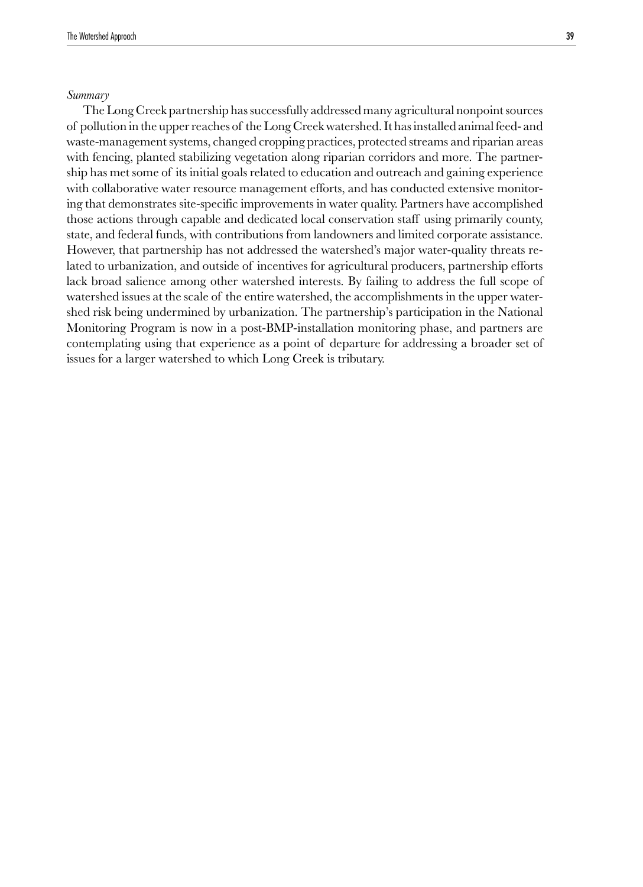*Summary*

The Long Creek partnership has successfully addressed many agricultural nonpoint sources of pollution in the upper reaches of the Long Creek watershed. It has installed animal feed- and waste-management systems, changed cropping practices, protected streams and riparian areas with fencing, planted stabilizing vegetation along riparian corridors and more. The partnership has met some of its initial goals related to education and outreach and gaining experience with collaborative water resource management efforts, and has conducted extensive monitoring that demonstrates site-specific improvements in water quality. Partners have accomplished those actions through capable and dedicated local conservation staff using primarily county, state, and federal funds, with contributions from landowners and limited corporate assistance. However, that partnership has not addressed the watershed's major water-quality threats related to urbanization, and outside of incentives for agricultural producers, partnership efforts lack broad salience among other watershed interests. By failing to address the full scope of watershed issues at the scale of the entire watershed, the accomplishments in the upper watershed risk being undermined by urbanization. The partnership's participation in the National Monitoring Program is now in a post-BMP-installation monitoring phase, and partners are contemplating using that experience as a point of departure for addressing a broader set of issues for a larger watershed to which Long Creek is tributary.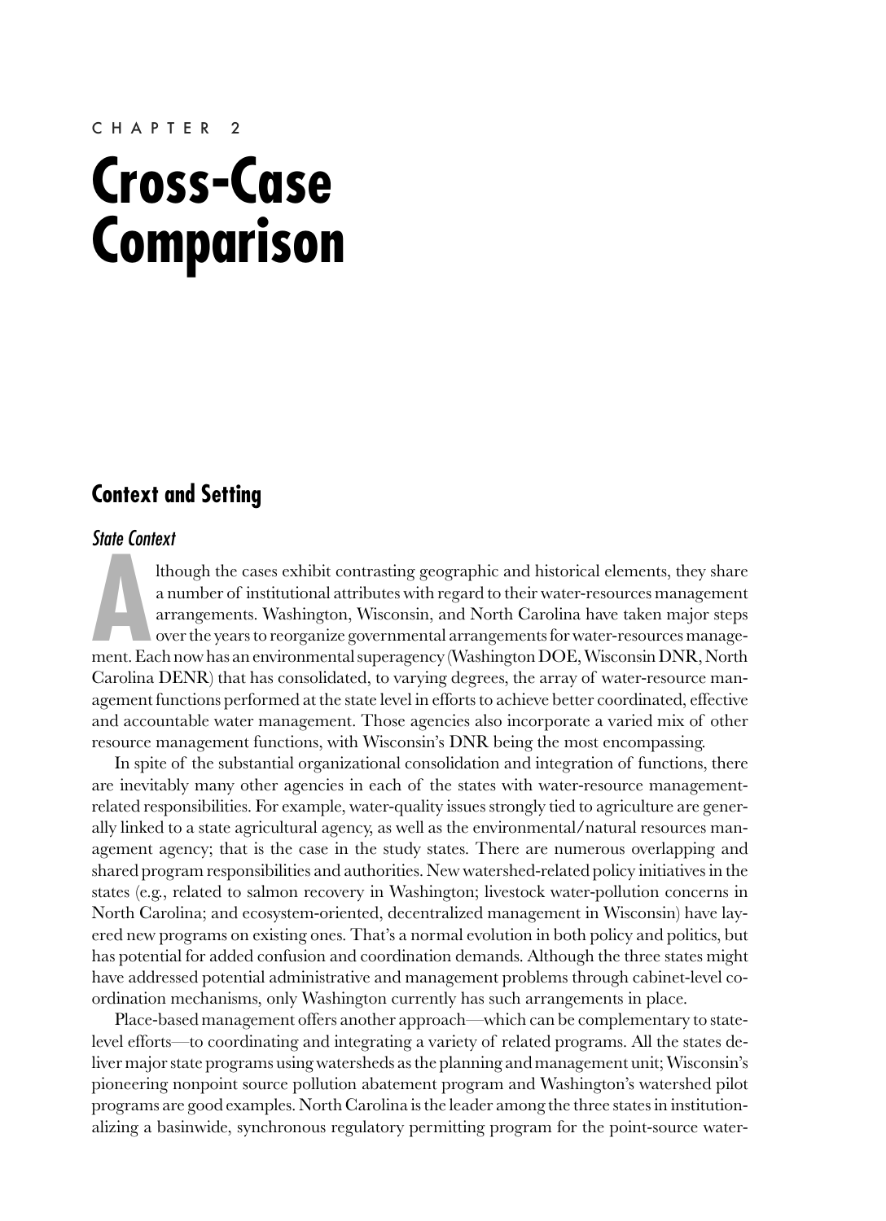CHAPTER 2

# Cross-Case Comparison

## Context and Setting

### *State Context*

Although the cases exhibit contrasting geographic and historical elements, they share a number of institutional attributes with regard to their water-resources management arrangements. Washington, Wisconsin, and North Carolina have taken major steps over the years to reorganize governmental arrangements for water-resources management. Each now has an environmental superagency (Washington DOE, Wisconsin DNR, North Carolina DENR) that has consolidated, to varying degrees, the array of water-resource management functions performed at the state level in efforts to achieve better coordinated, effective and accountable water management. Those agencies also incorporate a varied mix of other resource management functions, with Wisconsin's DNR being the most encompassing.

In spite of the substantial organizational consolidation and integration of functions, there are inevitably many other agencies in each of the states with water-resource management-related responsibilities. For example, water-quality issues strongly tied to agriculture are generally linked to a state agricultural agency, as well as the environmental/natural resources management agency; that is the case in the study states. There are numerous overlapping and shared program responsibilities and authorities. New watershed-related policy initiatives in the states (e.g., related to salmon recovery in Washington; livestock water-pollution concerns in North Carolina; and ecosystem-oriented, decentralized management in Wisconsin) have layered new programs on existing ones. That's a normal evolution in both policy and politics, but has potential for added confusion and coordination demands. Although the three states might have addressed potential administrative and management problems through cabinet-level coordination mechanisms, only Washington currently has such arrangements in place.

Place-based management offers another approach—which can be complementary to state-level efforts—to coordinating and integrating a variety of related programs. All the states deliver major state programs using watersheds as the planning and management unit; Wisconsin's pioneering nonpoint source pollution abatement program and Washington's watershed pilot programs are good examples. North Carolina is the leader among the three states in institutionalizing a basinwide, synchronous regulatory permitting program for the point-source water-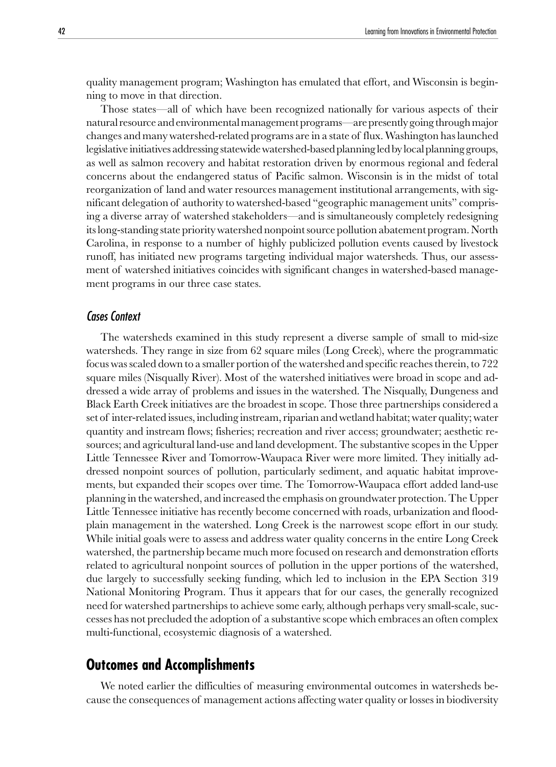quality management program; Washington has emulated that effort, and Wisconsin is beginning to move in that direction.

Those states—all of which have been recognized nationally for various aspects of their natural resource and environmental management programs—are presently going through major changes and many watershed-related programs are in a state of flux. Washington has launched legislative initiatives addressing statewide watershed-based planning led by local planning groups, as well as salmon recovery and habitat restoration driven by enormous regional and federal concerns about the endangered status of Pacific salmon. Wisconsin is in the midst of total reorganization of land and water resources management institutional arrangements, with significant delegation of authority to watershed-based "geographic management units" comprising a diverse array of watershed stakeholders—and is simultaneously completely redesigning its long-standing state priority watershed nonpoint source pollution abatement program. North Carolina, in response to a number of highly publicized pollution events caused by livestock runoff, has initiated new programs targeting individual major watersheds. Thus, our assessment of watershed initiatives coincides with significant changes in watershed-based management programs in our three case states.

### Cases Context

The watersheds examined in this study represent a diverse sample of small to mid-size watersheds. They range in size from 62 square miles (Long Creek), where the programmatic focus was scaled down to a smaller portion of the watershed and specific reaches therein, to 722 square miles (Nisqually River). Most of the watershed initiatives were broad in scope and addressed a wide array of problems and issues in the watershed. The Nisqually, Dungeness and Black Earth Creek initiatives are the broadest in scope. Those three partnerships considered a set of inter-related issues, including instream, riparian and wetland habitat; water quality; water quantity and instream flows; fisheries; recreation and river access; groundwater; aesthetic resources; and agricultural land-use and land development. The substantive scopes in the Upper Little Tennessee River and Tomorrow-Waupaca River were more limited. They initially addressed nonpoint sources of pollution, particularly sediment, and aquatic habitat improvements, but expanded their scopes over time. The Tomorrow-Waupaca effort added land-use planning in the watershed, and increased the emphasis on groundwater protection. The Upper Little Tennessee initiative has recently become concerned with roads, urbanization and floodplain management in the watershed. Long Creek is the narrowest scope effort in our study. While initial goals were to assess and address water quality concerns in the entire Long Creek watershed, the partnership became much more focused on research and demonstration efforts related to agricultural nonpoint sources of pollution in the upper portions of the watershed, due largely to successfully seeking funding, which led to inclusion in the EPA Section 319 National Monitoring Program. Thus it appears that for our cases, the generally recognized need for watershed partnerships to achieve some early, although perhaps very small-scale, successes has not precluded the adoption of a substantive scope which embraces an often complex multi-functional, ecosystemic diagnosis of a watershed.

## Outcomes and Accomplishments

We noted earlier the difficulties of measuring environmental outcomes in watersheds because the consequences of management actions affecting water quality or losses in biodiversity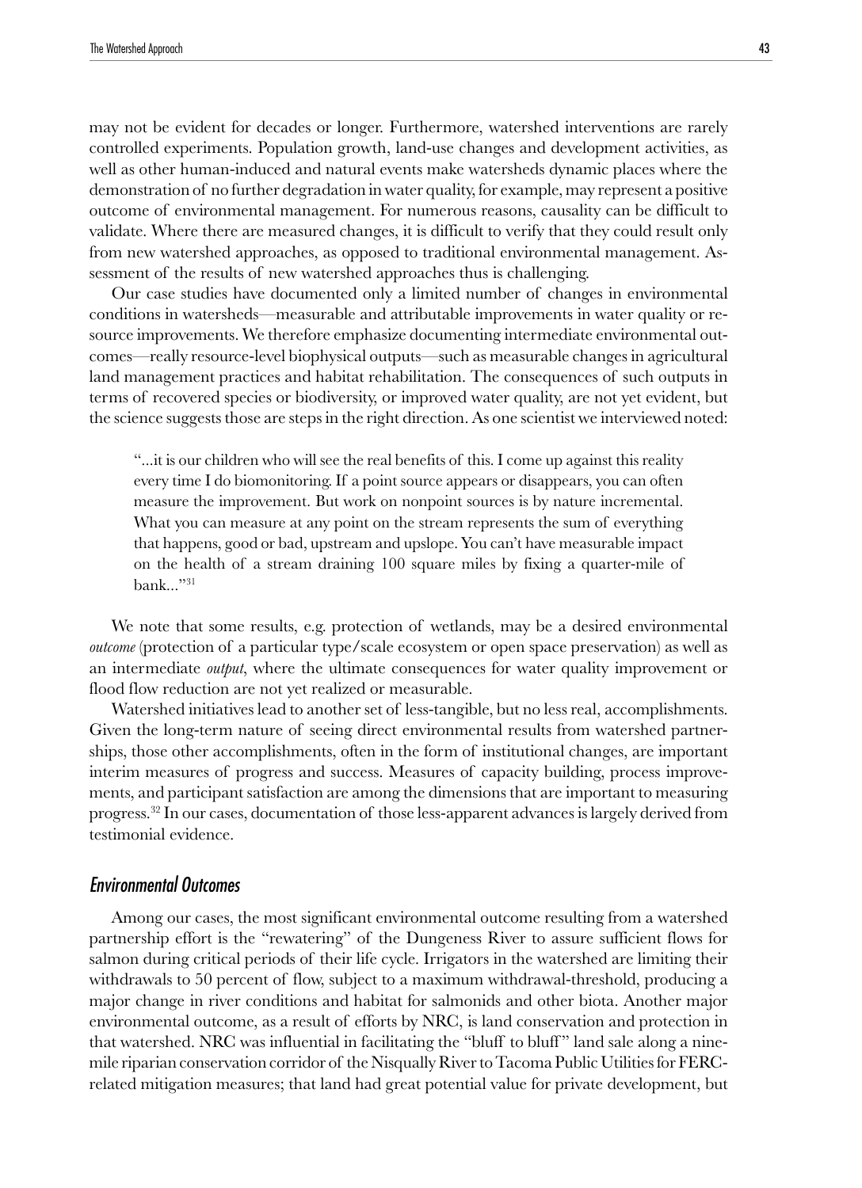may not be evident for decades or longer. Furthermore, watershed interventions are rarely controlled experiments. Population growth, land-use changes and development activities, as well as other human-induced and natural events make watersheds dynamic places where the demonstration of no further degradation in water quality, for example, may represent a positive outcome of environmental management. For numerous reasons, causality can be difficult to validate. Where there are measured changes, it is difficult to verify that they could result only from new watershed approaches, as opposed to traditional environmental management. Assessment of the results of new watershed approaches thus is challenging.

Our case studies have documented only a limited number of changes in environmental conditions in watersheds—measurable and attributable improvements in water quality or resource improvements. We therefore emphasize documenting intermediate environmental outcomes—really resource-level biophysical outputs—such as measurable changes in agricultural land management practices and habitat rehabilitation. The consequences of such outputs in terms of recovered species or biodiversity, or improved water quality, are not yet evident, but the science suggests those are steps in the right direction. As one scientist we interviewed noted:

> "...it is our children who will see the real benefits of this. I come up against this reality every time I do biomonitoring. If a point source appears or disappears, you can often measure the improvement. But work on nonpoint sources is by nature incremental. What you can measure at any point on the stream represents the sum of everything that happens, good or bad, upstream and upslope. You can't have measurable impact on the health of a stream draining 100 square miles by fixing a quarter-mile of bank..."[31]

We note that some results, e.g. protection of wetlands, may be a desired environmental *outcome* (protection of a particular type/scale ecosystem or open space preservation) as well as an intermediate *output*, where the ultimate consequences for water quality improvement or flood flow reduction are not yet realized or measurable.

Watershed initiatives lead to another set of less-tangible, but no less real, accomplishments. Given the long-term nature of seeing direct environmental results from watershed partnerships, those other accomplishments, often in the form of institutional changes, are important interim measures of progress and success. Measures of capacity building, process improvements, and participant satisfaction are among the dimensions that are important to measuring progress.[32] In our cases, documentation of those less-apparent advances is largely derived from testimonial evidence.

## *Environmental Outcomes*

Among our cases, the most significant environmental outcome resulting from a watershed partnership effort is the "rewatering" of the Dungeness River to assure sufficient flows for salmon during critical periods of their life cycle. Irrigators in the watershed are limiting their withdrawals to 50 percent of flow, subject to a maximum withdrawal-threshold, producing a major change in river conditions and habitat for salmonids and other biota. Another major environmental outcome, as a result of efforts by NRC, is land conservation and protection in that watershed. NRC was influential in facilitating the "bluff to bluff" land sale along a nine-mile riparian conservation corridor of the Nisqually River to Tacoma Public Utilities for FERC-related mitigation measures; that land had great potential value for private development, but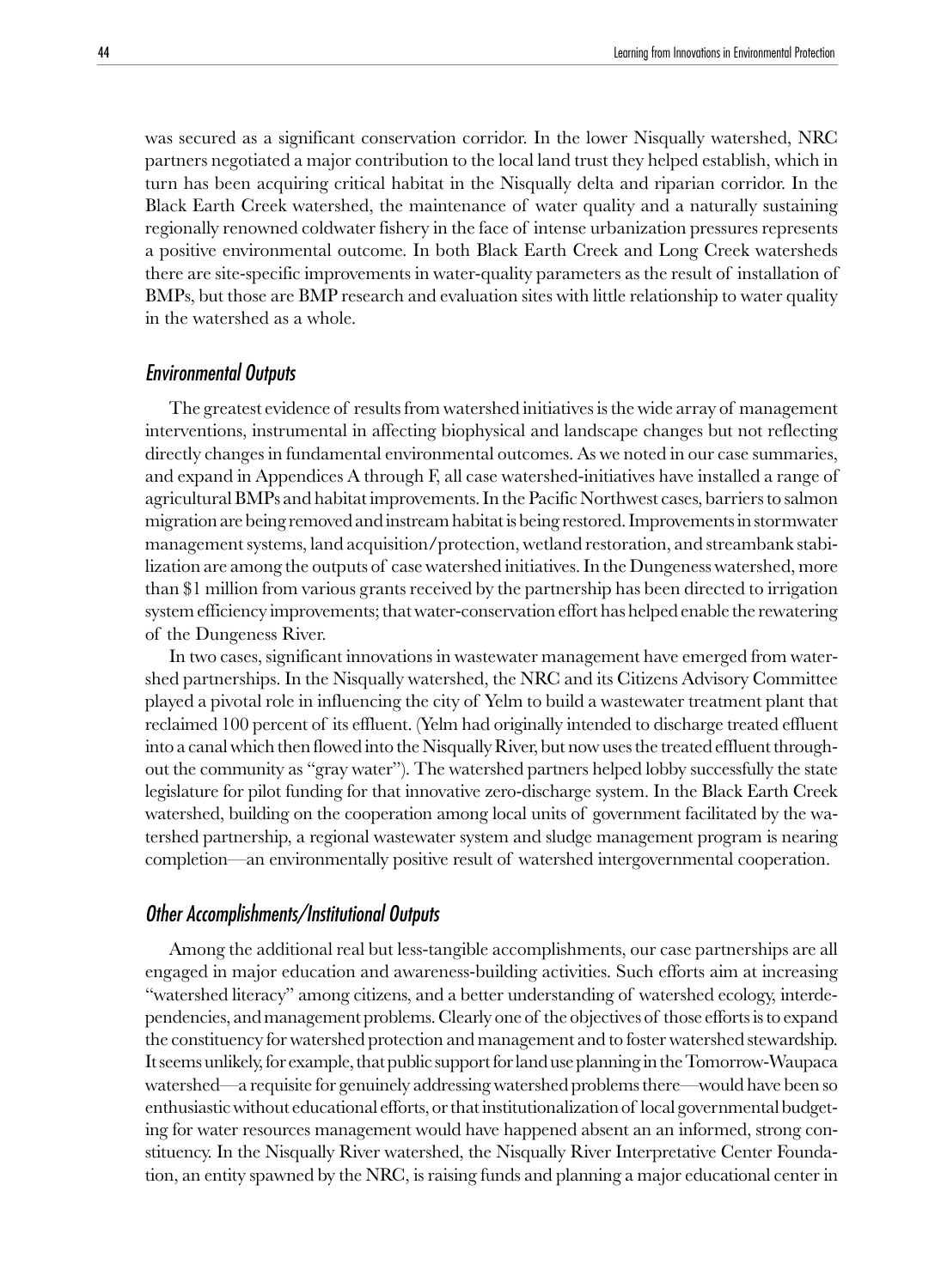was secured as a significant conservation corridor. In the lower Nisqually watershed, NRC partners negotiated a major contribution to the local land trust they helped establish, which in turn has been acquiring critical habitat in the Nisqually delta and riparian corridor. In the Black Earth Creek watershed, the maintenance of water quality and a naturally sustaining regionally renowned coldwater fishery in the face of intense urbanization pressures represents a positive environmental outcome. In both Black Earth Creek and Long Creek watersheds there are site-specific improvements in water-quality parameters as the result of installation of BMPs, but those are BMP research and evaluation sites with little relationship to water quality in the watershed as a whole.

### *Environmental Outputs*

The greatest evidence of results from watershed initiatives is the wide array of management interventions, instrumental in affecting biophysical and landscape changes but not reflecting directly changes in fundamental environmental outcomes. As we noted in our case summaries, and expand in Appendices A through F, all case watershed-initiatives have installed a range of agricultural BMPs and habitat improvements. In the Pacific Northwest cases, barriers to salmon migration are being removed and instream habitat is being restored. Improvements in stormwater management systems, land acquisition/protection, wetland restoration, and streambank stabilization are among the outputs of case watershed initiatives. In the Dungeness watershed, more than $1 million from various grants received by the partnership has been directed to irrigation system efficiency improvements; that water-conservation effort has helped enable the rewatering of the Dungeness River.

In two cases, significant innovations in wastewater management have emerged from watershed partnerships. In the Nisqually watershed, the NRC and its Citizens Advisory Committee played a pivotal role in influencing the city of Yelm to build a wastewater treatment plant that reclaimed 100 percent of its effluent. (Yelm had originally intended to discharge treated effluent into a canal which then flowed into the Nisqually River, but now uses the treated effluent throughout the community as "gray water"). The watershed partners helped lobby successfully the state legislature for pilot funding for that innovative zero-discharge system. In the Black Earth Creek watershed, building on the cooperation among local units of government facilitated by the watershed partnership, a regional wastewater system and sludge management program is nearing completion—an environmentally positive result of watershed intergovernmental cooperation.

### *Other Accomplishments/Institutional Outputs*

Among the additional real but less-tangible accomplishments, our case partnerships are all engaged in major education and awareness-building activities. Such efforts aim at increasing "watershed literacy" among citizens, and a better understanding of watershed ecology, interdependencies, and management problems. Clearly one of the objectives of those efforts is to expand the constituency for watershed protection and management and to foster watershed stewardship. It seems unlikely, for example, that public support for land use planning in the Tomorrow-Waupaca watershed—a requisite for genuinely addressing watershed problems there—would have been so enthusiastic without educational efforts, or that institutionalization of local governmental budgeting for water resources management would have happened absent an an informed, strong constituency. In the Nisqually River watershed, the Nisqually River Interpretative Center Foundation, an entity spawned by the NRC, is raising funds and planning a major educational center in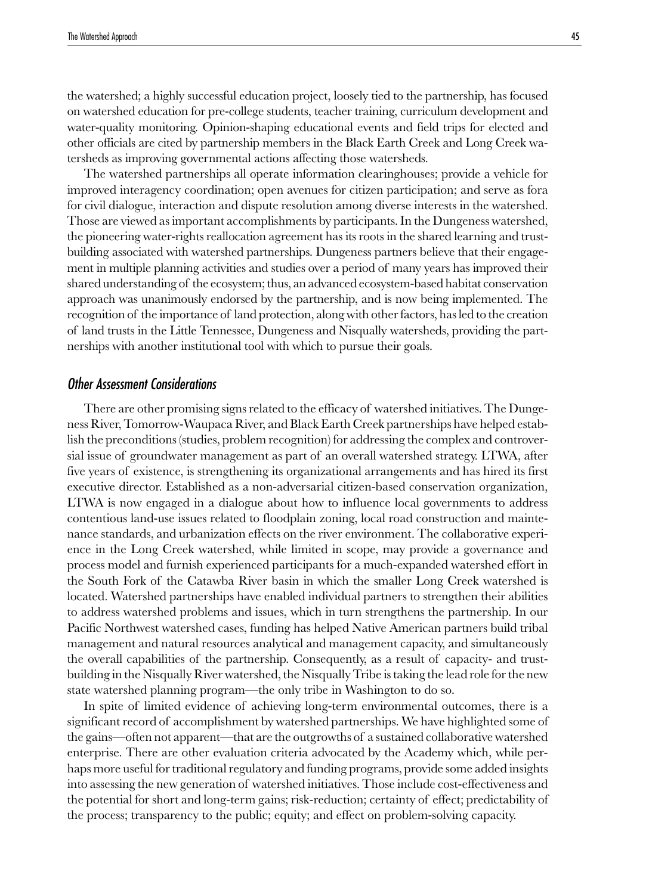the watershed; a highly successful education project, loosely tied to the partnership, has focused on watershed education for pre-college students, teacher training, curriculum development and water-quality monitoring. Opinion-shaping educational events and field trips for elected and other officials are cited by partnership members in the Black Earth Creek and Long Creek watersheds as improving governmental actions affecting those watersheds.

The watershed partnerships all operate information clearinghouses; provide a vehicle for improved interagency coordination; open avenues for citizen participation; and serve as fora for civil dialogue, interaction and dispute resolution among diverse interests in the watershed. Those are viewed as important accomplishments by participants. In the Dungeness watershed, the pioneering water-rights reallocation agreement has its roots in the shared learning and trust-building associated with watershed partnerships. Dungeness partners believe that their engagement in multiple planning activities and studies over a period of many years has improved their shared understanding of the ecosystem; thus, an advanced ecosystem-based habitat conservation approach was unanimously endorsed by the partnership, and is now being implemented. The recognition of the importance of land protection, along with other factors, has led to the creation of land trusts in the Little Tennessee, Dungeness and Nisqually watersheds, providing the partnerships with another institutional tool with which to pursue their goals.

## *Other Assessment Considerations*

There are other promising signs related to the efficacy of watershed initiatives. The Dungeness River, Tomorrow-Waupaca River, and Black Earth Creek partnerships have helped establish the preconditions (studies, problem recognition) for addressing the complex and controversial issue of groundwater management as part of an overall watershed strategy. LTWA, after five years of existence, is strengthening its organizational arrangements and has hired its first executive director. Established as a non-adversarial citizen-based conservation organization, LTWA is now engaged in a dialogue about how to influence local governments to address contentious land-use issues related to floodplain zoning, local road construction and maintenance standards, and urbanization effects on the river environment. The collaborative experience in the Long Creek watershed, while limited in scope, may provide a governance and process model and furnish experienced participants for a much-expanded watershed effort in the South Fork of the Catawba River basin in which the smaller Long Creek watershed is located. Watershed partnerships have enabled individual partners to strengthen their abilities to address watershed problems and issues, which in turn strengthens the partnership. In our Pacific Northwest watershed cases, funding has helped Native American partners build tribal management and natural resources analytical and management capacity, and simultaneously the overall capabilities of the partnership. Consequently, as a result of capacity- and trust-building in the Nisqually River watershed, the Nisqually Tribe is taking the lead role for the new state watershed planning program—the only tribe in Washington to do so.

In spite of limited evidence of achieving long-term environmental outcomes, there is a significant record of accomplishment by watershed partnerships. We have highlighted some of the gains—often not apparent—that are the outgrowths of a sustained collaborative watershed enterprise. There are other evaluation criteria advocated by the Academy which, while perhaps more useful for traditional regulatory and funding programs, provide some added insights into assessing the new generation of watershed initiatives. Those include cost-effectiveness and the potential for short and long-term gains; risk-reduction; certainty of effect; predictability of the process; transparency to the public; equity; and effect on problem-solving capacity.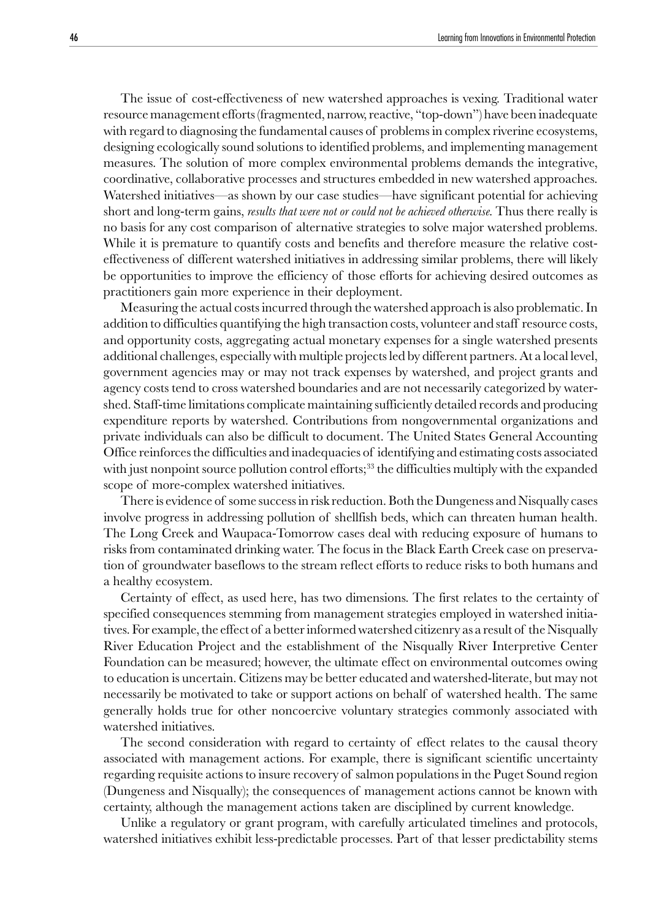The issue of cost-effectiveness of new watershed approaches is vexing. Traditional water resource management efforts (fragmented, narrow, reactive, "top-down") have been inadequate with regard to diagnosing the fundamental causes of problems in complex riverine ecosystems, designing ecologically sound solutions to identified problems, and implementing management measures. The solution of more complex environmental problems demands the integrative, coordinative, collaborative processes and structures embedded in new watershed approaches. Watershed initiatives—as shown by our case studies—have significant potential for achieving short and long-term gains, *results that were not or could not be achieved otherwise.* Thus there really is no basis for any cost comparison of alternative strategies to solve major watershed problems. While it is premature to quantify costs and benefits and therefore measure the relative cost-effectiveness of different watershed initiatives in addressing similar problems, there will likely be opportunities to improve the efficiency of those efforts for achieving desired outcomes as practitioners gain more experience in their deployment.

Measuring the actual costs incurred through the watershed approach is also problematic. In addition to difficulties quantifying the high transaction costs, volunteer and staff resource costs, and opportunity costs, aggregating actual monetary expenses for a single watershed presents additional challenges, especially with multiple projects led by different partners. At a local level, government agencies may or may not track expenses by watershed, and project grants and agency costs tend to cross watershed boundaries and are not necessarily categorized by watershed. Staff-time limitations complicate maintaining sufficiently detailed records and producing expenditure reports by watershed. Contributions from nongovernmental organizations and private individuals can also be difficult to document. The United States General Accounting Office reinforces the difficulties and inadequacies of identifying and estimating costs associated with just nonpoint source pollution control efforts;[33] the difficulties multiply with the expanded scope of more-complex watershed initiatives.

There is evidence of some success in risk reduction. Both the Dungeness and Nisqually cases involve progress in addressing pollution of shellfish beds, which can threaten human health. The Long Creek and Waupaca-Tomorrow cases deal with reducing exposure of humans to risks from contaminated drinking water. The focus in the Black Earth Creek case on preservation of groundwater baseflows to the stream reflect efforts to reduce risks to both humans and a healthy ecosystem.

Certainty of effect, as used here, has two dimensions. The first relates to the certainty of specified consequences stemming from management strategies employed in watershed initiatives. For example, the effect of a better informed watershed citizenry as a result of the Nisqually River Education Project and the establishment of the Nisqually River Interpretive Center Foundation can be measured; however, the ultimate effect on environmental outcomes owing to education is uncertain. Citizens may be better educated and watershed-literate, but may not necessarily be motivated to take or support actions on behalf of watershed health. The same generally holds true for other noncoercive voluntary strategies commonly associated with watershed initiatives.

The second consideration with regard to certainty of effect relates to the causal theory associated with management actions. For example, there is significant scientific uncertainty regarding requisite actions to insure recovery of salmon populations in the Puget Sound region (Dungeness and Nisqually); the consequences of management actions cannot be known with certainty, although the management actions taken are disciplined by current knowledge.

Unlike a regulatory or grant program, with carefully articulated timelines and protocols, watershed initiatives exhibit less-predictable processes. Part of that lesser predictability stems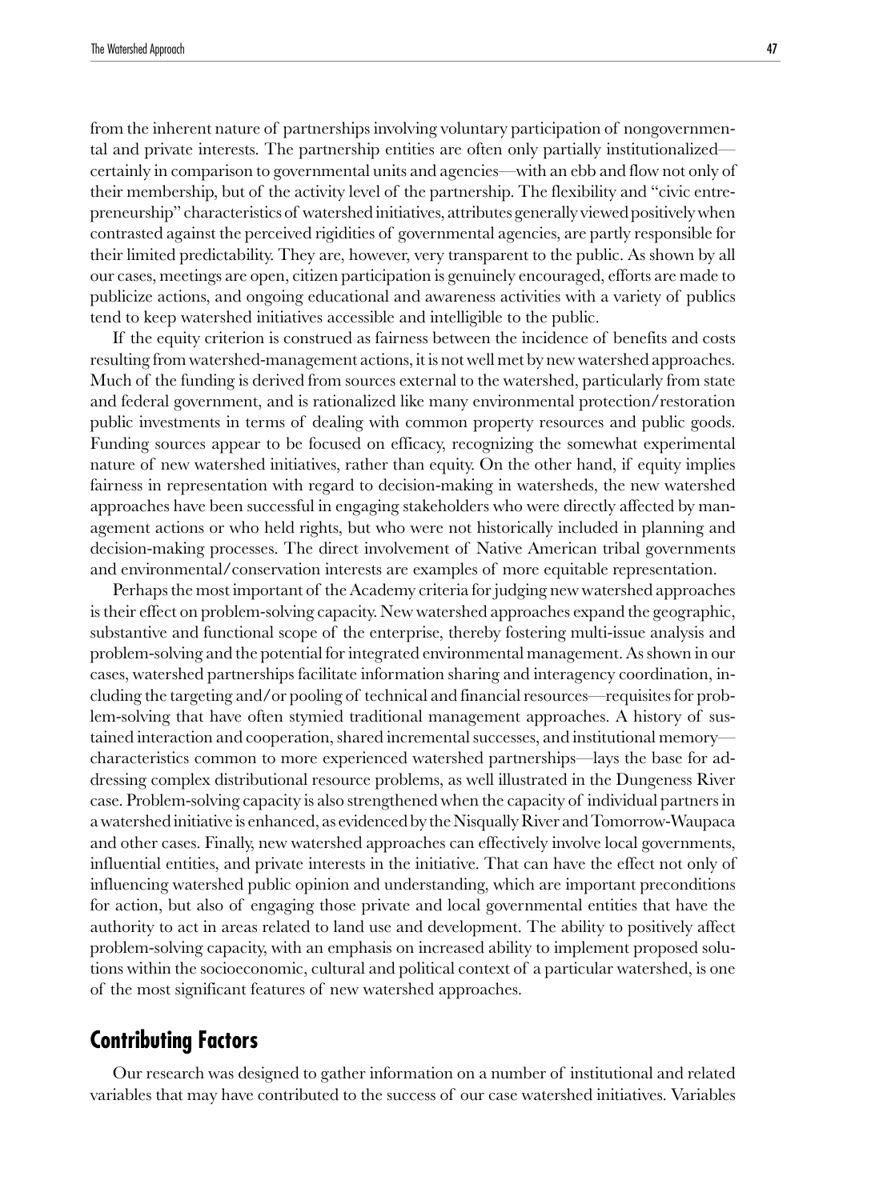from the inherent nature of partnerships involving voluntary participation of nongovernmental and private interests. The partnership entities are often only partially institutionalized—certainly in comparison to governmental units and agencies—with an ebb and flow not only of their membership, but of the activity level of the partnership. The flexibility and "civic entrepreneurship" characteristics of watershed initiatives, attributes generally viewed positively when contrasted against the perceived rigidities of governmental agencies, are partly responsible for their limited predictability. They are, however, very transparent to the public. As shown by all our cases, meetings are open, citizen participation is genuinely encouraged, efforts are made to publicize actions, and ongoing educational and awareness activities with a variety of publics tend to keep watershed initiatives accessible and intelligible to the public.

If the equity criterion is construed as fairness between the incidence of benefits and costs resulting from watershed-management actions, it is not well met by new watershed approaches. Much of the funding is derived from sources external to the watershed, particularly from state and federal government, and is rationalized like many environmental protection/restoration public investments in terms of dealing with common property resources and public goods. Funding sources appear to be focused on efficacy, recognizing the somewhat experimental nature of new watershed initiatives, rather than equity. On the other hand, if equity implies fairness in representation with regard to decision-making in watersheds, the new watershed approaches have been successful in engaging stakeholders who were directly affected by management actions or who held rights, but who were not historically included in planning and decision-making processes. The direct involvement of Native American tribal governments and environmental/conservation interests are examples of more equitable representation.

Perhaps the most important of the Academy criteria for judging new watershed approaches is their effect on problem-solving capacity. New watershed approaches expand the geographic, substantive and functional scope of the enterprise, thereby fostering multi-issue analysis and problem-solving and the potential for integrated environmental management. As shown in our cases, watershed partnerships facilitate information sharing and interagency coordination, including the targeting and/or pooling of technical and financial resources—requisites for problem-solving that have often stymied traditional management approaches. A history of sustained interaction and cooperation, shared incremental successes, and institutional memory—characteristics common to more experienced watershed partnerships—lays the base for addressing complex distributional resource problems, as well illustrated in the Dungeness River case. Problem-solving capacity is also strengthened when the capacity of individual partners in a watershed initiative is enhanced, as evidenced by the Nisqually River and Tomorrow-Waupaca and other cases. Finally, new watershed approaches can effectively involve local governments, influential entities, and private interests in the initiative. That can have the effect not only of influencing watershed public opinion and understanding, which are important preconditions for action, but also of engaging those private and local governmental entities that have the authority to act in areas related to land use and development. The ability to positively affect problem-solving capacity, with an emphasis on increased ability to implement proposed solutions within the socioeconomic, cultural and political context of a particular watershed, is one of the most significant features of new watershed approaches.

## Contributing Factors

Our research was designed to gather information on a number of institutional and related variables that may have contributed to the success of our case watershed initiatives. Variables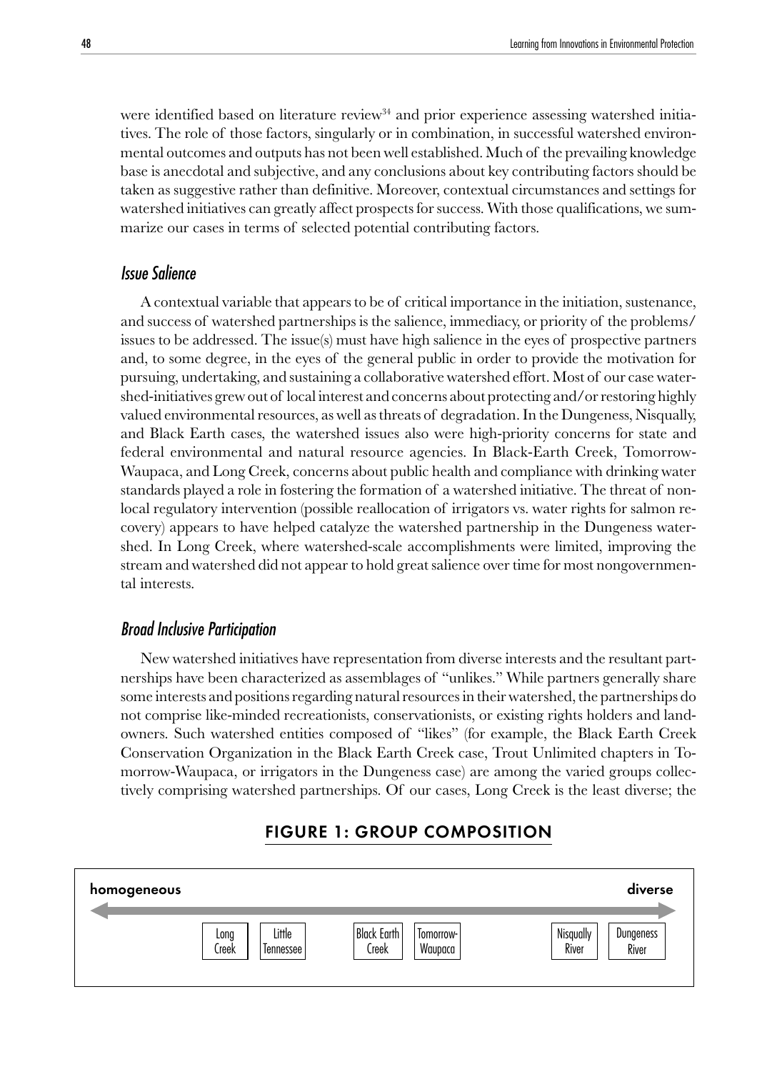were identified based on literature review[34] and prior experience assessing watershed initiatives. The role of those factors, singularly or in combination, in successful watershed environmental outcomes and outputs has not been well established. Much of the prevailing knowledge base is anecdotal and subjective, and any conclusions about key contributing factors should be taken as suggestive rather than definitive. Moreover, contextual circumstances and settings for watershed initiatives can greatly affect prospects for success. With those qualifications, we summarize our cases in terms of selected potential contributing factors.

### *Issue Salience*

A contextual variable that appears to be of critical importance in the initiation, sustenance, and success of watershed partnerships is the salience, immediacy, or priority of the problems/issues to be addressed. The issue(s) must have high salience in the eyes of prospective partners and, to some degree, in the eyes of the general public in order to provide the motivation for pursuing, undertaking, and sustaining a collaborative watershed effort. Most of our case watershed-initiatives grew out of local interest and concerns about protecting and/or restoring highly valued environmental resources, as well as threats of degradation. In the Dungeness, Nisqually, and Black Earth cases, the watershed issues also were high-priority concerns for state and federal environmental and natural resource agencies. In Black-Earth Creek, Tomorrow-Waupaca, and Long Creek, concerns about public health and compliance with drinking water standards played a role in fostering the formation of a watershed initiative. The threat of nonlocal regulatory intervention (possible reallocation of irrigators vs. water rights for salmon recovery) appears to have helped catalyze the watershed partnership in the Dungeness watershed. In Long Creek, where watershed-scale accomplishments were limited, improving the stream and watershed did not appear to hold great salience over time for most nongovernmental interests.

### *Broad Inclusive Participation*

New watershed initiatives have representation from diverse interests and the resultant partnerships have been characterized as assemblages of "unlikes." While partners generally share some interests and positions regarding natural resources in their watershed, the partnerships do not comprise like-minded recreationists, conservationists, or existing rights holders and landowners. Such watershed entities composed of "likes" (for example, the Black Earth Creek Conservation Organization in the Black Earth Creek case, Trout Unlimited chapters in Tomorrow-Waupaca, or irrigators in the Dungeness case) are among the varied groups collectively comprising watershed partnerships. Of our cases, Long Creek is the least diverse; the

**FIGURE 1: GROUP COMPOSITION**

homogeneous ←→ diverse

Long Creek | Little Tennessee | Black Earth Creek | Tomorrow-Waupaca | Nisqually River | Dungeness River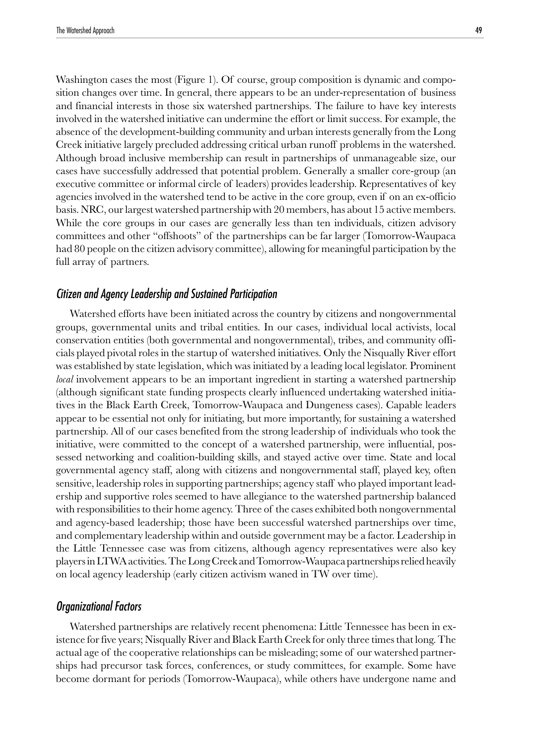Washington cases the most (Figure 1). Of course, group composition is dynamic and composition changes over time. In general, there appears to be an under-representation of business and financial interests in those six watershed partnerships. The failure to have key interests involved in the watershed initiative can undermine the effort or limit success. For example, the absence of the development-building community and urban interests generally from the Long Creek initiative largely precluded addressing critical urban runoff problems in the watershed. Although broad inclusive membership can result in partnerships of unmanageable size, our cases have successfully addressed that potential problem. Generally a smaller core-group (an executive committee or informal circle of leaders) provides leadership. Representatives of key agencies involved in the watershed tend to be active in the core group, even if on an ex-officio basis. NRC, our largest watershed partnership with 20 members, has about 15 active members. While the core groups in our cases are generally less than ten individuals, citizen advisory committees and other "offshoots" of the partnerships can be far larger (Tomorrow-Waupaca had 80 people on the citizen advisory committee), allowing for meaningful participation by the full array of partners.

### *Citizen and Agency Leadership and Sustained Participation*

Watershed efforts have been initiated across the country by citizens and nongovernmental groups, governmental units and tribal entities. In our cases, individual local activists, local conservation entities (both governmental and nongovernmental), tribes, and community officials played pivotal roles in the startup of watershed initiatives. Only the Nisqually River effort was established by state legislation, which was initiated by a leading local legislator. Prominent *local* involvement appears to be an important ingredient in starting a watershed partnership (although significant state funding prospects clearly influenced undertaking watershed initiatives in the Black Earth Creek, Tomorrow-Waupaca and Dungeness cases). Capable leaders appear to be essential not only for initiating, but more importantly, for sustaining a watershed partnership. All of our cases benefited from the strong leadership of individuals who took the initiative, were committed to the concept of a watershed partnership, were influential, possessed networking and coalition-building skills, and stayed active over time. State and local governmental agency staff, along with citizens and nongovernmental staff, played key, often sensitive, leadership roles in supporting partnerships; agency staff who played important leadership and supportive roles seemed to have allegiance to the watershed partnership balanced with responsibilities to their home agency. Three of the cases exhibited both nongovernmental and agency-based leadership; those have been successful watershed partnerships over time, and complementary leadership within and outside government may be a factor. Leadership in the Little Tennessee case was from citizens, although agency representatives were also key players in LTWA activities. The Long Creek and Tomorrow-Waupaca partnerships relied heavily on local agency leadership (early citizen activism waned in TW over time).

### *Organizational Factors*

Watershed partnerships are relatively recent phenomena: Little Tennessee has been in existence for five years; Nisqually River and Black Earth Creek for only three times that long. The actual age of the cooperative relationships can be misleading; some of our watershed partnerships had precursor task forces, conferences, or study committees, for example. Some have become dormant for periods (Tomorrow-Waupaca), while others have undergone name and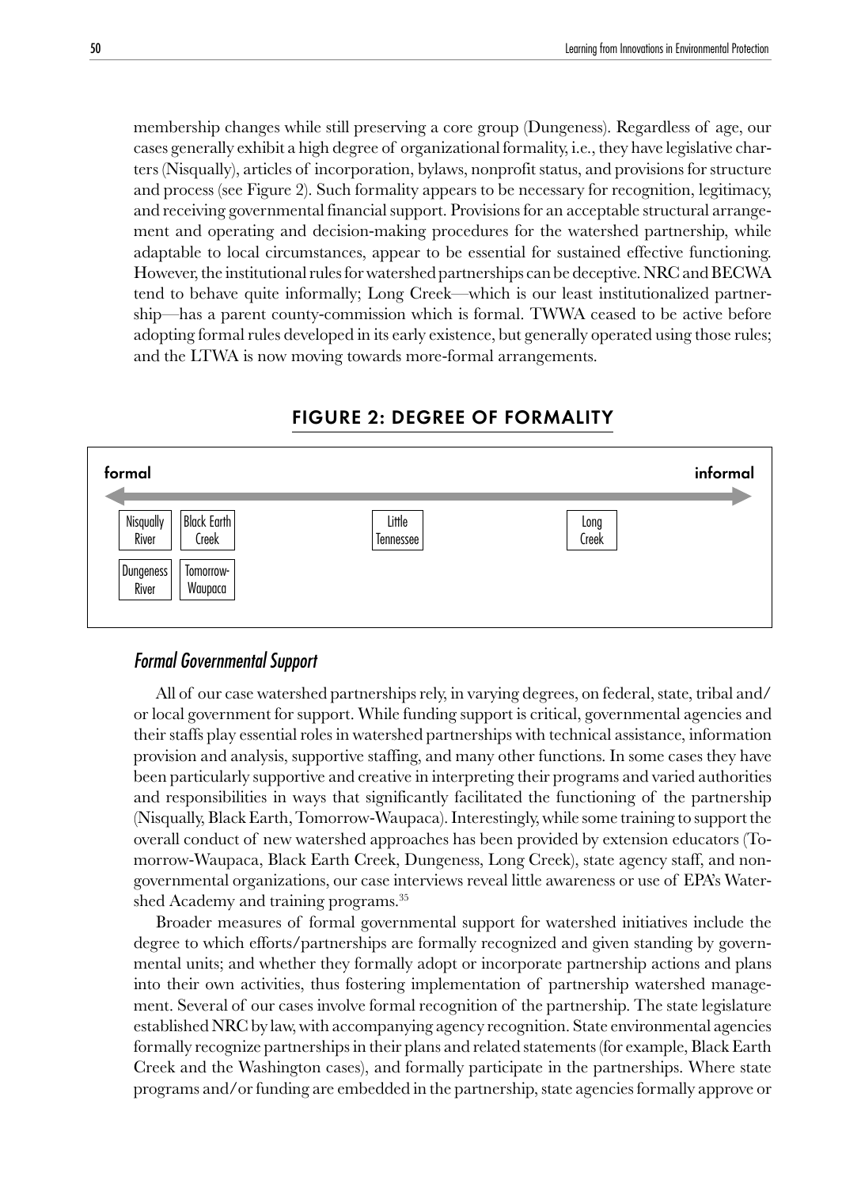membership changes while still preserving a core group (Dungeness). Regardless of age, our cases generally exhibit a high degree of organizational formality, i.e., they have legislative charters (Nisqually), articles of incorporation, bylaws, nonprofit status, and provisions for structure and process (see Figure 2). Such formality appears to be necessary for recognition, legitimacy, and receiving governmental financial support. Provisions for an acceptable structural arrangement and operating and decision-making procedures for the watershed partnership, while adaptable to local circumstances, appear to be essential for sustained effective functioning. However, the institutional rules for watershed partnerships can be deceptive. NRC and BECWA tend to behave quite informally; Long Creek—which is our least institutionalized partnership—has a parent county-commission which is formal. TWWA ceased to be active before adopting formal rules developed in its early existence, but generally operated using those rules; and the LTWA is now moving towards more-formal arrangements.

## FIGURE 2: DEGREE OF FORMALITY

formal ⟷ informal

| Nisqually River | Black Earth Creek | Little Tennessee | Long Creek |
|---|---|---|---|
| Dungeness River | Tomorrow-Waupaca | | |

### *Formal Governmental Support*

All of our case watershed partnerships rely, in varying degrees, on federal, state, tribal and/or local government for support. While funding support is critical, governmental agencies and their staffs play essential roles in watershed partnerships with technical assistance, information provision and analysis, supportive staffing, and many other functions. In some cases they have been particularly supportive and creative in interpreting their programs and varied authorities and responsibilities in ways that significantly facilitated the functioning of the partnership (Nisqually, Black Earth, Tomorrow-Waupaca). Interestingly, while some training to support the overall conduct of new watershed approaches has been provided by extension educators (Tomorrow-Waupaca, Black Earth Creek, Dungeness, Long Creek), state agency staff, and nongovernmental organizations, our case interviews reveal little awareness or use of EPA's Watershed Academy and training programs.[35]

Broader measures of formal governmental support for watershed initiatives include the degree to which efforts/partnerships are formally recognized and given standing by governmental units; and whether they formally adopt or incorporate partnership actions and plans into their own activities, thus fostering implementation of partnership watershed management. Several of our cases involve formal recognition of the partnership. The state legislature established NRC by law, with accompanying agency recognition. State environmental agencies formally recognize partnerships in their plans and related statements (for example, Black Earth Creek and the Washington cases), and formally participate in the partnerships. Where state programs and/or funding are embedded in the partnership, state agencies formally approve or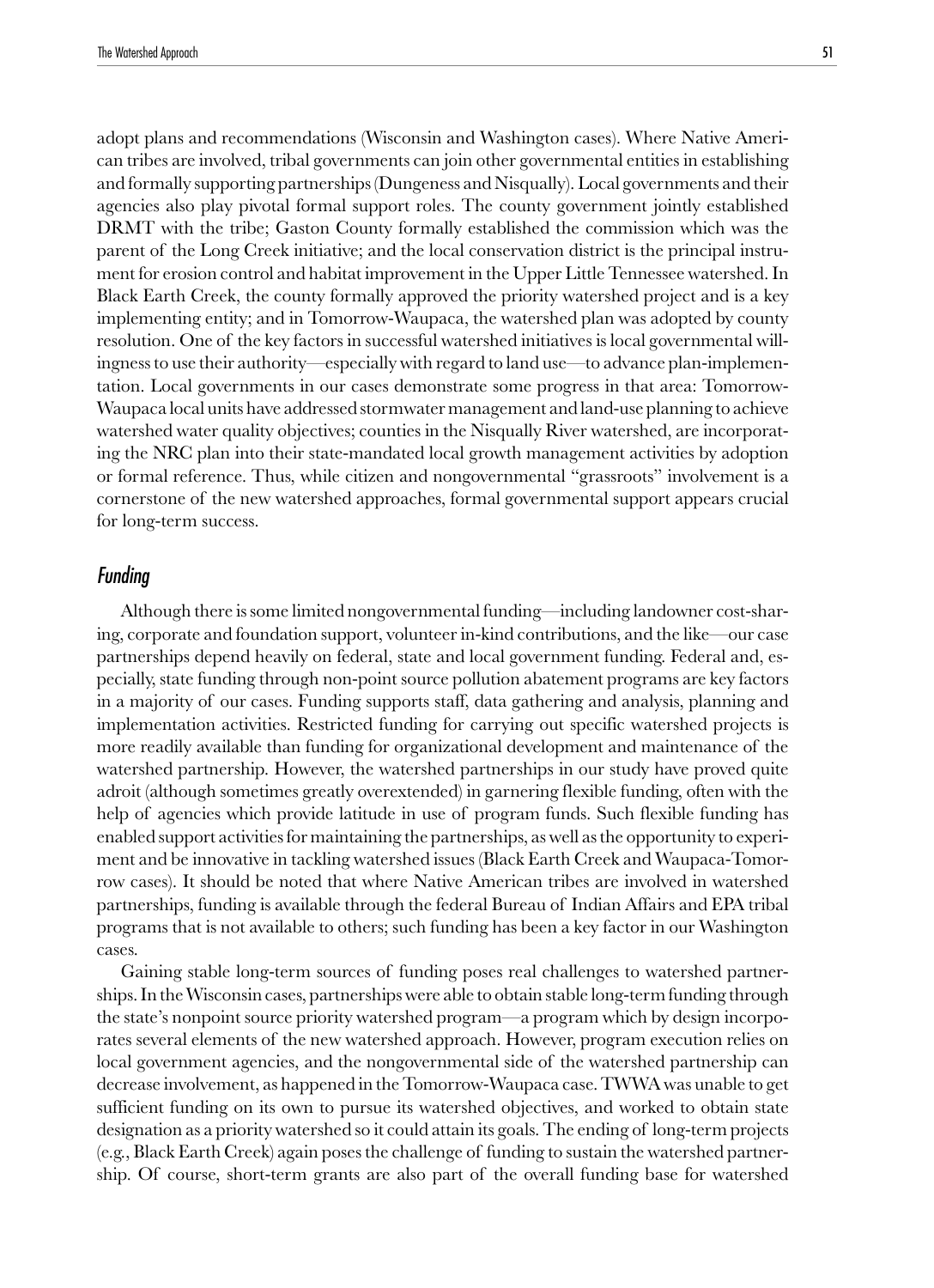adopt plans and recommendations (Wisconsin and Washington cases). Where Native American tribes are involved, tribal governments can join other governmental entities in establishing and formally supporting partnerships (Dungeness and Nisqually). Local governments and their agencies also play pivotal formal support roles. The county government jointly established DRMT with the tribe; Gaston County formally established the commission which was the parent of the Long Creek initiative; and the local conservation district is the principal instrument for erosion control and habitat improvement in the Upper Little Tennessee watershed. In Black Earth Creek, the county formally approved the priority watershed project and is a key implementing entity; and in Tomorrow-Waupaca, the watershed plan was adopted by county resolution. One of the key factors in successful watershed initiatives is local governmental willingness to use their authority—especially with regard to land use—to advance plan-implementation. Local governments in our cases demonstrate some progress in that area: Tomorrow-Waupaca local units have addressed stormwater management and land-use planning to achieve watershed water quality objectives; counties in the Nisqually River watershed, are incorporating the NRC plan into their state-mandated local growth management activities by adoption or formal reference. Thus, while citizen and nongovernmental "grassroots" involvement is a cornerstone of the new watershed approaches, formal governmental support appears crucial for long-term success.

### *Funding*

Although there is some limited nongovernmental funding—including landowner cost-sharing, corporate and foundation support, volunteer in-kind contributions, and the like—our case partnerships depend heavily on federal, state and local government funding. Federal and, especially, state funding through non-point source pollution abatement programs are key factors in a majority of our cases. Funding supports staff, data gathering and analysis, planning and implementation activities. Restricted funding for carrying out specific watershed projects is more readily available than funding for organizational development and maintenance of the watershed partnership. However, the watershed partnerships in our study have proved quite adroit (although sometimes greatly overextended) in garnering flexible funding, often with the help of agencies which provide latitude in use of program funds. Such flexible funding has enabled support activities for maintaining the partnerships, as well as the opportunity to experiment and be innovative in tackling watershed issues (Black Earth Creek and Waupaca-Tomorrow cases). It should be noted that where Native American tribes are involved in watershed partnerships, funding is available through the federal Bureau of Indian Affairs and EPA tribal programs that is not available to others; such funding has been a key factor in our Washington cases.

Gaining stable long-term sources of funding poses real challenges to watershed partnerships. In the Wisconsin cases, partnerships were able to obtain stable long-term funding through the state's nonpoint source priority watershed program—a program which by design incorporates several elements of the new watershed approach. However, program execution relies on local government agencies, and the nongovernmental side of the watershed partnership can decrease involvement, as happened in the Tomorrow-Waupaca case. TWWA was unable to get sufficient funding on its own to pursue its watershed objectives, and worked to obtain state designation as a priority watershed so it could attain its goals. The ending of long-term projects (e.g., Black Earth Creek) again poses the challenge of funding to sustain the watershed partnership. Of course, short-term grants are also part of the overall funding base for watershed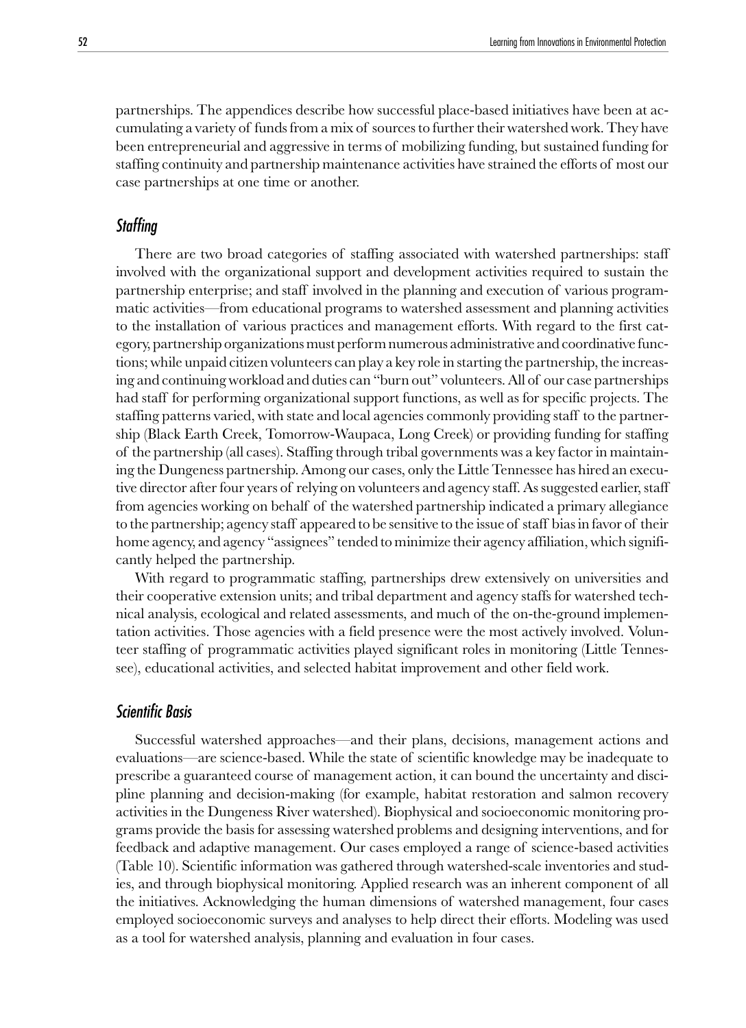partnerships. The appendices describe how successful place-based initiatives have been at accumulating a variety of funds from a mix of sources to further their watershed work. They have been entrepreneurial and aggressive in terms of mobilizing funding, but sustained funding for staffing continuity and partnership maintenance activities have strained the efforts of most our case partnerships at one time or another.

### *Staffing*

There are two broad categories of staffing associated with watershed partnerships: staff involved with the organizational support and development activities required to sustain the partnership enterprise; and staff involved in the planning and execution of various programmatic activities—from educational programs to watershed assessment and planning activities to the installation of various practices and management efforts. With regard to the first category, partnership organizations must perform numerous administrative and coordinative functions; while unpaid citizen volunteers can play a key role in starting the partnership, the increasing and continuing workload and duties can "burn out" volunteers. All of our case partnerships had staff for performing organizational support functions, as well as for specific projects. The staffing patterns varied, with state and local agencies commonly providing staff to the partnership (Black Earth Creek, Tomorrow-Waupaca, Long Creek) or providing funding for staffing of the partnership (all cases). Staffing through tribal governments was a key factor in maintaining the Dungeness partnership. Among our cases, only the Little Tennessee has hired an executive director after four years of relying on volunteers and agency staff. As suggested earlier, staff from agencies working on behalf of the watershed partnership indicated a primary allegiance to the partnership; agency staff appeared to be sensitive to the issue of staff bias in favor of their home agency, and agency "assignees" tended to minimize their agency affiliation, which significantly helped the partnership.

With regard to programmatic staffing, partnerships drew extensively on universities and their cooperative extension units; and tribal department and agency staffs for watershed technical analysis, ecological and related assessments, and much of the on-the-ground implementation activities. Those agencies with a field presence were the most actively involved. Volunteer staffing of programmatic activities played significant roles in monitoring (Little Tennessee), educational activities, and selected habitat improvement and other field work.

### *Scientific Basis*

Successful watershed approaches—and their plans, decisions, management actions and evaluations—are science-based. While the state of scientific knowledge may be inadequate to prescribe a guaranteed course of management action, it can bound the uncertainty and discipline planning and decision-making (for example, habitat restoration and salmon recovery activities in the Dungeness River watershed). Biophysical and socioeconomic monitoring programs provide the basis for assessing watershed problems and designing interventions, and for feedback and adaptive management. Our cases employed a range of science-based activities (Table 10). Scientific information was gathered through watershed-scale inventories and studies, and through biophysical monitoring. Applied research was an inherent component of all the initiatives. Acknowledging the human dimensions of watershed management, four cases employed socioeconomic surveys and analyses to help direct their efforts. Modeling was used as a tool for watershed analysis, planning and evaluation in four cases.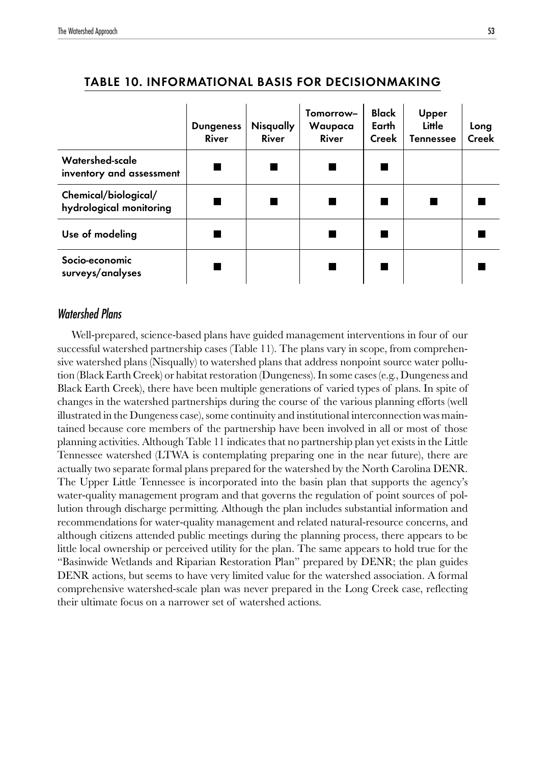## TABLE 10. INFORMATIONAL BASIS FOR DECISIONMAKING

| | Dungeness River | Nisqually River | Tomorrow–Waupaca River | Black Earth Creek | Upper Little Tennessee | Long Creek |
|---|---|---|---|---|---|---|
| Watershed-scale inventory and assessment | ■ | ■ | ■ | ■ | | |
| Chemical/biological/ hydrological monitoring | ■ | ■ | ■ | ■ | ■ | ■ |
| Use of modeling | ■ | | ■ | ■ | | ■ |
| Socio-economic surveys/analyses | ■ | | ■ | ■ | | ■ |

### *Watershed Plans*

Well-prepared, science-based plans have guided management interventions in four of our successful watershed partnership cases (Table 11). The plans vary in scope, from comprehensive watershed plans (Nisqually) to watershed plans that address nonpoint source water pollution (Black Earth Creek) or habitat restoration (Dungeness). In some cases (e.g., Dungeness and Black Earth Creek), there have been multiple generations of varied types of plans. In spite of changes in the watershed partnerships during the course of the various planning efforts (well illustrated in the Dungeness case), some continuity and institutional interconnection was maintained because core members of the partnership have been involved in all or most of those planning activities. Although Table 11 indicates that no partnership plan yet exists in the Little Tennessee watershed (LTWA is contemplating preparing one in the near future), there are actually two separate formal plans prepared for the watershed by the North Carolina DENR. The Upper Little Tennessee is incorporated into the basin plan that supports the agency's water-quality management program and that governs the regulation of point sources of pollution through discharge permitting. Although the plan includes substantial information and recommendations for water-quality management and related natural-resource concerns, and although citizens attended public meetings during the planning process, there appears to be little local ownership or perceived utility for the plan. The same appears to hold true for the "Basinwide Wetlands and Riparian Restoration Plan" prepared by DENR; the plan guides DENR actions, but seems to have very limited value for the watershed association. A formal comprehensive watershed-scale plan was never prepared in the Long Creek case, reflecting their ultimate focus on a narrower set of watershed actions.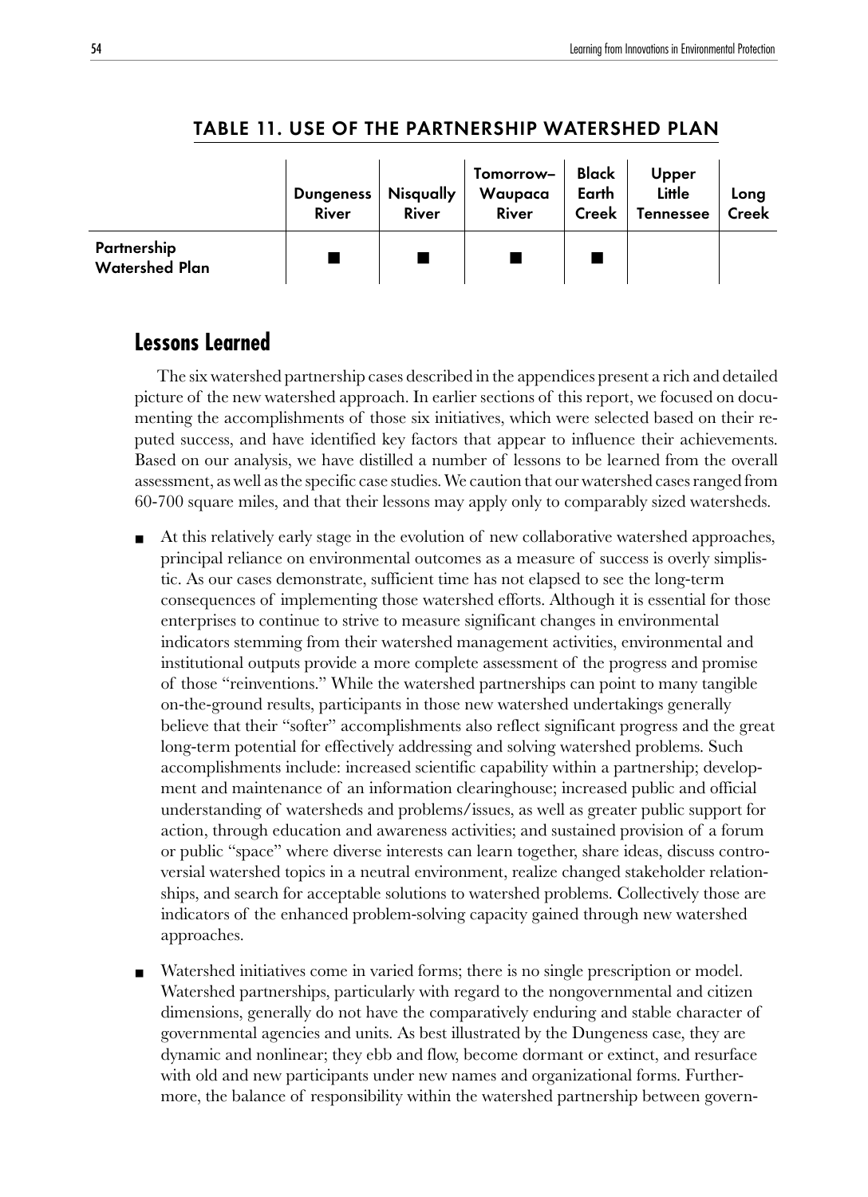## TABLE 11. USE OF THE PARTNERSHIP WATERSHED PLAN

| | Dungeness River | Nisqually River | Tomorrow–Waupaca River | Black Earth Creek | Upper Little Tennessee | Long Creek |
|---|---|---|---|---|---|---|
| Partnership Watershed Plan | ■ | ■ | ■ | ■ | | |

## Lessons Learned

The six watershed partnership cases described in the appendices present a rich and detailed picture of the new watershed approach. In earlier sections of this report, we focused on documenting the accomplishments of those six initiatives, which were selected based on their reputed success, and have identified key factors that appear to influence their achievements. Based on our analysis, we have distilled a number of lessons to be learned from the overall assessment, as well as the specific case studies. We caution that our watershed cases ranged from 60-700 square miles, and that their lessons may apply only to comparably sized watersheds.

- At this relatively early stage in the evolution of new collaborative watershed approaches, principal reliance on environmental outcomes as a measure of success is overly simplistic. As our cases demonstrate, sufficient time has not elapsed to see the long-term consequences of implementing those watershed efforts. Although it is essential for those enterprises to continue to strive to measure significant changes in environmental indicators stemming from their watershed management activities, environmental and institutional outputs provide a more complete assessment of the progress and promise of those "reinventions." While the watershed partnerships can point to many tangible on-the-ground results, participants in those new watershed undertakings generally believe that their "softer" accomplishments also reflect significant progress and the great long-term potential for effectively addressing and solving watershed problems. Such accomplishments include: increased scientific capability within a partnership; development and maintenance of an information clearinghouse; increased public and official understanding of watersheds and problems/issues, as well as greater public support for action, through education and awareness activities; and sustained provision of a forum or public "space" where diverse interests can learn together, share ideas, discuss controversial watershed topics in a neutral environment, realize changed stakeholder relationships, and search for acceptable solutions to watershed problems. Collectively those are indicators of the enhanced problem-solving capacity gained through new watershed approaches.
- Watershed initiatives come in varied forms; there is no single prescription or model. Watershed partnerships, particularly with regard to the nongovernmental and citizen dimensions, generally do not have the comparatively enduring and stable character of governmental agencies and units. As best illustrated by the Dungeness case, they are dynamic and nonlinear; they ebb and flow, become dormant or extinct, and resurface with old and new participants under new names and organizational forms. Furthermore, the balance of responsibility within the watershed partnership between govern-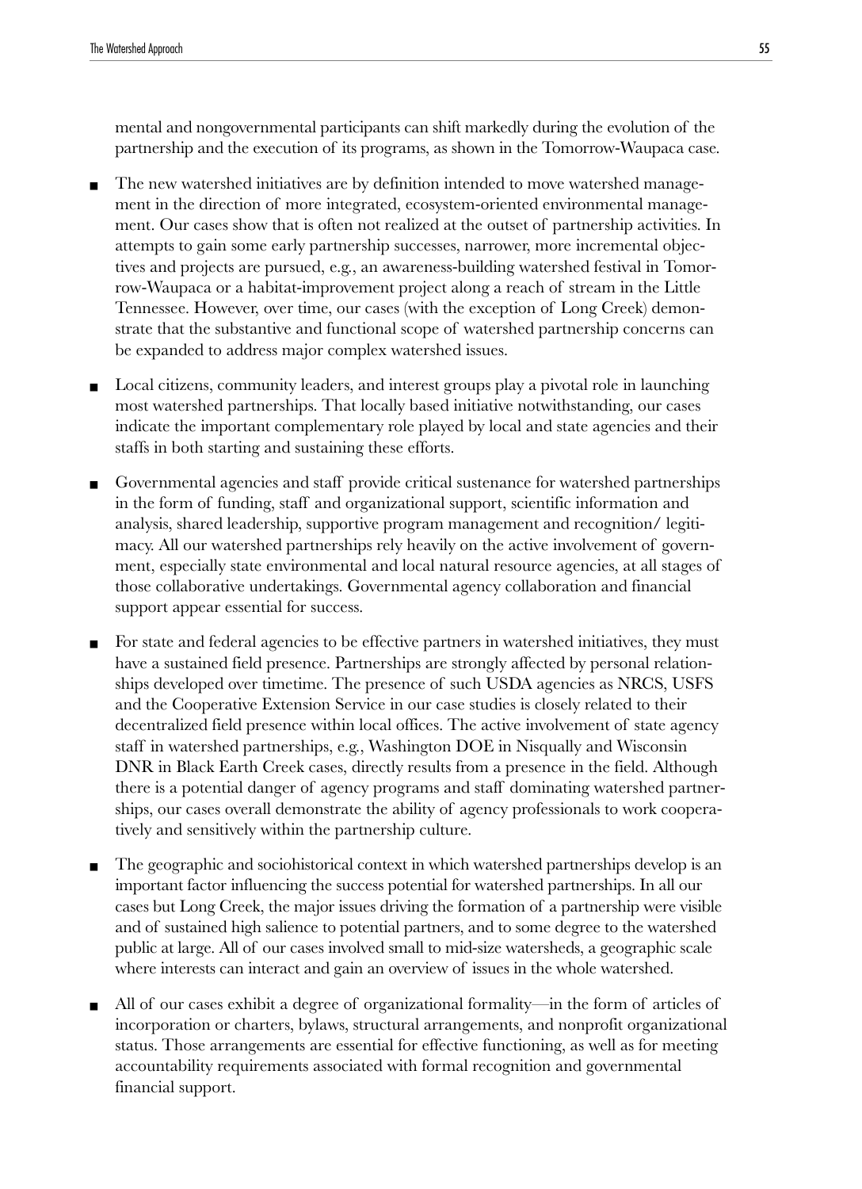mental and nongovernmental participants can shift markedly during the evolution of the partnership and the execution of its programs, as shown in the Tomorrow-Waupaca case.

- The new watershed initiatives are by definition intended to move watershed management in the direction of more integrated, ecosystem-oriented environmental management. Our cases show that is often not realized at the outset of partnership activities. In attempts to gain some early partnership successes, narrower, more incremental objectives and projects are pursued, e.g., an awareness-building watershed festival in Tomorrow-Waupaca or a habitat-improvement project along a reach of stream in the Little Tennessee. However, over time, our cases (with the exception of Long Creek) demonstrate that the substantive and functional scope of watershed partnership concerns can be expanded to address major complex watershed issues.

- Local citizens, community leaders, and interest groups play a pivotal role in launching most watershed partnerships. That locally based initiative notwithstanding, our cases indicate the important complementary role played by local and state agencies and their staffs in both starting and sustaining these efforts.

- Governmental agencies and staff provide critical sustenance for watershed partnerships in the form of funding, staff and organizational support, scientific information and analysis, shared leadership, supportive program management and recognition/ legitimacy. All our watershed partnerships rely heavily on the active involvement of government, especially state environmental and local natural resource agencies, at all stages of those collaborative undertakings. Governmental agency collaboration and financial support appear essential for success.

- For state and federal agencies to be effective partners in watershed initiatives, they must have a sustained field presence. Partnerships are strongly affected by personal relationships developed over timetime. The presence of such USDA agencies as NRCS, USFS and the Cooperative Extension Service in our case studies is closely related to their decentralized field presence within local offices. The active involvement of state agency staff in watershed partnerships, e.g., Washington DOE in Nisqually and Wisconsin DNR in Black Earth Creek cases, directly results from a presence in the field. Although there is a potential danger of agency programs and staff dominating watershed partnerships, our cases overall demonstrate the ability of agency professionals to work cooperatively and sensitively within the partnership culture.

- The geographic and sociohistorical context in which watershed partnerships develop is an important factor influencing the success potential for watershed partnerships. In all our cases but Long Creek, the major issues driving the formation of a partnership were visible and of sustained high salience to potential partners, and to some degree to the watershed public at large. All of our cases involved small to mid-size watersheds, a geographic scale where interests can interact and gain an overview of issues in the whole watershed.

- All of our cases exhibit a degree of organizational formality—in the form of articles of incorporation or charters, bylaws, structural arrangements, and nonprofit organizational status. Those arrangements are essential for effective functioning, as well as for meeting accountability requirements associated with formal recognition and governmental financial support.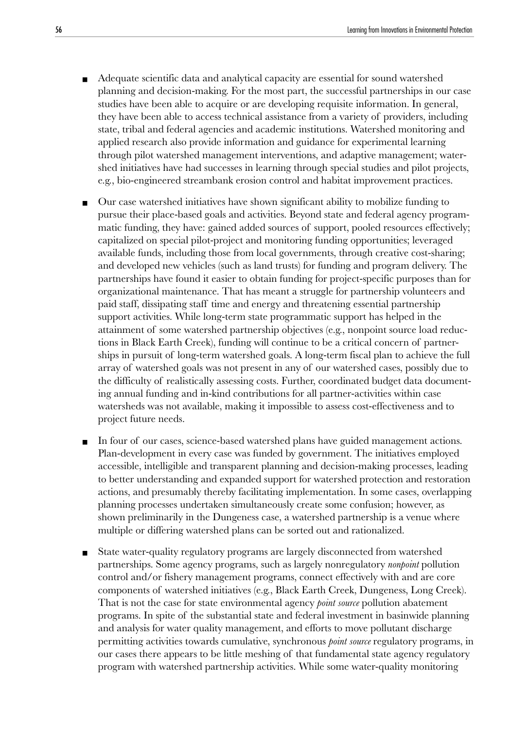- Adequate scientific data and analytical capacity are essential for sound watershed planning and decision-making. For the most part, the successful partnerships in our case studies have been able to acquire or are developing requisite information. In general, they have been able to access technical assistance from a variety of providers, including state, tribal and federal agencies and academic institutions. Watershed monitoring and applied research also provide information and guidance for experimental learning through pilot watershed management interventions, and adaptive management; watershed initiatives have had successes in learning through special studies and pilot projects, e.g., bio-engineered streambank erosion control and habitat improvement practices.

- Our case watershed initiatives have shown significant ability to mobilize funding to pursue their place-based goals and activities. Beyond state and federal agency programmatic funding, they have: gained added sources of support, pooled resources effectively; capitalized on special pilot-project and monitoring funding opportunities; leveraged available funds, including those from local governments, through creative cost-sharing; and developed new vehicles (such as land trusts) for funding and program delivery. The partnerships have found it easier to obtain funding for project-specific purposes than for organizational maintenance. That has meant a struggle for partnership volunteers and paid staff, dissipating staff time and energy and threatening essential partnership support activities. While long-term state programmatic support has helped in the attainment of some watershed partnership objectives (e.g., nonpoint source load reductions in Black Earth Creek), funding will continue to be a critical concern of partnerships in pursuit of long-term watershed goals. A long-term fiscal plan to achieve the full array of watershed goals was not present in any of our watershed cases, possibly due to the difficulty of realistically assessing costs. Further, coordinated budget data documenting annual funding and in-kind contributions for all partner-activities within case watersheds was not available, making it impossible to assess cost-effectiveness and to project future needs.

- In four of our cases, science-based watershed plans have guided management actions. Plan-development in every case was funded by government. The initiatives employed accessible, intelligible and transparent planning and decision-making processes, leading to better understanding and expanded support for watershed protection and restoration actions, and presumably thereby facilitating implementation. In some cases, overlapping planning processes undertaken simultaneously create some confusion; however, as shown preliminarily in the Dungeness case, a watershed partnership is a venue where multiple or differing watershed plans can be sorted out and rationalized.

- State water-quality regulatory programs are largely disconnected from watershed partnerships. Some agency programs, such as largely nonregulatory *nonpoint* pollution control and/or fishery management programs, connect effectively with and are core components of watershed initiatives (e.g., Black Earth Creek, Dungeness, Long Creek). That is not the case for state environmental agency *point source* pollution abatement programs. In spite of the substantial state and federal investment in basinwide planning and analysis for water quality management, and efforts to move pollutant discharge permitting activities towards cumulative, synchronous *point source* regulatory programs, in our cases there appears to be little meshing of that fundamental state agency regulatory program with watershed partnership activities. While some water-quality monitoring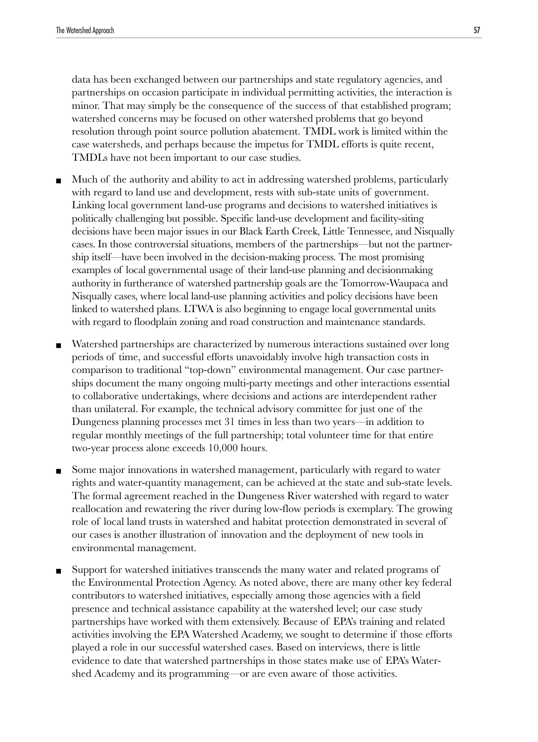data has been exchanged between our partnerships and state regulatory agencies, and partnerships on occasion participate in individual permitting activities, the interaction is minor. That may simply be the consequence of the success of that established program; watershed concerns may be focused on other watershed problems that go beyond resolution through point source pollution abatement. TMDL work is limited within the case watersheds, and perhaps because the impetus for TMDL efforts is quite recent, TMDLs have not been important to our case studies.

- Much of the authority and ability to act in addressing watershed problems, particularly with regard to land use and development, rests with sub-state units of government. Linking local government land-use programs and decisions to watershed initiatives is politically challenging but possible. Specific land-use development and facility-siting decisions have been major issues in our Black Earth Creek, Little Tennessee, and Nisqually cases. In those controversial situations, members of the partnerships—but not the partnership itself—have been involved in the decision-making process. The most promising examples of local governmental usage of their land-use planning and decisionmaking authority in furtherance of watershed partnership goals are the Tomorrow-Waupaca and Nisqually cases, where local land-use planning activities and policy decisions have been linked to watershed plans. LTWA is also beginning to engage local governmental units with regard to floodplain zoning and road construction and maintenance standards.

- Watershed partnerships are characterized by numerous interactions sustained over long periods of time, and successful efforts unavoidably involve high transaction costs in comparison to traditional "top-down" environmental management. Our case partnerships document the many ongoing multi-party meetings and other interactions essential to collaborative undertakings, where decisions and actions are interdependent rather than unilateral. For example, the technical advisory committee for just one of the Dungeness planning processes met 31 times in less than two years—in addition to regular monthly meetings of the full partnership; total volunteer time for that entire two-year process alone exceeds 10,000 hours.

- Some major innovations in watershed management, particularly with regard to water rights and water-quantity management, can be achieved at the state and sub-state levels. The formal agreement reached in the Dungeness River watershed with regard to water reallocation and rewatering the river during low-flow periods is exemplary. The growing role of local land trusts in watershed and habitat protection demonstrated in several of our cases is another illustration of innovation and the deployment of new tools in environmental management.

- Support for watershed initiatives transcends the many water and related programs of the Environmental Protection Agency. As noted above, there are many other key federal contributors to watershed initiatives, especially among those agencies with a field presence and technical assistance capability at the watershed level; our case study partnerships have worked with them extensively. Because of EPA's training and related activities involving the EPA Watershed Academy, we sought to determine if those efforts played a role in our successful watershed cases. Based on interviews, there is little evidence to date that watershed partnerships in those states make use of EPA's Watershed Academy and its programming—or are even aware of those activities.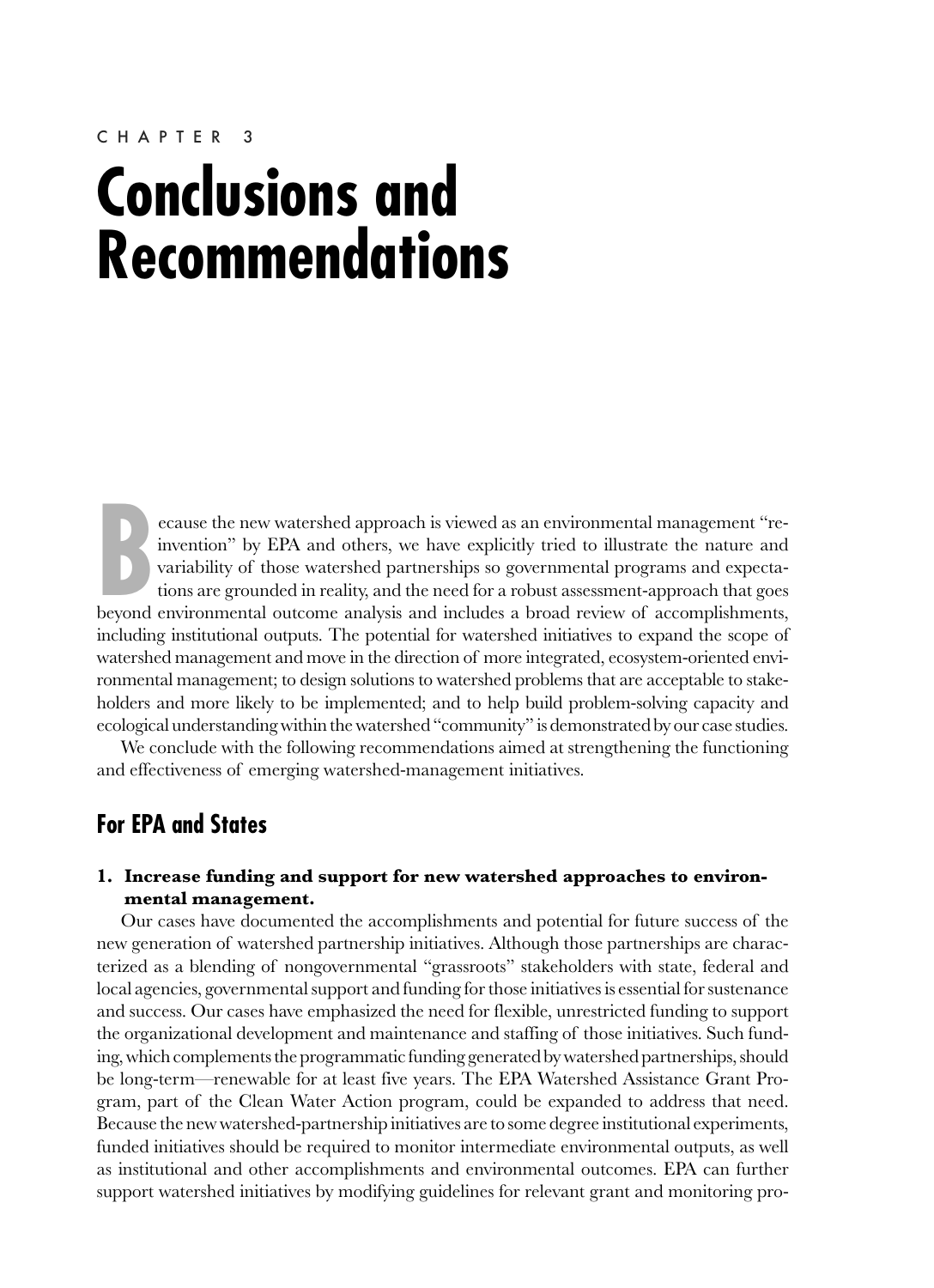CHAPTER 3

# Conclusions and Recommendations

Because the new watershed approach is viewed as an environmental management "re-invention" by EPA and others, we have explicitly tried to illustrate the nature and variability of those watershed partnerships so governmental programs and expectations are grounded in reality, and the need for a robust assessment-approach that goes beyond environmental outcome analysis and includes a broad review of accomplishments, including institutional outputs. The potential for watershed initiatives to expand the scope of watershed management and move in the direction of more integrated, ecosystem-oriented environmental management; to design solutions to watershed problems that are acceptable to stakeholders and more likely to be implemented; and to help build problem-solving capacity and ecological understanding within the watershed "community" is demonstrated by our case studies.

We conclude with the following recommendations aimed at strengthening the functioning and effectiveness of emerging watershed-management initiatives.

## For EPA and States

**1. Increase funding and support for new watershed approaches to environmental management.**

Our cases have documented the accomplishments and potential for future success of the new generation of watershed partnership initiatives. Although those partnerships are characterized as a blending of nongovernmental "grassroots" stakeholders with state, federal and local agencies, governmental support and funding for those initiatives is essential for sustenance and success. Our cases have emphasized the need for flexible, unrestricted funding to support the organizational development and maintenance and staffing of those initiatives. Such funding, which complements the programmatic funding generated by watershed partnerships, should be long-term—renewable for at least five years. The EPA Watershed Assistance Grant Program, part of the Clean Water Action program, could be expanded to address that need. Because the new watershed-partnership initiatives are to some degree institutional experiments, funded initiatives should be required to monitor intermediate environmental outputs, as well as institutional and other accomplishments and environmental outcomes. EPA can further support watershed initiatives by modifying guidelines for relevant grant and monitoring pro-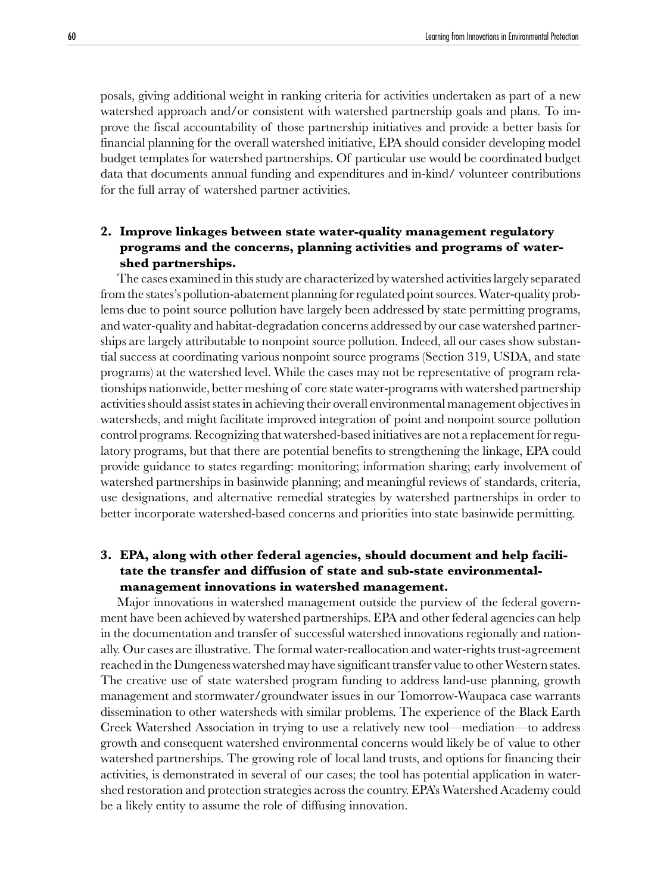posals, giving additional weight in ranking criteria for activities undertaken as part of a new watershed approach and/or consistent with watershed partnership goals and plans. To improve the fiscal accountability of those partnership initiatives and provide a better basis for financial planning for the overall watershed initiative, EPA should consider developing model budget templates for watershed partnerships. Of particular use would be coordinated budget data that documents annual funding and expenditures and in-kind/ volunteer contributions for the full array of watershed partner activities.

**2. Improve linkages between state water-quality management regulatory programs and the concerns, planning activities and programs of watershed partnerships.**

The cases examined in this study are characterized by watershed activities largely separated from the states's pollution-abatement planning for regulated point sources. Water-quality problems due to point source pollution have largely been addressed by state permitting programs, and water-quality and habitat-degradation concerns addressed by our case watershed partnerships are largely attributable to nonpoint source pollution. Indeed, all our cases show substantial success at coordinating various nonpoint source programs (Section 319, USDA, and state programs) at the watershed level. While the cases may not be representative of program relationships nationwide, better meshing of core state water-programs with watershed partnership activities should assist states in achieving their overall environmental management objectives in watersheds, and might facilitate improved integration of point and nonpoint source pollution control programs. Recognizing that watershed-based initiatives are not a replacement for regulatory programs, but that there are potential benefits to strengthening the linkage, EPA could provide guidance to states regarding: monitoring; information sharing; early involvement of watershed partnerships in basinwide planning; and meaningful reviews of standards, criteria, use designations, and alternative remedial strategies by watershed partnerships in order to better incorporate watershed-based concerns and priorities into state basinwide permitting.

**3. EPA, along with other federal agencies, should document and help facilitate the transfer and diffusion of state and sub-state environmental-management innovations in watershed management.**

Major innovations in watershed management outside the purview of the federal government have been achieved by watershed partnerships. EPA and other federal agencies can help in the documentation and transfer of successful watershed innovations regionally and nationally. Our cases are illustrative. The formal water-reallocation and water-rights trust-agreement reached in the Dungeness watershed may have significant transfer value to other Western states. The creative use of state watershed program funding to address land-use planning, growth management and stormwater/groundwater issues in our Tomorrow-Waupaca case warrants dissemination to other watersheds with similar problems. The experience of the Black Earth Creek Watershed Association in trying to use a relatively new tool—mediation—to address growth and consequent watershed environmental concerns would likely be of value to other watershed partnerships. The growing role of local land trusts, and options for financing their activities, is demonstrated in several of our cases; the tool has potential application in watershed restoration and protection strategies across the country. EPA's Watershed Academy could be a likely entity to assume the role of diffusing innovation.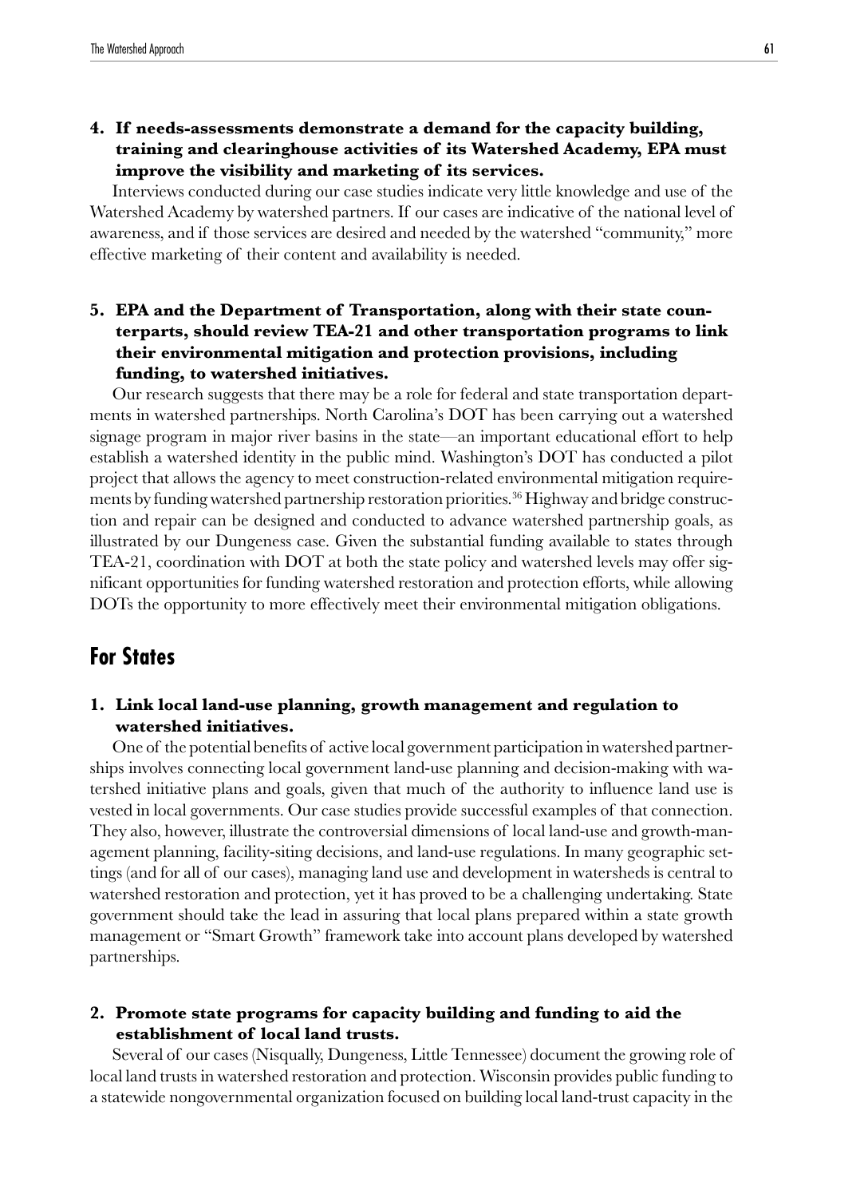**4. If needs-assessments demonstrate a demand for the capacity building, training and clearinghouse activities of its Watershed Academy, EPA must improve the visibility and marketing of its services.**

Interviews conducted during our case studies indicate very little knowledge and use of the Watershed Academy by watershed partners. If our cases are indicative of the national level of awareness, and if those services are desired and needed by the watershed "community," more effective marketing of their content and availability is needed.

**5. EPA and the Department of Transportation, along with their state counterparts, should review TEA-21 and other transportation programs to link their environmental mitigation and protection provisions, including funding, to watershed initiatives.**

Our research suggests that there may be a role for federal and state transportation departments in watershed partnerships. North Carolina's DOT has been carrying out a watershed signage program in major river basins in the state—an important educational effort to help establish a watershed identity in the public mind. Washington's DOT has conducted a pilot project that allows the agency to meet construction-related environmental mitigation requirements by funding watershed partnership restoration priorities.[36] Highway and bridge construction and repair can be designed and conducted to advance watershed partnership goals, as illustrated by our Dungeness case. Given the substantial funding available to states through TEA-21, coordination with DOT at both the state policy and watershed levels may offer significant opportunities for funding watershed restoration and protection efforts, while allowing DOTs the opportunity to more effectively meet their environmental mitigation obligations.

## For States

**1. Link local land-use planning, growth management and regulation to watershed initiatives.**

One of the potential benefits of active local government participation in watershed partnerships involves connecting local government land-use planning and decision-making with watershed initiative plans and goals, given that much of the authority to influence land use is vested in local governments. Our case studies provide successful examples of that connection. They also, however, illustrate the controversial dimensions of local land-use and growth-management planning, facility-siting decisions, and land-use regulations. In many geographic settings (and for all of our cases), managing land use and development in watersheds is central to watershed restoration and protection, yet it has proved to be a challenging undertaking. State government should take the lead in assuring that local plans prepared within a state growth management or "Smart Growth" framework take into account plans developed by watershed partnerships.

**2. Promote state programs for capacity building and funding to aid the establishment of local land trusts.**

Several of our cases (Nisqually, Dungeness, Little Tennessee) document the growing role of local land trusts in watershed restoration and protection. Wisconsin provides public funding to a statewide nongovernmental organization focused on building local land-trust capacity in the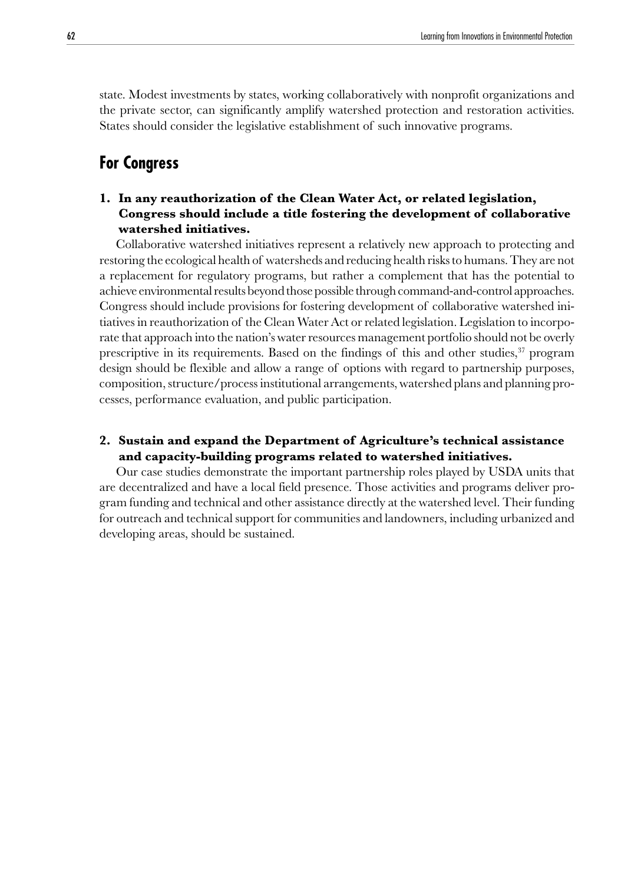state. Modest investments by states, working collaboratively with nonprofit organizations and the private sector, can significantly amplify watershed protection and restoration activities. States should consider the legislative establishment of such innovative programs.

## For Congress

**1. In any reauthorization of the Clean Water Act, or related legislation, Congress should include a title fostering the development of collaborative watershed initiatives.**

Collaborative watershed initiatives represent a relatively new approach to protecting and restoring the ecological health of watersheds and reducing health risks to humans. They are not a replacement for regulatory programs, but rather a complement that has the potential to achieve environmental results beyond those possible through command-and-control approaches. Congress should include provisions for fostering development of collaborative watershed initiatives in reauthorization of the Clean Water Act or related legislation. Legislation to incorporate that approach into the nation's water resources management portfolio should not be overly prescriptive in its requirements. Based on the findings of this and other studies,[37] program design should be flexible and allow a range of options with regard to partnership purposes, composition, structure/process institutional arrangements, watershed plans and planning processes, performance evaluation, and public participation.

**2. Sustain and expand the Department of Agriculture's technical assistance and capacity-building programs related to watershed initiatives.**

Our case studies demonstrate the important partnership roles played by USDA units that are decentralized and have a local field presence. Those activities and programs deliver program funding and technical and other assistance directly at the watershed level. Their funding for outreach and technical support for communities and landowners, including urbanized and developing areas, should be sustained.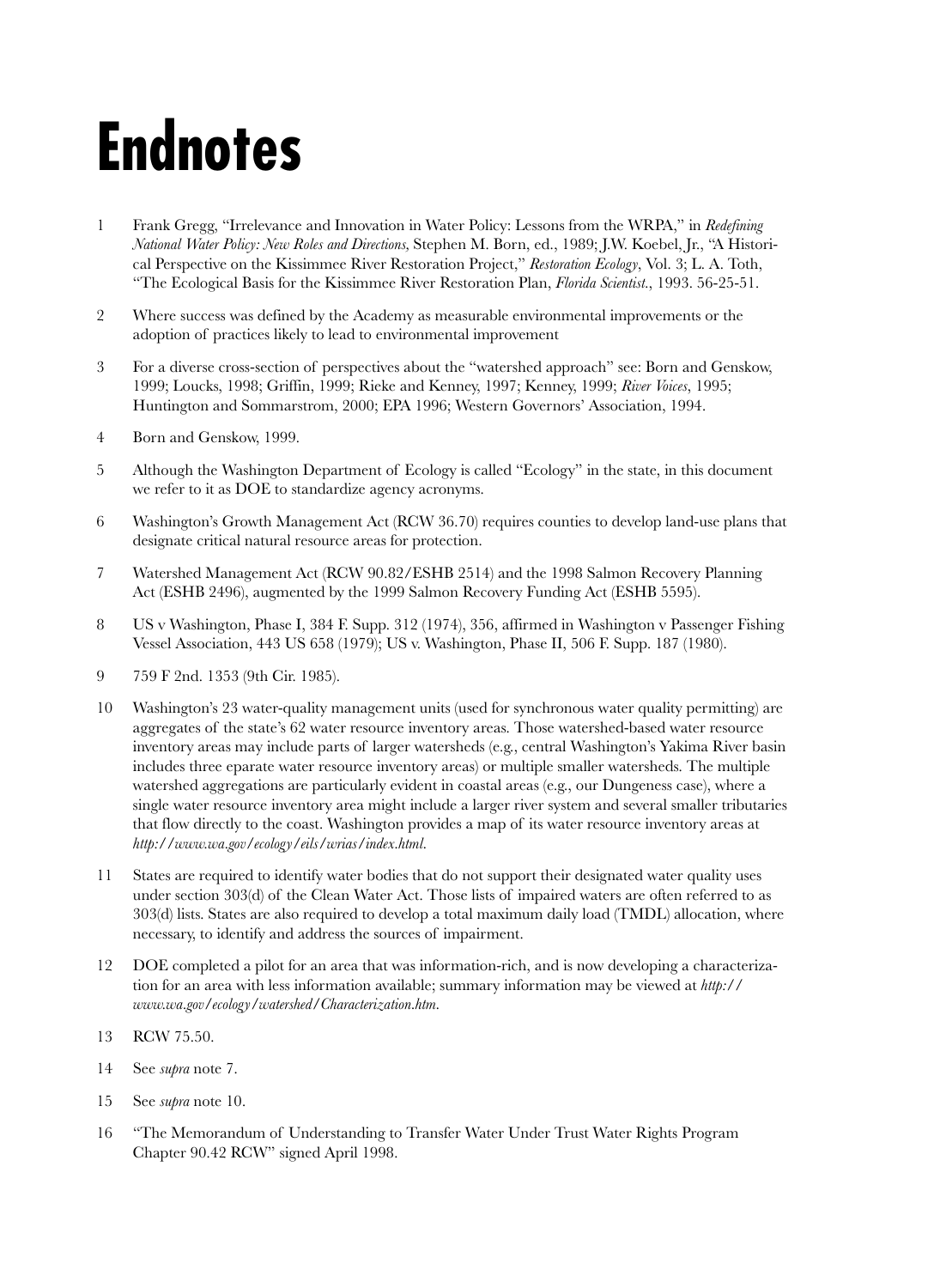# Endnotes

1. Frank Gregg, "Irrelevance and Innovation in Water Policy: Lessons from the WRPA," in *Redefining National Water Policy: New Roles and Directions*, Stephen M. Born, ed., 1989; J.W. Koebel, Jr., "A Historical Perspective on the Kissimmee River Restoration Project," *Restoration Ecology*, Vol. 3; L. A. Toth, "The Ecological Basis for the Kissimmee River Restoration Plan, *Florida Scientist.*, 1993. 56-25-51.

2. Where success was defined by the Academy as measurable environmental improvements or the adoption of practices likely to lead to environmental improvement

3. For a diverse cross-section of perspectives about the "watershed approach" see: Born and Genskow, 1999; Loucks, 1998; Griffin, 1999; Rieke and Kenney, 1997; Kenney, 1999; *River Voices*, 1995; Huntington and Sommarstrom, 2000; EPA 1996; Western Governors' Association, 1994.

4. Born and Genskow, 1999.

5. Although the Washington Department of Ecology is called "Ecology" in the state, in this document we refer to it as DOE to standardize agency acronyms.

6. Washington's Growth Management Act (RCW 36.70) requires counties to develop land-use plans that designate critical natural resource areas for protection.

7. Watershed Management Act (RCW 90.82/ESHB 2514) and the 1998 Salmon Recovery Planning Act (ESHB 2496), augmented by the 1999 Salmon Recovery Funding Act (ESHB 5595).

8. US v Washington, Phase I, 384 F. Supp. 312 (1974), 356, affirmed in Washington v Passenger Fishing Vessel Association, 443 US 658 (1979); US v. Washington, Phase II, 506 F. Supp. 187 (1980).

9. 759 F 2nd. 1353 (9th Cir. 1985).

10. Washington's 23 water-quality management units (used for synchronous water quality permitting) are aggregates of the state's 62 water resource inventory areas. Those watershed-based water resource inventory areas may include parts of larger watersheds (e.g., central Washington's Yakima River basin includes three eparate water resource inventory areas) or multiple smaller watersheds. The multiple watershed aggregations are particularly evident in coastal areas (e.g., our Dungeness case), where a single water resource inventory area might include a larger river system and several smaller tributaries that flow directly to the coast. Washington provides a map of its water resource inventory areas at *http://www.wa.gov/ecology/eils/wrias/index.html*.

11. States are required to identify water bodies that do not support their designated water quality uses under section 303(d) of the Clean Water Act. Those lists of impaired waters are often referred to as 303(d) lists. States are also required to develop a total maximum daily load (TMDL) allocation, where necessary, to identify and address the sources of impairment.

12. DOE completed a pilot for an area that was information-rich, and is now developing a characterization for an area with less information available; summary information may be viewed at *http://www.wa.gov/ecology/watershed/Characterization.htm*.

13. RCW 75.50.

14. See *supra* note 7.

15. See *supra* note 10.

16. "The Memorandum of Understanding to Transfer Water Under Trust Water Rights Program Chapter 90.42 RCW" signed April 1998.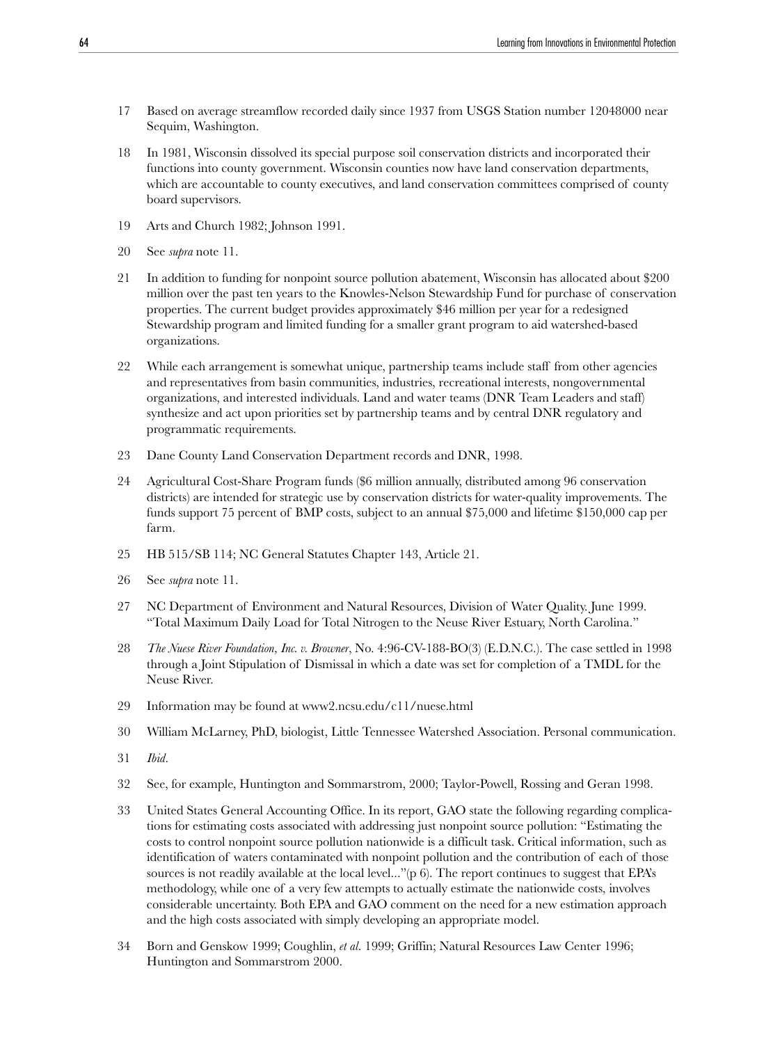17 Based on average streamflow recorded daily since 1937 from USGS Station number 12048000 near Sequim, Washington.

18 In 1981, Wisconsin dissolved its special purpose soil conservation districts and incorporated their functions into county government. Wisconsin counties now have land conservation departments, which are accountable to county executives, and land conservation committees comprised of county board supervisors.

19 Arts and Church 1982; Johnson 1991.

20 See *supra* note 11.

21 In addition to funding for nonpoint source pollution abatement, Wisconsin has allocated about $200 million over the past ten years to the Knowles-Nelson Stewardship Fund for purchase of conservation properties. The current budget provides approximately $46 million per year for a redesigned Stewardship program and limited funding for a smaller grant program to aid watershed-based organizations.

22 While each arrangement is somewhat unique, partnership teams include staff from other agencies and representatives from basin communities, industries, recreational interests, nongovernmental organizations, and interested individuals. Land and water teams (DNR Team Leaders and staff) synthesize and act upon priorities set by partnership teams and by central DNR regulatory and programmatic requirements.

23 Dane County Land Conservation Department records and DNR, 1998.

24 Agricultural Cost-Share Program funds ($6 million annually, distributed among 96 conservation districts) are intended for strategic use by conservation districts for water-quality improvements. The funds support 75 percent of BMP costs, subject to an annual $75,000 and lifetime $150,000 cap per farm.

25 HB 515/SB 114; NC General Statutes Chapter 143, Article 21.

26 See *supra* note 11.

27 NC Department of Environment and Natural Resources, Division of Water Quality. June 1999. "Total Maximum Daily Load for Total Nitrogen to the Neuse River Estuary, North Carolina."

28 *The Nuese River Foundation, Inc. v. Browner*, No. 4:96-CV-188-BO(3) (E.D.N.C.). The case settled in 1998 through a Joint Stipulation of Dismissal in which a date was set for completion of a TMDL for the Neuse River.

29 Information may be found at www2.ncsu.edu/c11/nuese.html

30 William McLarney, PhD, biologist, Little Tennessee Watershed Association. Personal communication.

31 *Ibid*.

32 See, for example, Huntington and Sommarstrom, 2000; Taylor-Powell, Rossing and Geran 1998.

33 United States General Accounting Office. In its report, GAO state the following regarding complications for estimating costs associated with addressing just nonpoint source pollution: "Estimating the costs to control nonpoint source pollution nationwide is a difficult task. Critical information, such as identification of waters contaminated with nonpoint pollution and the contribution of each of those sources is not readily available at the local level..."(p 6). The report continues to suggest that EPA's methodology, while one of a very few attempts to actually estimate the nationwide costs, involves considerable uncertainty. Both EPA and GAO comment on the need for a new estimation approach and the high costs associated with simply developing an appropriate model.

34 Born and Genskow 1999; Coughlin, *et al.* 1999; Griffin; Natural Resources Law Center 1996; Huntington and Sommarstrom 2000.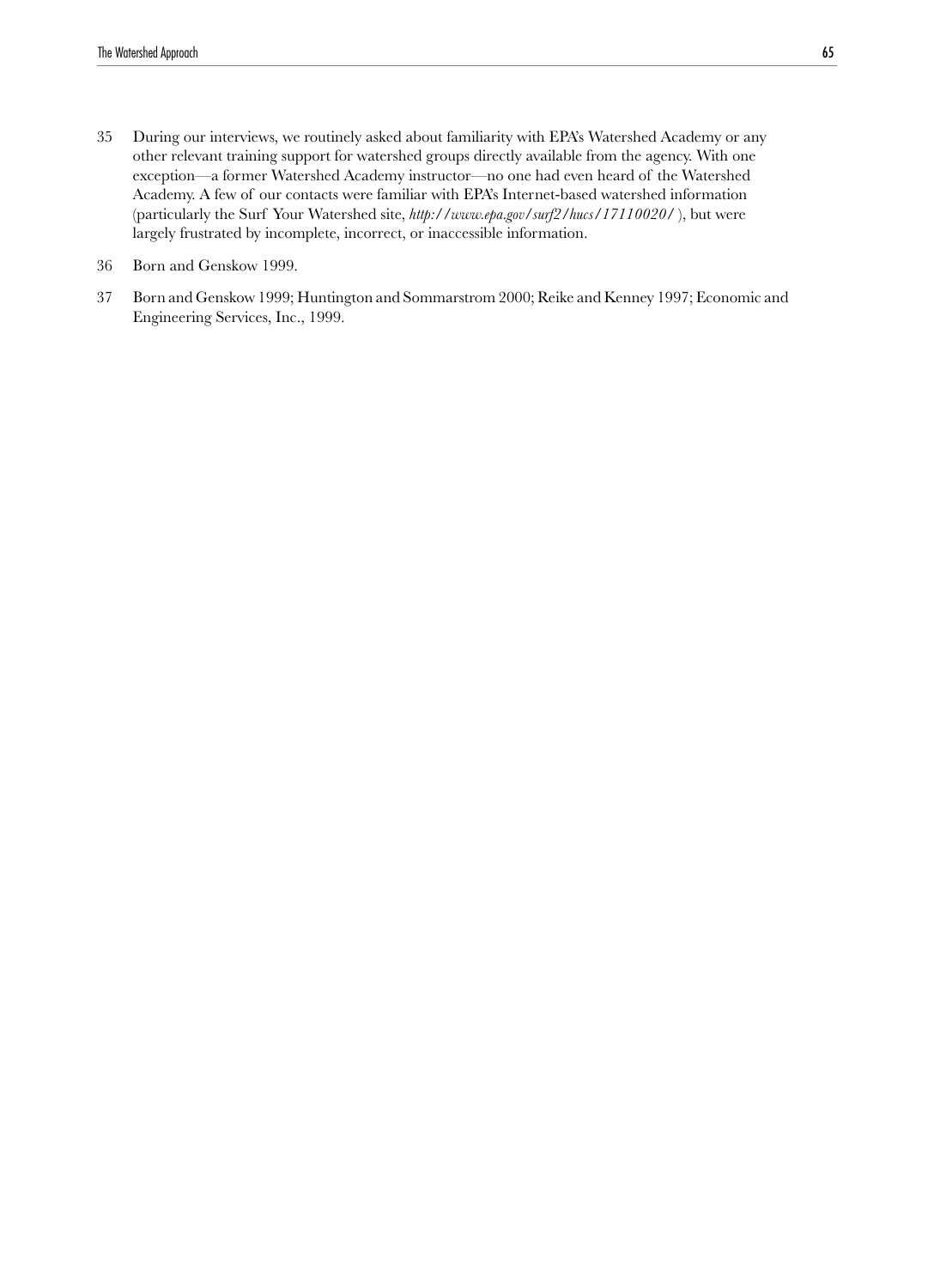35 During our interviews, we routinely asked about familiarity with EPA's Watershed Academy or any other relevant training support for watershed groups directly available from the agency. With one exception—a former Watershed Academy instructor—no one had even heard of the Watershed Academy. A few of our contacts were familiar with EPA's Internet-based watershed information (particularly the Surf Your Watershed site, *http://www.epa.gov/surf2/hucs/17110020/* ), but were largely frustrated by incomplete, incorrect, or inaccessible information.

36 Born and Genskow 1999.

37 Born and Genskow 1999; Huntington and Sommarstrom 2000; Reike and Kenney 1997; Economic and Engineering Services, Inc., 1999.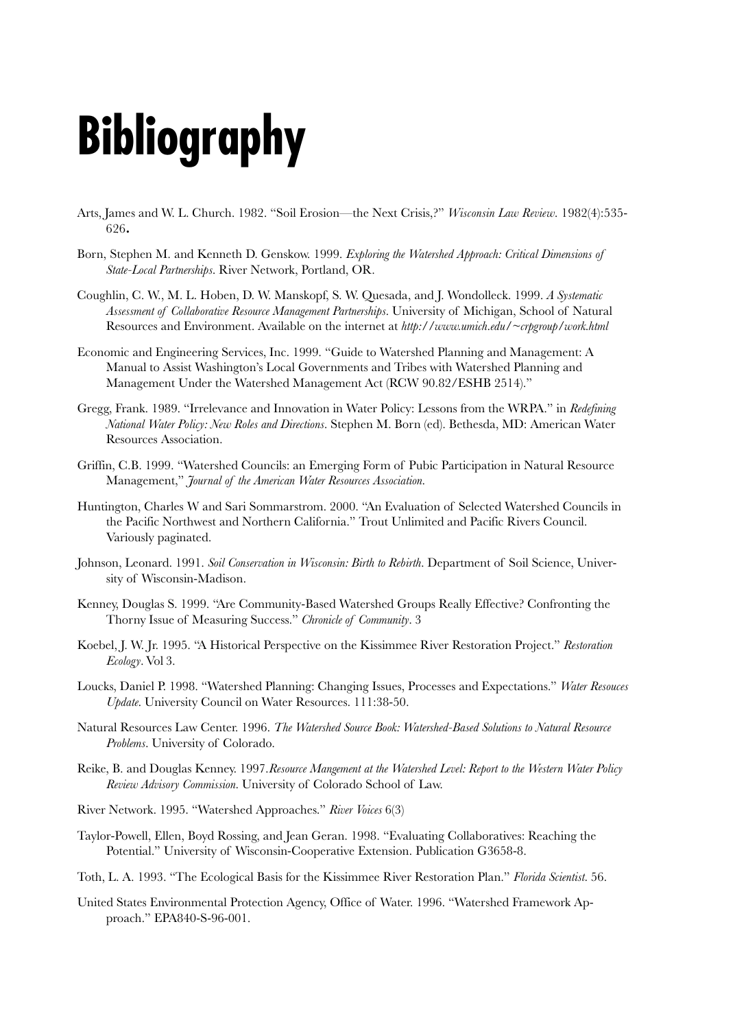# Bibliography

Arts, James and W. L. Church. 1982. "Soil Erosion—the Next Crisis,?" *Wisconsin Law Review*. 1982(4):535-626.

Born, Stephen M. and Kenneth D. Genskow. 1999. *Exploring the Watershed Approach: Critical Dimensions of State-Local Partnerships*. River Network, Portland, OR.

Coughlin, C. W., M. L. Hoben, D. W. Manskopf, S. W. Quesada, and J. Wondolleck. 1999. *A Systematic Assessment of Collaborative Resource Management Partnerships*. University of Michigan, School of Natural Resources and Environment. Available on the internet at *http://www.umich.edu/~crpgroup/work.html*

Economic and Engineering Services, Inc. 1999. "Guide to Watershed Planning and Management: A Manual to Assist Washington's Local Governments and Tribes with Watershed Planning and Management Under the Watershed Management Act (RCW 90.82/ESHB 2514)."

Gregg, Frank. 1989. "Irrelevance and Innovation in Water Policy: Lessons from the WRPA." in *Redefining National Water Policy: New Roles and Directions*. Stephen M. Born (ed). Bethesda, MD: American Water Resources Association.

Griffin, C.B. 1999. "Watershed Councils: an Emerging Form of Pubic Participation in Natural Resource Management," *Journal of the American Water Resources Association*.

Huntington, Charles W and Sari Sommarstrom. 2000. "An Evaluation of Selected Watershed Councils in the Pacific Northwest and Northern California." Trout Unlimited and Pacific Rivers Council. Variously paginated.

Johnson, Leonard. 1991. *Soil Conservation in Wisconsin: Birth to Rebirth*. Department of Soil Science, University of Wisconsin-Madison.

Kenney, Douglas S. 1999. "Are Community-Based Watershed Groups Really Effective? Confronting the Thorny Issue of Measuring Success." *Chronicle of Community*. 3

Koebel, J. W. Jr. 1995. "A Historical Perspective on the Kissimmee River Restoration Project." *Restoration Ecology*. Vol 3.

Loucks, Daniel P. 1998. "Watershed Planning: Changing Issues, Processes and Expectations." *Water Resouces Update*. University Council on Water Resources. 111:38-50.

Natural Resources Law Center. 1996. *The Watershed Source Book: Watershed-Based Solutions to Natural Resource Problems*. University of Colorado.

Reike, B. and Douglas Kenney. 1997.*Resource Mangement at the Watershed Level: Report to the Western Water Policy Review Advisory Commission*. University of Colorado School of Law.

River Network. 1995. "Watershed Approaches." *River Voices* 6(3)

Taylor-Powell, Ellen, Boyd Rossing, and Jean Geran. 1998. "Evaluating Collaboratives: Reaching the Potential." University of Wisconsin-Cooperative Extension. Publication G3658-8.

Toth, L. A. 1993. "The Ecological Basis for the Kissimmee River Restoration Plan." *Florida Scientist*. 56.

United States Environmental Protection Agency, Office of Water. 1996. "Watershed Framework Approach." EPA840-S-96-001.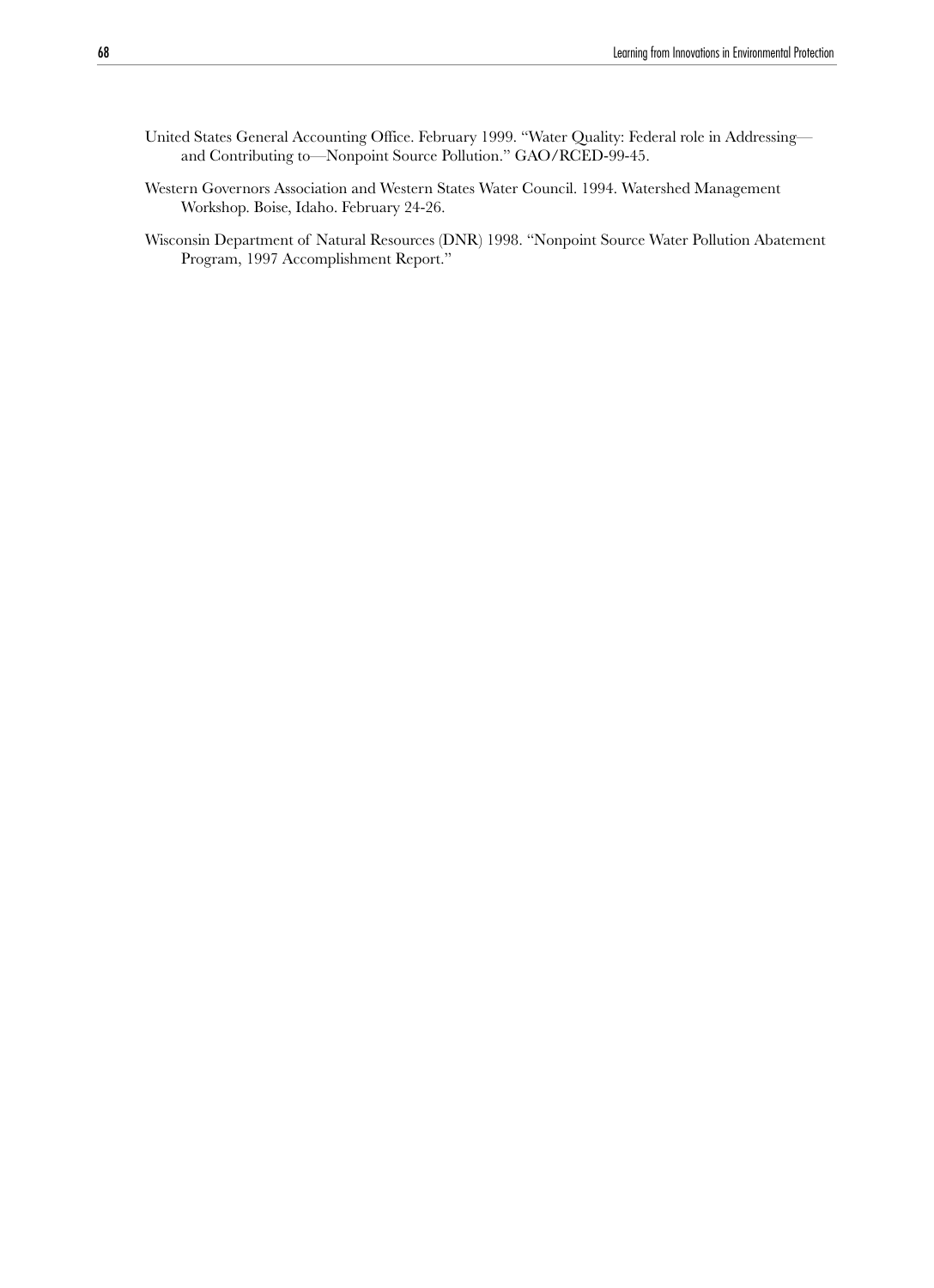United States General Accounting Office. February 1999. "Water Quality: Federal role in Addressing—and Contributing to—Nonpoint Source Pollution." GAO/RCED-99-45.

Western Governors Association and Western States Water Council. 1994. Watershed Management Workshop. Boise, Idaho. February 24-26.

Wisconsin Department of Natural Resources (DNR) 1998. "Nonpoint Source Water Pollution Abatement Program, 1997 Accomplishment Report."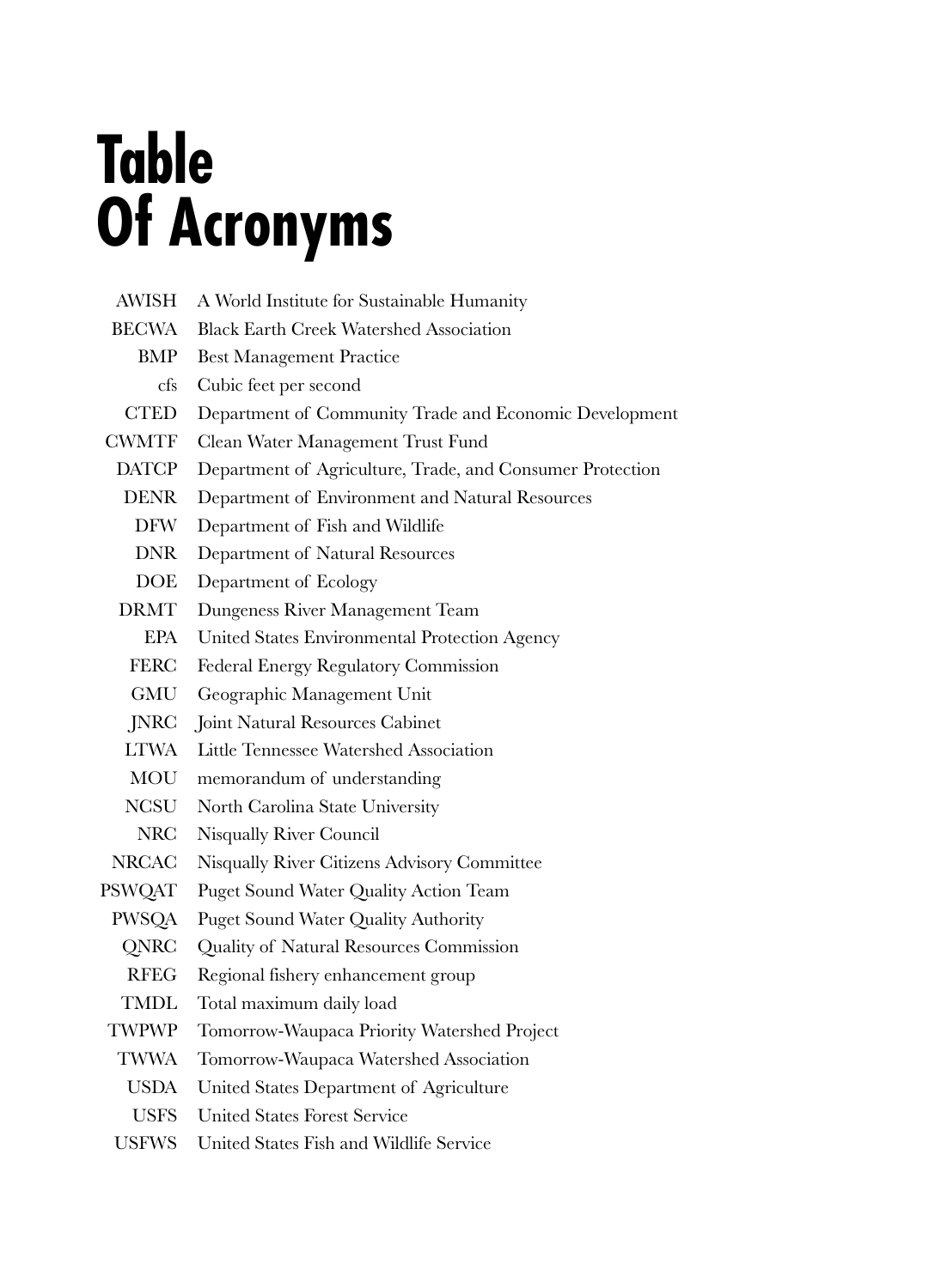# Table Of Acronyms

| | |
|---|---|
| AWISH | A World Institute for Sustainable Humanity |
| BECWA | Black Earth Creek Watershed Association |
| BMP | Best Management Practice |
| cfs | Cubic feet per second |
| CTED | Department of Community Trade and Economic Development |
| CWMTF | Clean Water Management Trust Fund |
| DATCP | Department of Agriculture, Trade, and Consumer Protection |
| DENR | Department of Environment and Natural Resources |
| DFW | Department of Fish and Wildlife |
| DNR | Department of Natural Resources |
| DOE | Department of Ecology |
| DRMT | Dungeness River Management Team |
| EPA | United States Environmental Protection Agency |
| FERC | Federal Energy Regulatory Commission |
| GMU | Geographic Management Unit |
| JNRC | Joint Natural Resources Cabinet |
| LTWA | Little Tennessee Watershed Association |
| MOU | memorandum of understanding |
| NCSU | North Carolina State University |
| NRC | Nisqually River Council |
| NRCAC | Nisqually River Citizens Advisory Committee |
| PSWQAT | Puget Sound Water Quality Action Team |
| PWSQA | Puget Sound Water Quality Authority |
| QNRC | Quality of Natural Resources Commission |
| RFEG | Regional fishery enhancement group |
| TMDL | Total maximum daily load |
| TWPWP | Tomorrow-Waupaca Priority Watershed Project |
| TWWA | Tomorrow-Waupaca Watershed Association |
| USDA | United States Department of Agriculture |
| USFS | United States Forest Service |
| USFWS | United States Fish and Wildlife Service |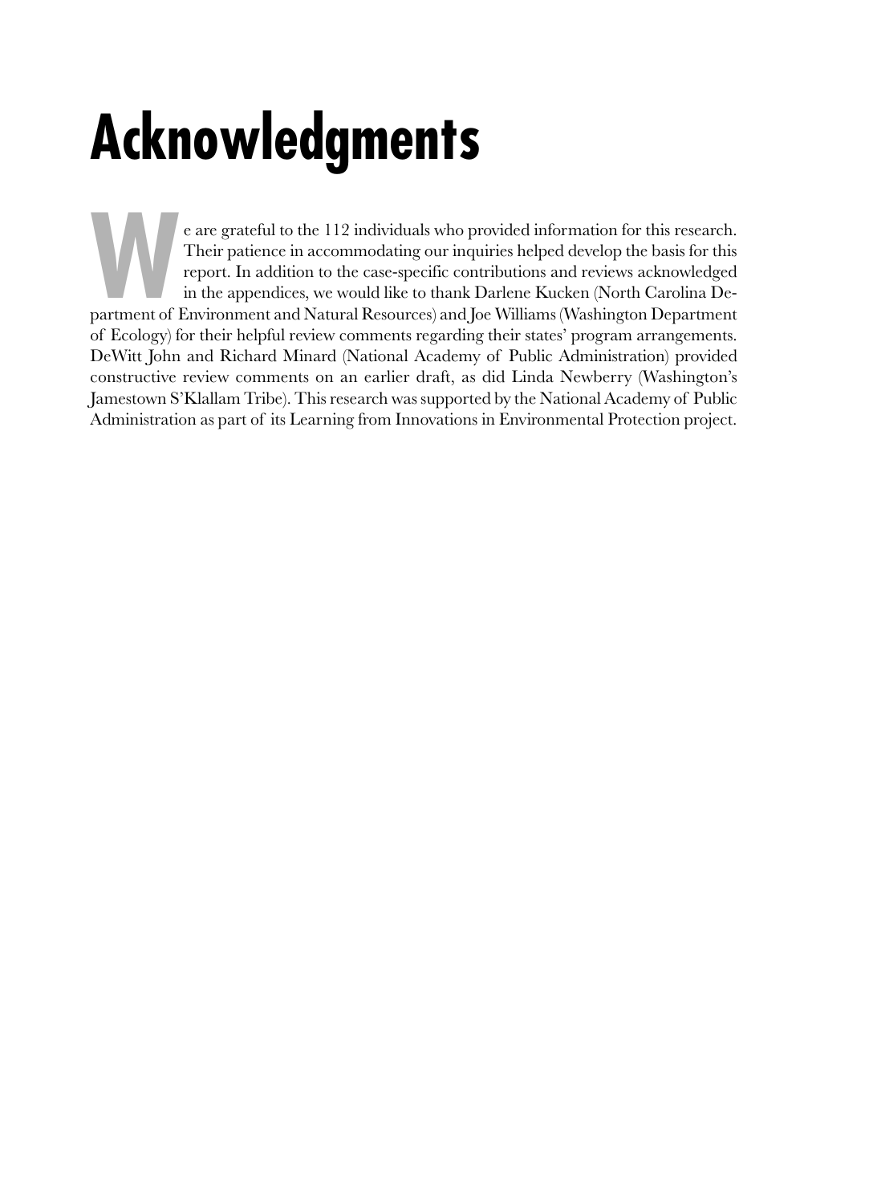# Acknowledgments

We are grateful to the 112 individuals who provided information for this research. Their patience in accommodating our inquiries helped develop the basis for this report. In addition to the case-specific contributions and reviews acknowledged in the appendices, we would like to thank Darlene Kucken (North Carolina Department of Environment and Natural Resources) and Joe Williams (Washington Department of Ecology) for their helpful review comments regarding their states' program arrangements. DeWitt John and Richard Minard (National Academy of Public Administration) provided constructive review comments on an earlier draft, as did Linda Newberry (Washington's Jamestown S'Klallam Tribe). This research was supported by the National Academy of Public Administration as part of its Learning from Innovations in Environmental Protection project.